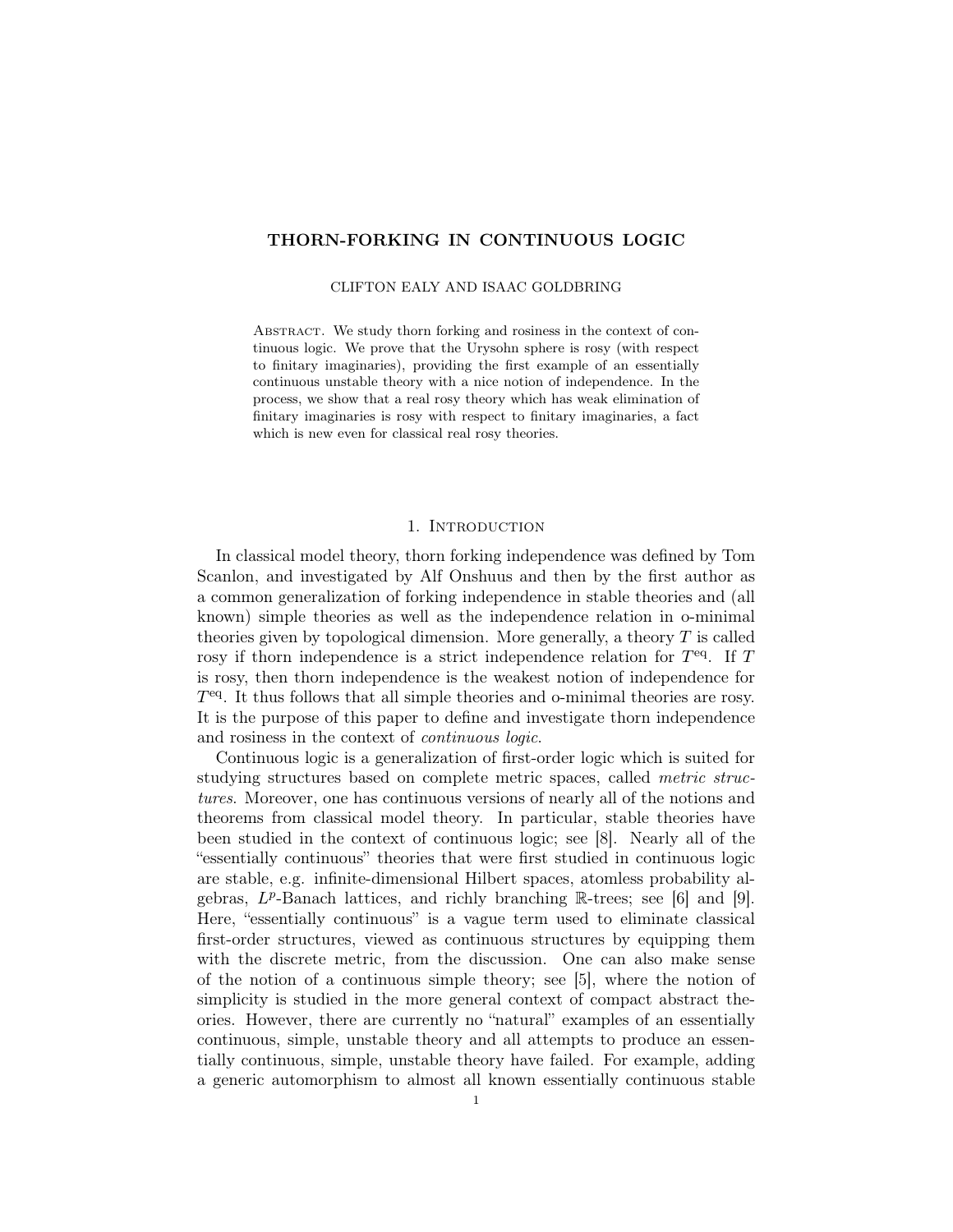# THORN-FORKING IN CONTINUOUS LOGIC

CLIFTON EALY AND ISAAC GOLDBRING

Abstract. We study thorn forking and rosiness in the context of continuous logic. We prove that the Urysohn sphere is rosy (with respect to finitary imaginaries), providing the first example of an essentially continuous unstable theory with a nice notion of independence. In the process, we show that a real rosy theory which has weak elimination of finitary imaginaries is rosy with respect to finitary imaginaries, a fact which is new even for classical real rosy theories.

## 1. Introduction

In classical model theory, thorn forking independence was defined by Tom Scanlon, and investigated by Alf Onshuus and then by the first author as a common generalization of forking independence in stable theories and (all known) simple theories as well as the independence relation in o-minimal theories given by topological dimension. More generally, a theory $T$ is called rosy if thorn independence is a strict independence relation for $T^{\text{eq}}$. If $T$ is rosy, then thorn independence is the weakest notion of independence for $T^{\text{eq}}$. It thus follows that all simple theories and o-minimal theories are rosy. It is the purpose of this paper to define and investigate thorn independence and rosiness in the context of *continuous logic*.

Continuous logic is a generalization of first-order logic which is suited for studying structures based on complete metric spaces, called *metric structures*. Moreover, one has continuous versions of nearly all of the notions and theorems from classical model theory. In particular, stable theories have been studied in the context of continuous logic; see [8]. Nearly all of the "essentially continuous" theories that were first studied in continuous logic are stable, e.g. infinite-dimensional Hilbert spaces, atomless probability algebras, $L^p$-Banach lattices, and richly branching $\mathbb{R}$-trees; see [6] and [9]. Here, "essentially continuous" is a vague term used to eliminate classical first-order structures, viewed as continuous structures by equipping them with the discrete metric, from the discussion. One can also make sense of the notion of a continuous simple theory; see [5], where the notion of simplicity is studied in the more general context of compact abstract theories. However, there are currently no "natural" examples of an essentially continuous, simple, unstable theory and all attempts to produce an essentially continuous, simple, unstable theory have failed. For example, adding a generic automorphism to almost all known essentially continuous stable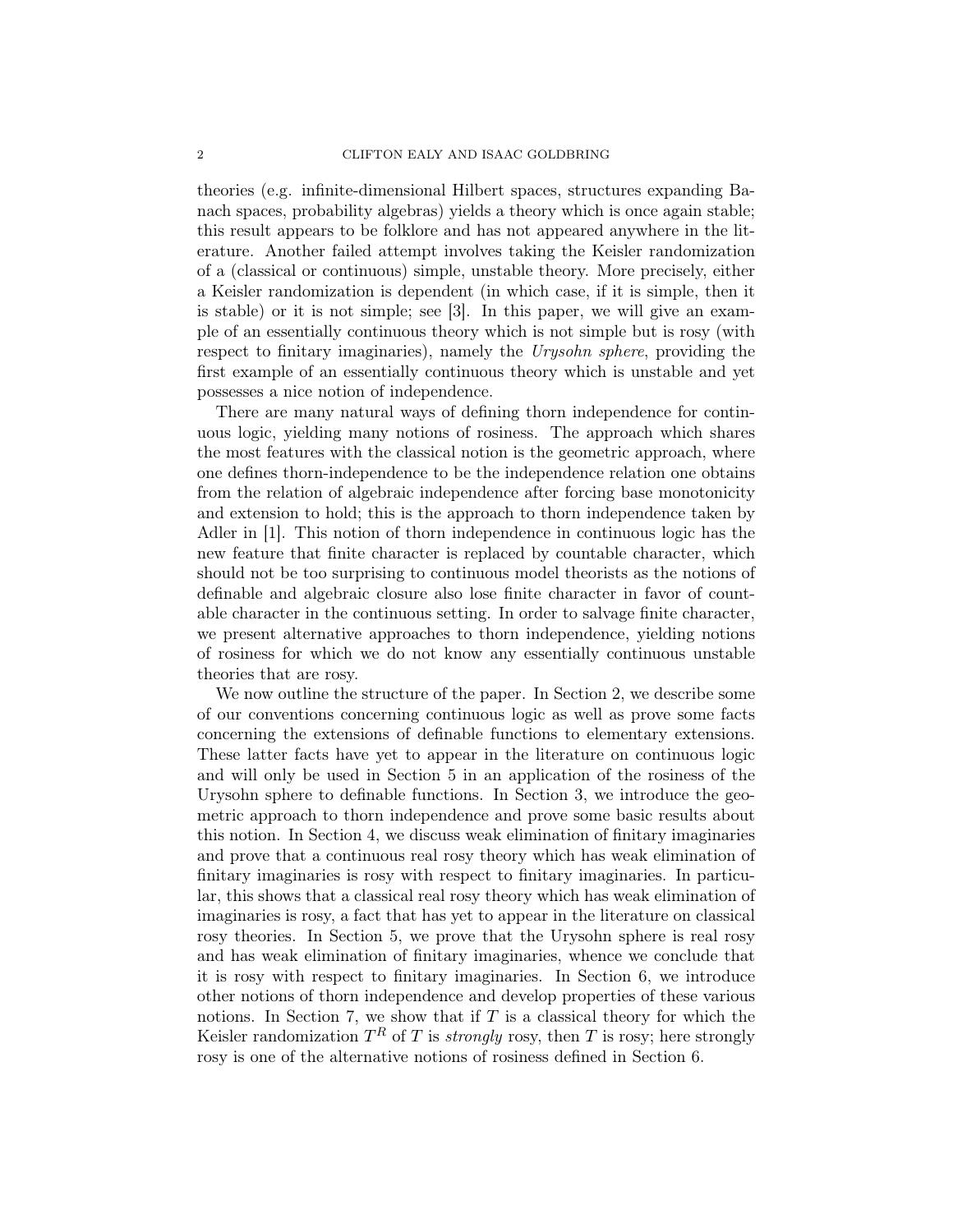theories (e.g. infinite-dimensional Hilbert spaces, structures expanding Banach spaces, probability algebras) yields a theory which is once again stable; this result appears to be folklore and has not appeared anywhere in the literature. Another failed attempt involves taking the Keisler randomization of a (classical or continuous) simple, unstable theory. More precisely, either a Keisler randomization is dependent (in which case, if it is simple, then it is stable) or it is not simple; see [3]. In this paper, we will give an example of an essentially continuous theory which is not simple but is rosy (with respect to finitary imaginaries), namely the *Urysohn sphere*, providing the first example of an essentially continuous theory which is unstable and yet possesses a nice notion of independence.

There are many natural ways of defining thorn independence for continuous logic, yielding many notions of rosiness. The approach which shares the most features with the classical notion is the geometric approach, where one defines thorn-independence to be the independence relation one obtains from the relation of algebraic independence after forcing base monotonicity and extension to hold; this is the approach to thorn independence taken by Adler in [1]. This notion of thorn independence in continuous logic has the new feature that finite character is replaced by countable character, which should not be too surprising to continuous model theorists as the notions of definable and algebraic closure also lose finite character in favor of countable character in the continuous setting. In order to salvage finite character, we present alternative approaches to thorn independence, yielding notions of rosiness for which we do not know any essentially continuous unstable theories that are rosy.

We now outline the structure of the paper. In Section 2, we describe some of our conventions concerning continuous logic as well as prove some facts concerning the extensions of definable functions to elementary extensions. These latter facts have yet to appear in the literature on continuous logic and will only be used in Section 5 in an application of the rosiness of the Urysohn sphere to definable functions. In Section 3, we introduce the geometric approach to thorn independence and prove some basic results about this notion. In Section 4, we discuss weak elimination of finitary imaginaries and prove that a continuous real rosy theory which has weak elimination of finitary imaginaries is rosy with respect to finitary imaginaries. In particular, this shows that a classical real rosy theory which has weak elimination of imaginaries is rosy, a fact that has yet to appear in the literature on classical rosy theories. In Section 5, we prove that the Urysohn sphere is real rosy and has weak elimination of finitary imaginaries, whence we conclude that it is rosy with respect to finitary imaginaries. In Section 6, we introduce other notions of thorn independence and develop properties of these various notions. In Section 7, we show that if $T$ is a classical theory for which the Keisler randomization $T^R$ of $T$ is *strongly* rosy, then $T$ is rosy; here strongly rosy is one of the alternative notions of rosiness defined in Section 6.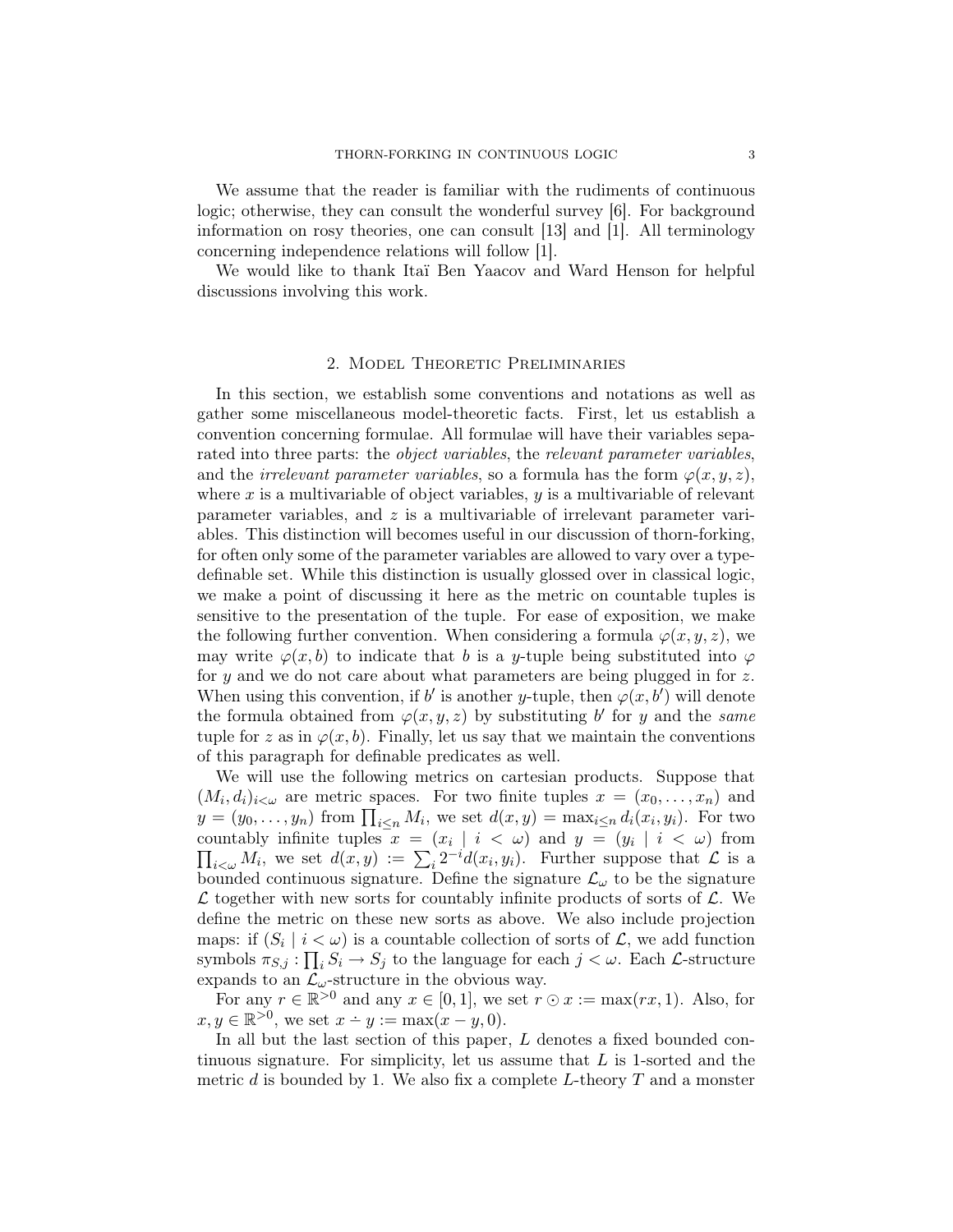We assume that the reader is familiar with the rudiments of continuous logic; otherwise, they can consult the wonderful survey [6]. For background information on rosy theories, one can consult [13] and [1]. All terminology concerning independence relations will follow [1].

We would like to thank Itaï Ben Yaacov and Ward Henson for helpful discussions involving this work.

## 2. Model Theoretic Preliminaries

In this section, we establish some conventions and notations as well as gather some miscellaneous model-theoretic facts. First, let us establish a convention concerning formulae. All formulae will have their variables separated into three parts: the *object variables*, the *relevant parameter variables*, and the *irrelevant parameter variables*, so a formula has the form $\varphi(x, y, z)$, where $x$ is a multivariable of object variables, $y$ is a multivariable of relevant parameter variables, and $z$ is a multivariable of irrelevant parameter variables. This distinction will becomes useful in our discussion of thorn-forking, for often only some of the parameter variables are allowed to vary over a type-definable set. While this distinction is usually glossed over in classical logic, we make a point of discussing it here as the metric on countable tuples is sensitive to the presentation of the tuple. For ease of exposition, we make the following further convention. When considering a formula $\varphi(x, y, z)$, we may write $\varphi(x, b)$ to indicate that $b$ is a $y$-tuple being substituted into $\varphi$ for $y$ and we do not care about what parameters are being plugged in for $z$. When using this convention, if $b'$ is another $y$-tuple, then $\varphi(x, b')$ will denote the formula obtained from $\varphi(x, y, z)$ by substituting $b'$ for $y$ and the *same* tuple for $z$ as in $\varphi(x, b)$. Finally, let us say that we maintain the conventions of this paragraph for definable predicates as well.

We will use the following metrics on cartesian products. Suppose that $(M_i, d_i)_{i<\omega}$ are metric spaces. For two finite tuples $x = (x_0, \ldots, x_n)$ and $y = (y_0, \ldots, y_n)$ from $\prod_{i \le n} M_i$, we set $d(x, y) = \max_{i \le n} d_i(x_i, y_i)$. For two countably infinite tuples $x = (x_i \mid i < \omega)$ and $y = (y_i \mid i < \omega)$ from $\prod_{i<\omega} M_i$, we set $d(x, y) := \sum_i 2^{-i} d(x_i, y_i)$. Further suppose that $\mathcal{L}$ is a bounded continuous signature. Define the signature $\mathcal{L}_\omega$ to be the signature $\mathcal{L}$ together with new sorts for countably infinite products of sorts of $\mathcal{L}$. We define the metric on these new sorts as above. We also include projection maps: if $(S_i \mid i < \omega)$ is a countable collection of sorts of $\mathcal{L}$, we add function symbols $\pi_{S,j} : \prod_i S_i \to S_j$ to the language for each $j < \omega$. Each $\mathcal{L}$-structure expands to an $\mathcal{L}_\omega$-structure in the obvious way.

For any $r \in \mathbb{R}^{>0}$ and any $x \in [0, 1]$, we set $r \odot x := \max(rx, 1)$. Also, for $x, y \in \mathbb{R}^{>0}$, we set $x \dot{-} y := \max(x - y, 0)$.

In all but the last section of this paper, $L$ denotes a fixed bounded continuous signature. For simplicity, let us assume that $L$ is 1-sorted and the metric $d$ is bounded by 1. We also fix a complete $L$-theory $T$ and a monster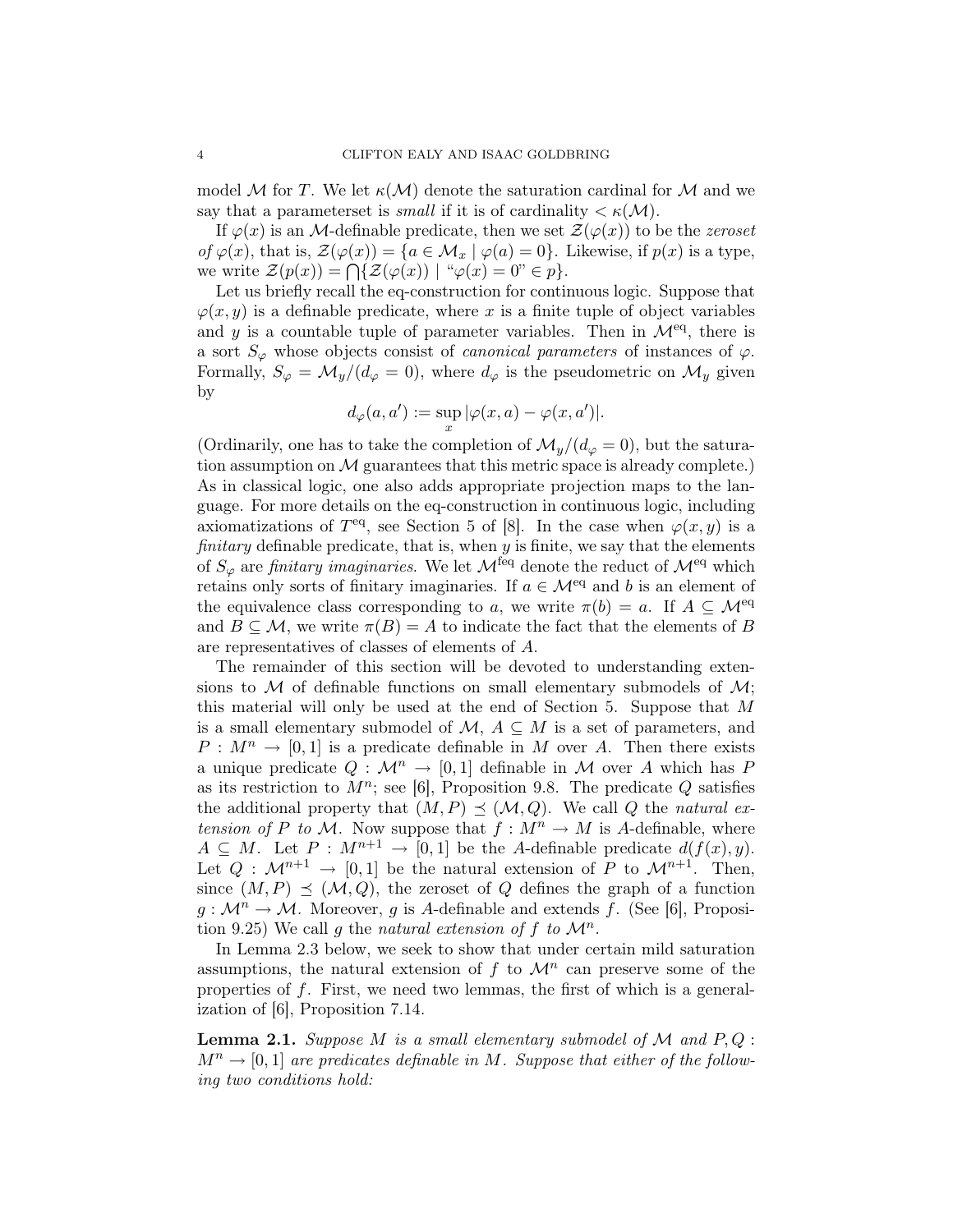model $\mathcal{M}$ for $T$. We let $\kappa(\mathcal{M})$ denote the saturation cardinal for $\mathcal{M}$ and we say that a parameterset is *small* if it is of cardinality $< \kappa(\mathcal{M})$.

If $\varphi(x)$ is an $\mathcal{M}$-definable predicate, then we set $\mathcal{Z}(\varphi(x))$ to be the *zeroset of* $\varphi(x)$, that is, $\mathcal{Z}(\varphi(x)) = \{a \in \mathcal{M}_x \mid \varphi(a) = 0\}$. Likewise, if $p(x)$ is a type, we write $\mathcal{Z}(p(x)) = \bigcap\{\mathcal{Z}(\varphi(x)) \mid \text{“}\varphi(x) = 0\text{”} \in p\}$.

Let us briefly recall the eq-construction for continuous logic. Suppose that $\varphi(x, y)$ is a definable predicate, where $x$ is a finite tuple of object variables and $y$ is a countable tuple of parameter variables. Then in $\mathcal{M}^{\text{eq}}$, there is a sort $S_\varphi$ whose objects consist of *canonical parameters* of instances of $\varphi$. Formally, $S_\varphi = \mathcal{M}_y/(d_\varphi = 0)$, where $d_\varphi$ is the pseudometric on $\mathcal{M}_y$ given by

$$d_\varphi(a, a') := \sup_x |\varphi(x, a) - \varphi(x, a')|.$$

(Ordinarily, one has to take the completion of $\mathcal{M}_y/(d_\varphi = 0)$, but the saturation assumption on $\mathcal{M}$ guarantees that this metric space is already complete.) As in classical logic, one also adds appropriate projection maps to the language. For more details on the eq-construction in continuous logic, including axiomatizations of $T^{\text{eq}}$, see Section 5 of [8]. In the case when $\varphi(x, y)$ is a *finitary* definable predicate, that is, when $y$ is finite, we say that the elements of $S_\varphi$ are *finitary imaginaries*. We let $\mathcal{M}^{\text{feq}}$ denote the reduct of $\mathcal{M}^{\text{eq}}$ which retains only sorts of finitary imaginaries. If $a \in \mathcal{M}^{\text{eq}}$ and $b$ is an element of the equivalence class corresponding to $a$, we write $\pi(b) = a$. If $A \subseteq \mathcal{M}^{\text{eq}}$ and $B \subseteq \mathcal{M}$, we write $\pi(B) = A$ to indicate the fact that the elements of $B$ are representatives of classes of elements of $A$.

The remainder of this section will be devoted to understanding extensions to $\mathcal{M}$ of definable functions on small elementary submodels of $\mathcal{M}$; this material will only be used at the end of Section 5. Suppose that $M$ is a small elementary submodel of $\mathcal{M}$, $A \subseteq M$ is a set of parameters, and $P : M^n \to [0, 1]$ is a predicate definable in $M$ over $A$. Then there exists a unique predicate $Q : \mathcal{M}^n \to [0, 1]$ definable in $\mathcal{M}$ over $A$ which has $P$ as its restriction to $M^n$; see [6], Proposition 9.8. The predicate $Q$ satisfies the additional property that $(M, P) \preceq (\mathcal{M}, Q)$. We call $Q$ the *natural extension of* $P$ *to* $\mathcal{M}$. Now suppose that $f : M^n \to M$ is $A$-definable, where $A \subseteq M$. Let $P : M^{n+1} \to [0, 1]$ be the $A$-definable predicate $d(f(x), y)$. Let $Q : \mathcal{M}^{n+1} \to [0, 1]$ be the natural extension of $P$ to $\mathcal{M}^{n+1}$. Then, since $(M, P) \preceq (\mathcal{M}, Q)$, the zeroset of $Q$ defines the graph of a function $g : \mathcal{M}^n \to \mathcal{M}$. Moreover, $g$ is $A$-definable and extends $f$. (See [6], Proposition 9.25) We call $g$ the *natural extension of* $f$ *to* $\mathcal{M}^n$.

In Lemma 2.3 below, we seek to show that under certain mild saturation assumptions, the natural extension of $f$ to $\mathcal{M}^n$ can preserve some of the properties of $f$. First, we need two lemmas, the first of which is a generalization of [6], Proposition 7.14.

**Lemma 2.1.** *Suppose $M$ is a small elementary submodel of $\mathcal{M}$ and $P, Q : M^n \to [0, 1]$ are predicates definable in $M$. Suppose that either of the following two conditions hold:*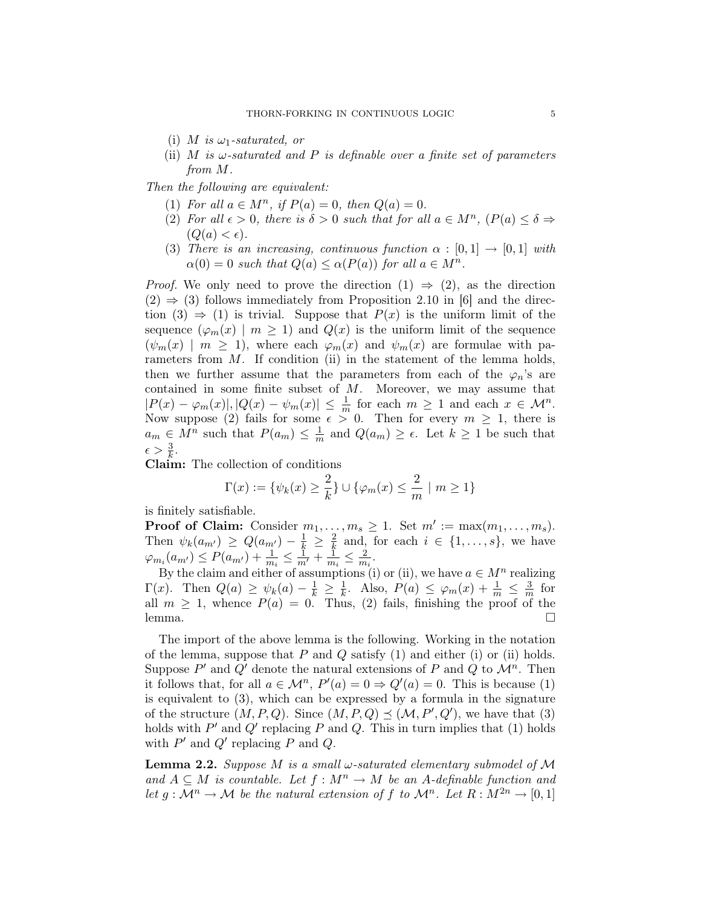(i) $M$ *is* $\omega_1$*-saturated, or*

(ii) $M$ *is* $\omega$*-saturated and* $P$ *is definable over a finite set of parameters from* $M$.

*Then the following are equivalent:*

(1) *For all* $a \in M^n$, *if* $P(a) = 0$, *then* $Q(a) = 0$.

(2) *For all* $\epsilon > 0$, *there is* $\delta > 0$ *such that for all* $a \in M^n$, $(P(a) \leq \delta \Rightarrow (Q(a) < \epsilon)$.

(3) *There is an increasing, continuous function* $\alpha : [0, 1] \to [0, 1]$ *with* $\alpha(0) = 0$ *such that* $Q(a) \leq \alpha(P(a))$ *for all* $a \in M^n$.

*Proof.* We only need to prove the direction (1) $\Rightarrow$ (2), as the direction (2) $\Rightarrow$ (3) follows immediately from Proposition 2.10 in [6] and the direction (3) $\Rightarrow$ (1) is trivial. Suppose that $P(x)$ is the uniform limit of the sequence $(\varphi_m(x) \mid m \geq 1)$ and $Q(x)$ is the uniform limit of the sequence $(\psi_m(x) \mid m \geq 1)$, where each $\varphi_m(x)$ and $\psi_m(x)$ are formulae with parameters from $M$. If condition (ii) in the statement of the lemma holds, then we further assume that the parameters from each of the $\varphi_n$'s are contained in some finite subset of $M$. Moreover, we may assume that $|P(x) - \varphi_m(x)|, |Q(x) - \psi_m(x)| \leq \frac{1}{m}$ for each $m \geq 1$ and each $x \in \mathcal{M}^n$. Now suppose (2) fails for some $\epsilon > 0$. Then for every $m \geq 1$, there is $a_m \in M^n$ such that $P(a_m) \leq \frac{1}{m}$ and $Q(a_m) \geq \epsilon$. Let $k \geq 1$ be such that $\epsilon > \frac{3}{k}$.

**Claim:** The collection of conditions

$$\Gamma(x) := \{\psi_k(x) \geq \frac{2}{k}\} \cup \{\varphi_m(x) \leq \frac{2}{m} \mid m \geq 1\}$$

is finitely satisfiable.

**Proof of Claim:** Consider $m_1, \ldots, m_s \geq 1$. Set $m' := \max(m_1, \ldots, m_s)$. Then $\psi_k(a_{m'}) \geq Q(a_{m'}) - \frac{1}{k} \geq \frac{2}{k}$ and, for each $i \in \{1, \ldots, s\}$, we have $\varphi_{m_i}(a_{m'}) \leq P(a_{m'}) + \frac{1}{m_i} \leq \frac{1}{m'} + \frac{1}{m_i} \leq \frac{2}{m_i}$.

By the claim and either of assumptions (i) or (ii), we have $a \in M^n$ realizing $\Gamma(x)$. Then $Q(a) \geq \psi_k(a) - \frac{1}{k} \geq \frac{1}{k}$. Also, $P(a) \leq \varphi_m(x) + \frac{1}{m} \leq \frac{3}{m}$ for all $m \geq 1$, whence $P(a) = 0$. Thus, (2) fails, finishing the proof of the lemma. $\square$

The import of the above lemma is the following. Working in the notation of the lemma, suppose that $P$ and $Q$ satisfy (1) and either (i) or (ii) holds. Suppose $P'$ and $Q'$ denote the natural extensions of $P$ and $Q$ to $\mathcal{M}^n$. Then it follows that, for all $a \in \mathcal{M}^n$, $P'(a) = 0 \Rightarrow Q'(a) = 0$. This is because (1) is equivalent to (3), which can be expressed by a formula in the signature of the structure $(M, P, Q)$. Since $(M, P, Q) \preceq (\mathcal{M}, P', Q')$, we have that (3) holds with $P'$ and $Q'$ replacing $P$ and $Q$. This in turn implies that (1) holds with $P'$ and $Q'$ replacing $P$ and $Q$.

**Lemma 2.2.** *Suppose* $M$ *is a small* $\omega$*-saturated elementary submodel of* $\mathcal{M}$ *and* $A \subseteq M$ *is countable. Let* $f : M^n \to M$ *be an* $A$*-definable function and let* $g : \mathcal{M}^n \to \mathcal{M}$ *be the natural extension of* $f$ *to* $\mathcal{M}^n$. *Let* $R : M^{2n} \to [0, 1]$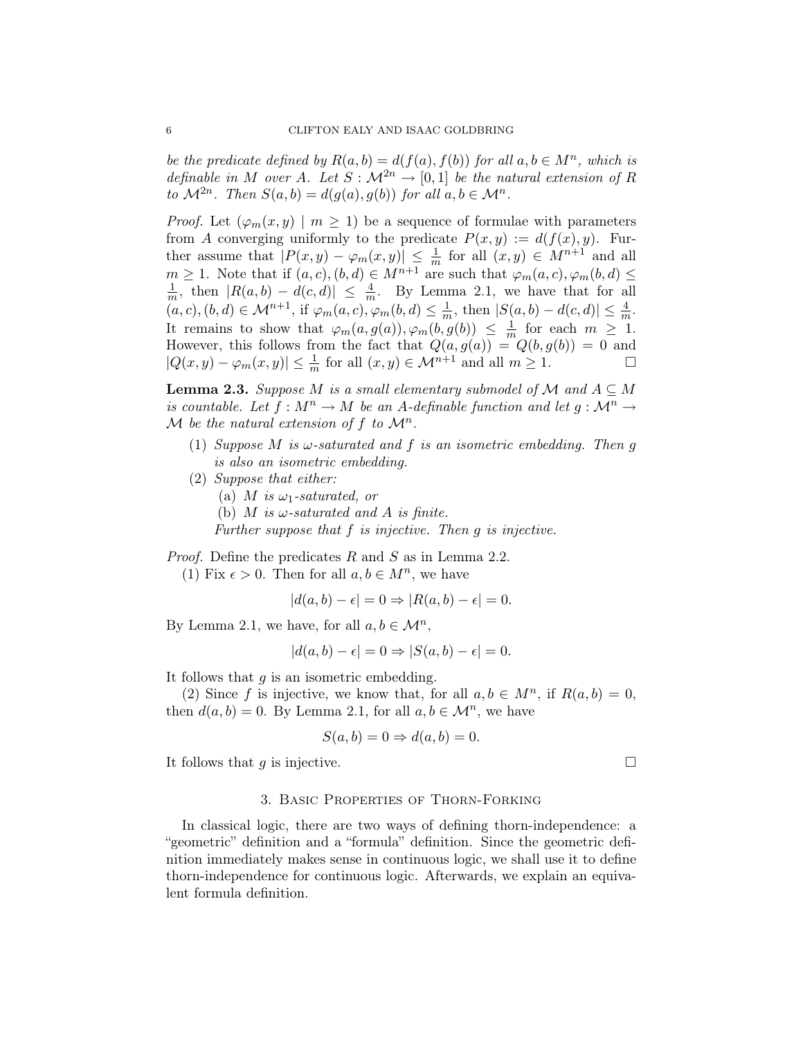*be the predicate defined by $R(a,b) = d(f(a), f(b))$ for all $a, b \in M^n$, which is definable in $M$ over $A$. Let $S : \mathcal{M}^{2n} \to [0,1]$ be the natural extension of $R$ to $\mathcal{M}^{2n}$. Then $S(a,b) = d(g(a), g(b))$ for all $a, b \in \mathcal{M}^n$.*

*Proof.* Let $(\varphi_m(x,y) \mid m \geq 1)$ be a sequence of formulae with parameters from $A$ converging uniformly to the predicate $P(x,y) := d(f(x), y)$. Further assume that $|P(x,y) - \varphi_m(x,y)| \leq \frac{1}{m}$ for all $(x,y) \in M^{n+1}$ and all $m \geq 1$. Note that if $(a,c), (b,d) \in M^{n+1}$ are such that $\varphi_m(a,c), \varphi_m(b,d) \leq \frac{1}{m}$, then $|R(a,b) - d(c,d)| \leq \frac{4}{m}$. By Lemma 2.1, we have that for all $(a,c), (b,d) \in \mathcal{M}^{n+1}$, if $\varphi_m(a,c), \varphi_m(b,d) \leq \frac{1}{m}$, then $|S(a,b) - d(c,d)| \leq \frac{4}{m}$. It remains to show that $\varphi_m(a, g(a)), \varphi_m(b, g(b)) \leq \frac{1}{m}$ for each $m \geq 1$. However, this follows from the fact that $Q(a, g(a)) = Q(b, g(b)) = 0$ and $|Q(x,y) - \varphi_m(x,y)| \leq \frac{1}{m}$ for all $(x,y) \in \mathcal{M}^{n+1}$ and all $m \geq 1$. □

**Lemma 2.3.** *Suppose $M$ is a small elementary submodel of $\mathcal{M}$ and $A \subseteq M$ is countable. Let $f : M^n \to M$ be an $A$-definable function and let $g : \mathcal{M}^n \to \mathcal{M}$ be the natural extension of $f$ to $\mathcal{M}^n$.*

1. *Suppose $M$ is $\omega$-saturated and $f$ is an isometric embedding. Then $g$ is also an isometric embedding.*
2. *Suppose that either:*
   (a) *$M$ is $\omega_1$-saturated, or*
   (b) *$M$ is $\omega$-saturated and $A$ is finite.*
   *Further suppose that $f$ is injective. Then $g$ is injective.*

*Proof.* Define the predicates $R$ and $S$ as in Lemma 2.2.

(1) Fix $\epsilon > 0$. Then for all $a, b \in M^n$, we have

$$|d(a,b) - \epsilon| = 0 \Rightarrow |R(a,b) - \epsilon| = 0.$$

By Lemma 2.1, we have, for all $a, b \in \mathcal{M}^n$,

$$|d(a,b) - \epsilon| = 0 \Rightarrow |S(a,b) - \epsilon| = 0.$$

It follows that $g$ is an isometric embedding.

(2) Since $f$ is injective, we know that, for all $a, b \in M^n$, if $R(a,b) = 0$, then $d(a,b) = 0$. By Lemma 2.1, for all $a, b \in \mathcal{M}^n$, we have

$$S(a,b) = 0 \Rightarrow d(a,b) = 0.$$

It follows that $g$ is injective. □

## 3. Basic Properties of Thorn-Forking

In classical logic, there are two ways of defining thorn-independence: a "geometric" definition and a "formula" definition. Since the geometric definition immediately makes sense in continuous logic, we shall use it to define thorn-independence for continuous logic. Afterwards, we explain an equivalent formula definition.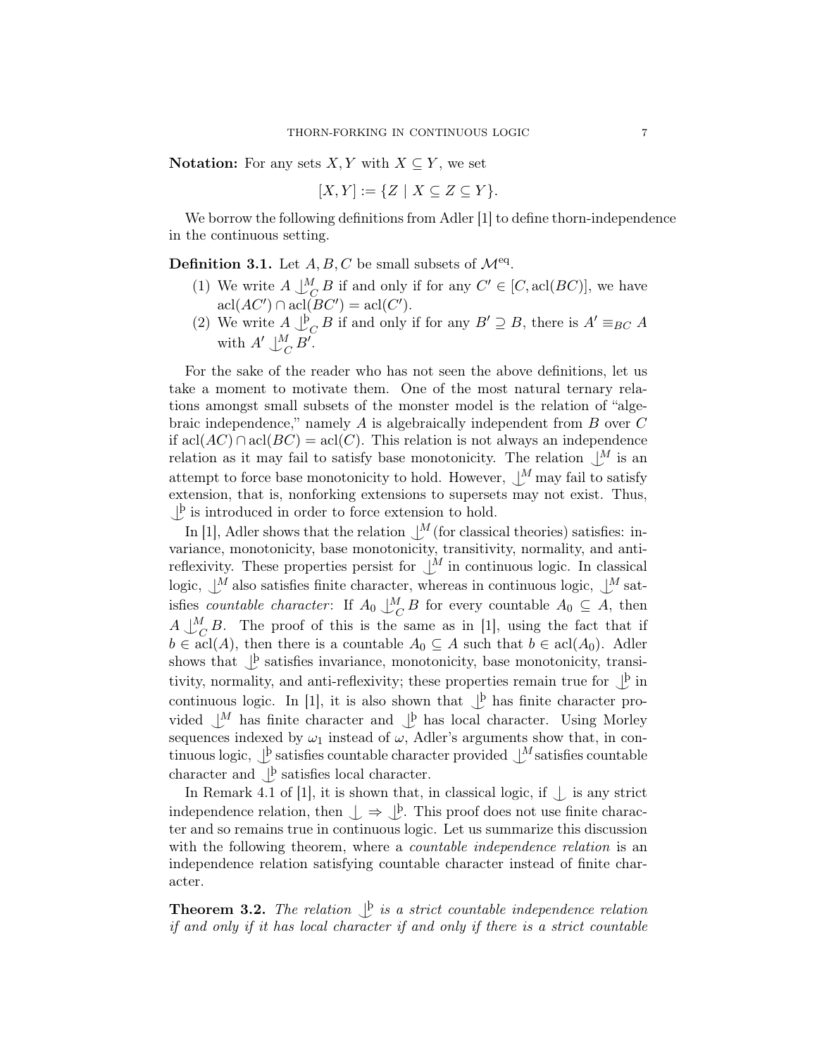**Notation:** For any sets $X, Y$ with $X \subseteq Y$, we set

$$[X, Y] := \{Z \mid X \subseteq Z \subseteq Y\}.$$

We borrow the following definitions from Adler [1] to define thorn-independence in the continuous setting.

**Definition 3.1.** Let $A, B, C$ be small subsets of $\mathcal{M}^{\text{eq}}$.

1. We write $A \mathop{\smile\!\!\!\!\!\!|}^{M}_{C} B$ if and only if for any $C' \in [C, \operatorname{acl}(BC)]$, we have $\operatorname{acl}(AC') \cap \operatorname{acl}(BC') = \operatorname{acl}(C')$.
2. We write $A \mathop{\smile\!\!\!\!\!\!|}^{þ}_{C} B$ if and only if for any $B' \supseteq B$, there is $A' \equiv_{BC} A$ with $A' \mathop{\smile\!\!\!\!\!\!|}^{M}_{C} B'$.

For the sake of the reader who has not seen the above definitions, let us take a moment to motivate them. One of the most natural ternary relations amongst small subsets of the monster model is the relation of "algebraic independence," namely $A$ is algebraically independent from $B$ over $C$ if $\operatorname{acl}(AC) \cap \operatorname{acl}(BC) = \operatorname{acl}(C)$. This relation is not always an independence relation as it may fail to satisfy base monotonicity. The relation $\mathop{\smile\!\!\!\!\!\!|}^{M}$ is an attempt to force base monotonicity to hold. However, $\mathop{\smile\!\!\!\!\!\!|}^{M}$ may fail to satisfy extension, that is, nonforking extensions to supersets may not exist. Thus, $\mathop{\smile\!\!\!\!\!\!|}^{þ}$ is introduced in order to force extension to hold.

In [1], Adler shows that the relation $\mathop{\smile\!\!\!\!\!\!|}^{M}$ (for classical theories) satisfies: invariance, monotonicity, base monotonicity, transitivity, normality, and anti-reflexivity. These properties persist for $\mathop{\smile\!\!\!\!\!\!|}^{M}$ in continuous logic. In classical logic, $\mathop{\smile\!\!\!\!\!\!|}^{M}$ also satisfies finite character, whereas in continuous logic, $\mathop{\smile\!\!\!\!\!\!|}^{M}$ satisfies *countable character*: If $A_0 \mathop{\smile\!\!\!\!\!\!|}^{M}_{C} B$ for every countable $A_0 \subseteq A$, then $A \mathop{\smile\!\!\!\!\!\!|}^{M}_{C} B$. The proof of this is the same as in [1], using the fact that if $b \in \operatorname{acl}(A)$, then there is a countable $A_0 \subseteq A$ such that $b \in \operatorname{acl}(A_0)$. Adler shows that $\mathop{\smile\!\!\!\!\!\!|}^{þ}$ satisfies invariance, monotonicity, base monotonicity, transitivity, normality, and anti-reflexivity; these properties remain true for $\mathop{\smile\!\!\!\!\!\!|}^{þ}$ in continuous logic. In [1], it is also shown that $\mathop{\smile\!\!\!\!\!\!|}^{þ}$ has finite character provided $\mathop{\smile\!\!\!\!\!\!|}^{M}$ has finite character and $\mathop{\smile\!\!\!\!\!\!|}^{þ}$ has local character. Using Morley sequences indexed by $\omega_1$ instead of $\omega$, Adler's arguments show that, in continuous logic, $\mathop{\smile\!\!\!\!\!\!|}^{þ}$ satisfies countable character provided $\mathop{\smile\!\!\!\!\!\!|}^{M}$ satisfies countable character and $\mathop{\smile\!\!\!\!\!\!|}^{þ}$ satisfies local character.

In Remark 4.1 of [1], it is shown that, in classical logic, if $\mathop{\smile\!\!\!\!\!\!|}$ is any strict independence relation, then $\mathop{\smile\!\!\!\!\!\!|} \Rightarrow \mathop{\smile\!\!\!\!\!\!|}^{þ}$. This proof does not use finite character and so remains true in continuous logic. Let us summarize this discussion with the following theorem, where a *countable independence relation* is an independence relation satisfying countable character instead of finite character.

**Theorem 3.2.** *The relation $\mathop{\smile\!\!\!\!\!\!|}^{þ}$ is a strict countable independence relation if and only if it has local character if and only if there is a strict countable*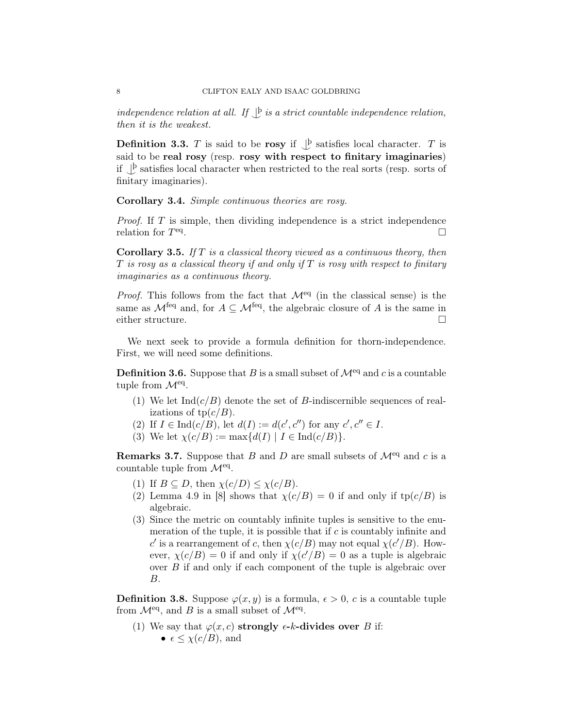*independence relation at all. If $\mathop{\smile\!\!\!\!\!\!|}^{\text{þ}}$ is a strict countable independence relation, then it is the weakest.*

**Definition 3.3.** $T$ is said to be **rosy** if $\mathop{\smile\!\!\!\!\!\!|}^{\text{þ}}$ satisfies local character. $T$ is said to be **real rosy** (resp. **rosy with respect to finitary imaginaries**) if $\mathop{\smile\!\!\!\!\!\!|}^{\text{þ}}$ satisfies local character when restricted to the real sorts (resp. sorts of finitary imaginaries).

**Corollary 3.4.** *Simple continuous theories are rosy.*

*Proof.* If $T$ is simple, then dividing independence is a strict independence relation for $T^{\text{eq}}$. □

**Corollary 3.5.** *If $T$ is a classical theory viewed as a continuous theory, then $T$ is rosy as a classical theory if and only if $T$ is rosy with respect to finitary imaginaries as a continuous theory.*

*Proof.* This follows from the fact that $\mathcal{M}^{\text{eq}}$ (in the classical sense) is the same as $\mathcal{M}^{\text{feq}}$ and, for $A \subseteq \mathcal{M}^{\text{feq}}$, the algebraic closure of $A$ is the same in either structure. □

We next seek to provide a formula definition for thorn-independence. First, we will need some definitions.

**Definition 3.6.** Suppose that $B$ is a small subset of $\mathcal{M}^{\text{eq}}$ and $c$ is a countable tuple from $\mathcal{M}^{\text{eq}}$.

1. We let $\text{Ind}(c/B)$ denote the set of $B$-indiscernible sequences of realizations of $\text{tp}(c/B)$.
2. If $I \in \text{Ind}(c/B)$, let $d(I) := d(c', c'')$ for any $c', c'' \in I$.
3. We let $\chi(c/B) := \max\{d(I) \mid I \in \text{Ind}(c/B)\}$.

**Remarks 3.7.** Suppose that $B$ and $D$ are small subsets of $\mathcal{M}^{\text{eq}}$ and $c$ is a countable tuple from $\mathcal{M}^{\text{eq}}$.

1. If $B \subseteq D$, then $\chi(c/D) \leq \chi(c/B)$.
2. Lemma 4.9 in [8] shows that $\chi(c/B) = 0$ if and only if $\text{tp}(c/B)$ is algebraic.
3. Since the metric on countably infinite tuples is sensitive to the enumeration of the tuple, it is possible that if $c$ is countably infinite and $c'$ is a rearrangement of $c$, then $\chi(c/B)$ may not equal $\chi(c'/B)$. However, $\chi(c/B) = 0$ if and only if $\chi(c'/B) = 0$ as a tuple is algebraic over $B$ if and only if each component of the tuple is algebraic over $B$.

**Definition 3.8.** Suppose $\varphi(x, y)$ is a formula, $\epsilon > 0$, $c$ is a countable tuple from $\mathcal{M}^{\text{eq}}$, and $B$ is a small subset of $\mathcal{M}^{\text{eq}}$.

1. We say that $\varphi(x, c)$ **strongly $\epsilon$-$k$-divides over** $B$ if:
   - $\epsilon \leq \chi(c/B)$, and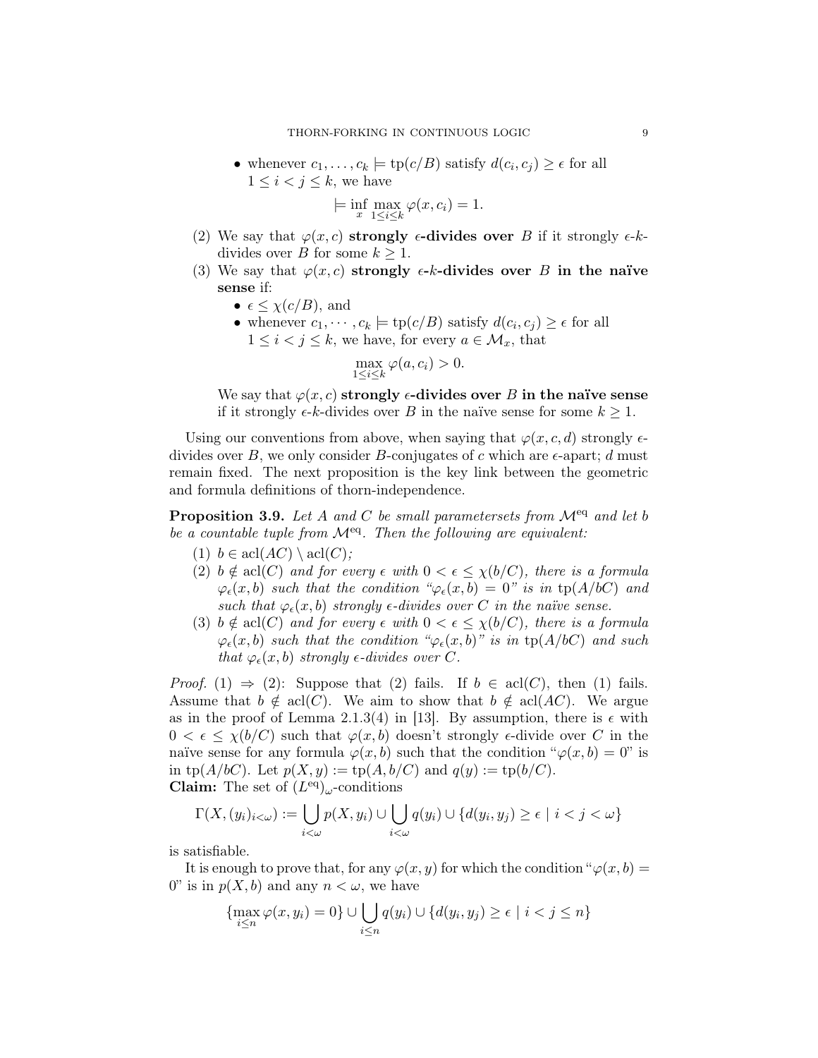- whenever $c_1, \ldots, c_k \models \mathrm{tp}(c/B)$ satisfy $d(c_i, c_j) \geq \epsilon$ for all $1 \leq i < j \leq k$, we have

$$\models \inf_x \max_{1\leq i\leq k} \varphi(x, c_i) = 1.$$

(2) We say that $\varphi(x, c)$ **strongly $\epsilon$-divides over** $B$ if it strongly $\epsilon$-$k$-divides over $B$ for some $k \geq 1$.

(3) We say that $\varphi(x, c)$ **strongly $\epsilon$-$k$-divides over** $B$ **in the naïve sense** if:
- $\epsilon \leq \chi(c/B)$, and
- whenever $c_1, \cdots, c_k \models \mathrm{tp}(c/B)$ satisfy $d(c_i, c_j) \geq \epsilon$ for all $1 \leq i < j \leq k$, we have, for every $a \in \mathcal{M}_x$, that

$$\max_{1\leq i\leq k} \varphi(a, c_i) > 0.$$

We say that $\varphi(x, c)$ **strongly $\epsilon$-divides over** $B$ **in the naïve sense** if it strongly $\epsilon$-$k$-divides over $B$ in the naïve sense for some $k \geq 1$.

Using our conventions from above, when saying that $\varphi(x, c, d)$ strongly $\epsilon$-divides over $B$, we only consider $B$-conjugates of $c$ which are $\epsilon$-apart; $d$ must remain fixed. The next proposition is the key link between the geometric and formula definitions of thorn-independence.

**Proposition 3.9.** *Let $A$ and $C$ be small parametersets from $\mathcal{M}^{\mathrm{eq}}$ and let $b$ be a countable tuple from $\mathcal{M}^{\mathrm{eq}}$. Then the following are equivalent:*

(1) *$b \in \mathrm{acl}(AC) \setminus \mathrm{acl}(C)$;*

(2) *$b \notin \mathrm{acl}(C)$ and for every $\epsilon$ with $0 < \epsilon \leq \chi(b/C)$, there is a formula $\varphi_\epsilon(x, b)$ such that the condition "$\varphi_\epsilon(x, b) = 0$" is in $\mathrm{tp}(A/bC)$ and such that $\varphi_\epsilon(x, b)$ strongly $\epsilon$-divides over $C$ in the naïve sense.*

(3) *$b \notin \mathrm{acl}(C)$ and for every $\epsilon$ with $0 < \epsilon \leq \chi(b/C)$, there is a formula $\varphi_\epsilon(x, b)$ such that the condition "$\varphi_\epsilon(x, b)$" is in $\mathrm{tp}(A/bC)$ and such that $\varphi_\epsilon(x, b)$ strongly $\epsilon$-divides over $C$.*

*Proof.* (1) $\Rightarrow$ (2): Suppose that (2) fails. If $b \in \mathrm{acl}(C)$, then (1) fails. Assume that $b \notin \mathrm{acl}(C)$. We aim to show that $b \notin \mathrm{acl}(AC)$. We argue as in the proof of Lemma 2.1.3(4) in [13]. By assumption, there is $\epsilon$ with $0 < \epsilon \leq \chi(b/C)$ such that $\varphi(x, b)$ doesn't strongly $\epsilon$-divide over $C$ in the naïve sense for any formula $\varphi(x, b)$ such that the condition "$\varphi(x, b) = 0$" is in $\mathrm{tp}(A/bC)$. Let $p(X, y) := \mathrm{tp}(A, b/C)$ and $q(y) := \mathrm{tp}(b/C)$.

**Claim:** The set of $(L^{\mathrm{eq}})_\omega$-conditions

$$\Gamma(X, (y_i)_{i<\omega}) := \bigcup_{i<\omega} p(X, y_i) \cup \bigcup_{i<\omega} q(y_i) \cup \{d(y_i, y_j) \geq \epsilon \mid i < j < \omega\}$$

is satisfiable.

It is enough to prove that, for any $\varphi(x, y)$ for which the condition "$\varphi(x, b) = 0$" is in $p(X, b)$ and any $n < \omega$, we have

$$\{\max_{i\leq n} \varphi(x, y_i) = 0\} \cup \bigcup_{i\leq n} q(y_i) \cup \{d(y_i, y_j) \geq \epsilon \mid i < j \leq n\}$$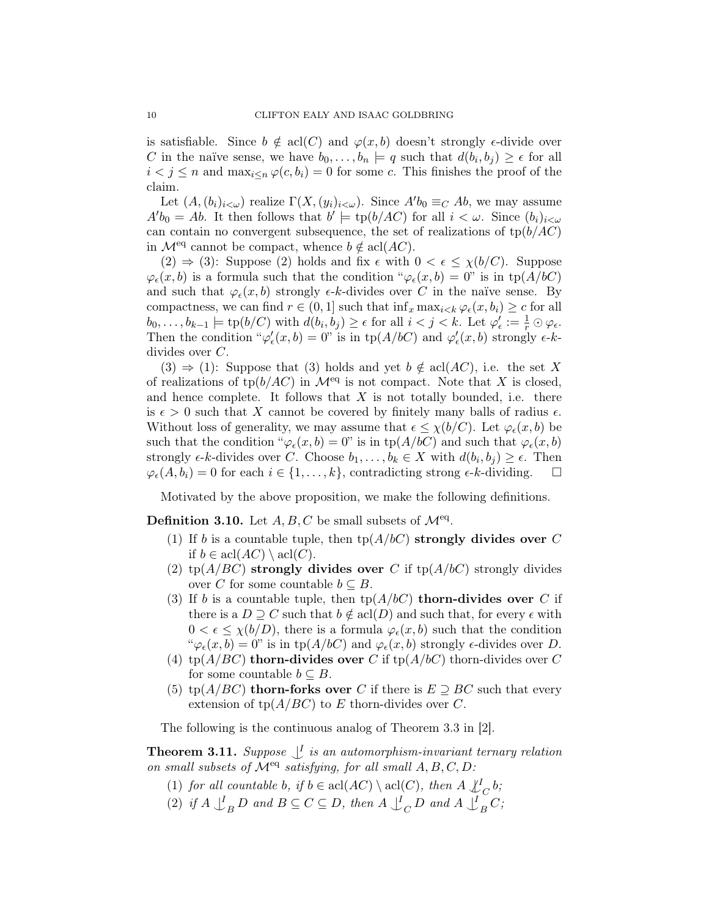is satisfiable. Since $b \notin \mathrm{acl}(C)$ and $\varphi(x, b)$ doesn't strongly $\epsilon$-divide over $C$ in the naïve sense, we have $b_0, \ldots, b_n \models q$ such that $d(b_i, b_j) \geq \epsilon$ for all $i < j \leq n$ and $\max_{i \leq n} \varphi(c, b_i) = 0$ for some $c$. This finishes the proof of the claim.

Let $(A, (b_i)_{i<\omega})$ realize $\Gamma(X, (y_i)_{i<\omega})$. Since $A'b_0 \equiv_C Ab$, we may assume $A'b_0 = Ab$. It then follows that $b' \models \mathrm{tp}(b/AC)$ for all $i < \omega$. Since $(b_i)_{i<\omega}$ can contain no convergent subsequence, the set of realizations of $\mathrm{tp}(b/AC)$ in $\mathcal{M}^{\mathrm{eq}}$ cannot be compact, whence $b \notin \mathrm{acl}(AC)$.

(2) $\Rightarrow$ (3): Suppose (2) holds and fix $\epsilon$ with $0 < \epsilon \leq \chi(b/C)$. Suppose $\varphi_\epsilon(x, b)$ is a formula such that the condition "$\varphi_\epsilon(x, b) = 0$" is in $\mathrm{tp}(A/bC)$ and such that $\varphi_\epsilon(x, b)$ strongly $\epsilon$-$k$-divides over $C$ in the naïve sense. By compactness, we can find $r \in (0, 1]$ such that $\inf_x \max_{i<k} \varphi_\epsilon(x, b_i) \geq c$ for all $b_0, \ldots, b_{k-1} \models \mathrm{tp}(b/C)$ with $d(b_i, b_j) \geq \epsilon$ for all $i < j < k$. Let $\varphi'_\epsilon := \frac{1}{r} \odot \varphi_\epsilon$. Then the condition "$\varphi'_\epsilon(x, b) = 0$" is in $\mathrm{tp}(A/bC)$ and $\varphi'_\epsilon(x, b)$ strongly $\epsilon$-$k$-divides over $C$.

(3) $\Rightarrow$ (1): Suppose that (3) holds and yet $b \notin \mathrm{acl}(AC)$, i.e. the set $X$ of realizations of $\mathrm{tp}(b/AC)$ in $\mathcal{M}^{\mathrm{eq}}$ is not compact. Note that $X$ is closed, and hence complete. It follows that $X$ is not totally bounded, i.e. there is $\epsilon > 0$ such that $X$ cannot be covered by finitely many balls of radius $\epsilon$. Without loss of generality, we may assume that $\epsilon \leq \chi(b/C)$. Let $\varphi_\epsilon(x, b)$ be such that the condition "$\varphi_\epsilon(x, b) = 0$" is in $\mathrm{tp}(A/bC)$ and such that $\varphi_\epsilon(x, b)$ strongly $\epsilon$-$k$-divides over $C$. Choose $b_1, \ldots, b_k \in X$ with $d(b_i, b_j) \geq \epsilon$. Then $\varphi_\epsilon(A, b_i) = 0$ for each $i \in \{1, \ldots, k\}$, contradicting strong $\epsilon$-$k$-dividing. $\square$

Motivated by the above proposition, we make the following definitions.

**Definition 3.10.** Let $A, B, C$ be small subsets of $\mathcal{M}^{\mathrm{eq}}$.

1. If $b$ is a countable tuple, then $\mathrm{tp}(A/bC)$ **strongly divides over** $C$ if $b \in \mathrm{acl}(AC) \setminus \mathrm{acl}(C)$.
2. $\mathrm{tp}(A/BC)$ **strongly divides over** $C$ if $\mathrm{tp}(A/bC)$ strongly divides over $C$ for some countable $b \subseteq B$.
3. If $b$ is a countable tuple, then $\mathrm{tp}(A/bC)$ **thorn-divides over** $C$ if there is a $D \supseteq C$ such that $b \notin \mathrm{acl}(D)$ and such that, for every $\epsilon$ with $0 < \epsilon \leq \chi(b/D)$, there is a formula $\varphi_\epsilon(x, b)$ such that the condition "$\varphi_\epsilon(x, b) = 0$" is in $\mathrm{tp}(A/bC)$ and $\varphi_\epsilon(x, b)$ strongly $\epsilon$-divides over $D$.
4. $\mathrm{tp}(A/BC)$ **thorn-divides over** $C$ if $\mathrm{tp}(A/bC)$ thorn-divides over $C$ for some countable $b \subseteq B$.
5. $\mathrm{tp}(A/BC)$ **thorn-forks over** $C$ if there is $E \supseteq BC$ such that every extension of $\mathrm{tp}(A/BC)$ to $E$ thorn-divides over $C$.

The following is the continuous analog of Theorem 3.3 in [2].

**Theorem 3.11.** *Suppose $\mathop{\smile\hskip-0.9em\mid}^I$ is an automorphism-invariant ternary relation on small subsets of $\mathcal{M}^{\mathrm{eq}}$ satisfying, for all small $A, B, C, D$:*

1. *for all countable $b$, if $b \in \mathrm{acl}(AC) \setminus \mathrm{acl}(C)$, then $A \not\mathop{\smile\hskip-0.9em\mid}^I_C b$;*
2. *if $A \mathop{\smile\hskip-0.9em\mid}^I_B D$ and $B \subseteq C \subseteq D$, then $A \mathop{\smile\hskip-0.9em\mid}^I_C D$ and $A \mathop{\smile\hskip-0.9em\mid}^I_B C$;*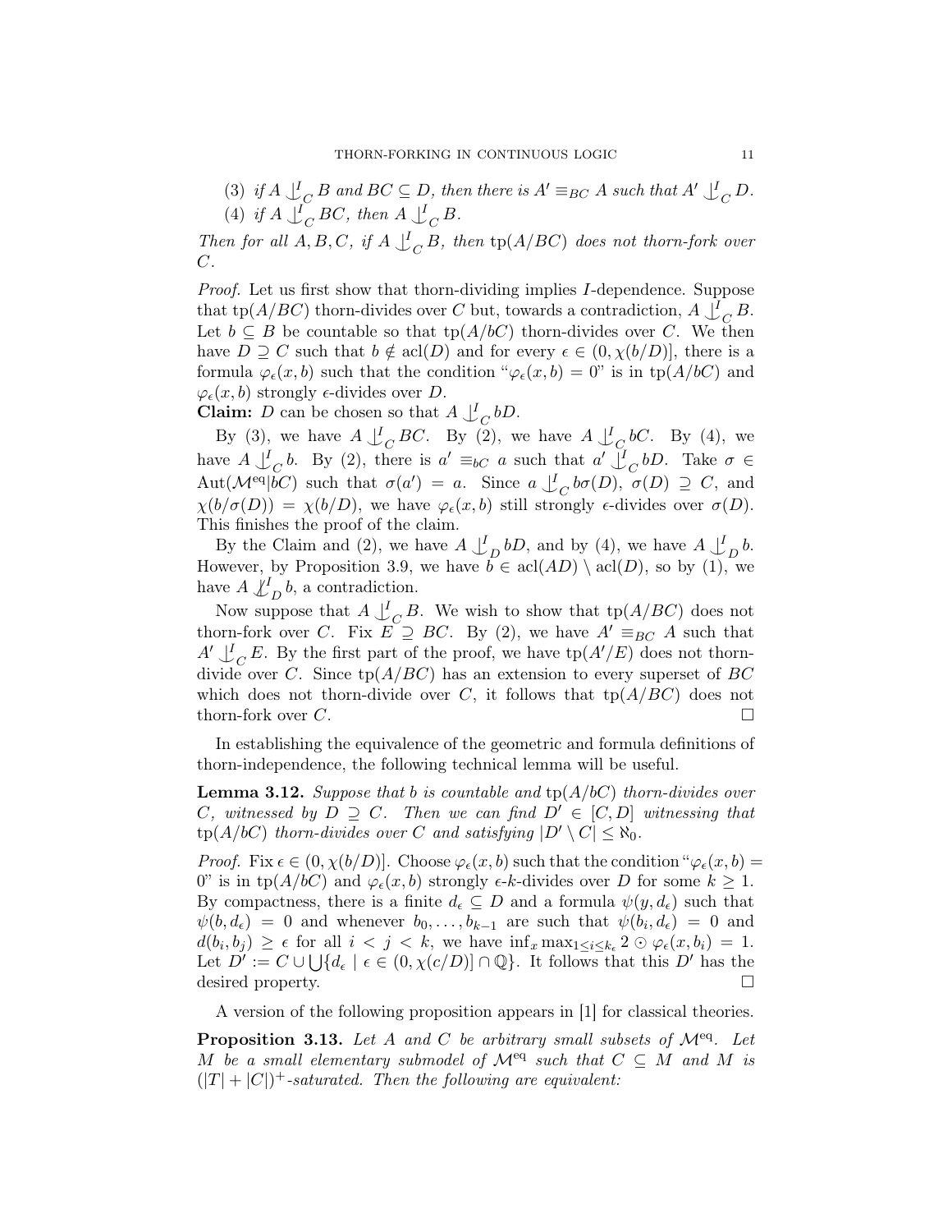(3) *if* $A \mathop{\smile\!\!\!\!\!\!\,|}^{I}_{C} B$ *and* $BC \subseteq D$*, then there is* $A' \equiv_{BC} A$ *such that* $A' \mathop{\smile\!\!\!\!\!\!\,|}^{I}_{C} D$*.*

(4) *if* $A \mathop{\smile\!\!\!\!\!\!\,|}^{I}_{C} BC$*, then* $A \mathop{\smile\!\!\!\!\!\!\,|}^{I}_{C} B$*.*

*Then for all* $A, B, C$*, if* $A \mathop{\smile\!\!\!\!\!\!\,|}^{I}_{C} B$*, then* $\operatorname{tp}(A/BC)$ *does not thorn-fork over* $C$*.*

*Proof.* Let us first show that thorn-dividing implies $I$-dependence. Suppose that $\operatorname{tp}(A/BC)$ thorn-divides over $C$ but, towards a contradiction, $A \mathop{\smile\!\!\!\!\!\!\,|}^{I}_{C} B$. Let $b \subseteq B$ be countable so that $\operatorname{tp}(A/bC)$ thorn-divides over $C$. We then have $D \supseteq C$ such that $b \notin \operatorname{acl}(D)$ and for every $\epsilon \in (0, \chi(b/D)]$, there is a formula $\varphi_\epsilon(x, b)$ such that the condition "$\varphi_\epsilon(x, b) = 0$" is in $\operatorname{tp}(A/bC)$ and $\varphi_\epsilon(x, b)$ strongly $\epsilon$-divides over $D$.

**Claim:** $D$ can be chosen so that $A \mathop{\smile\!\!\!\!\!\!\,|}^{I}_{C} bD$.

By (3), we have $A \mathop{\smile\!\!\!\!\!\!\,|}^{I}_{C} BC$. By (2), we have $A \mathop{\smile\!\!\!\!\!\!\,|}^{I}_{C} bC$. By (4), we have $A \mathop{\smile\!\!\!\!\!\!\,|}^{I}_{C} b$. By (2), there is $a' \equiv_{bC} a$ such that $a' \mathop{\smile\!\!\!\!\!\!\,|}^{I}_{C} bD$. Take $\sigma \in \operatorname{Aut}(\mathcal{M}^{\mathrm{eq}}|bC)$ such that $\sigma(a') = a$. Since $a \mathop{\smile\!\!\!\!\!\!\,|}^{I}_{C} b\sigma(D)$, $\sigma(D) \supseteq C$, and $\chi(b/\sigma(D)) = \chi(b/D)$, we have $\varphi_\epsilon(x, b)$ still strongly $\epsilon$-divides over $\sigma(D)$. This finishes the proof of the claim.

By the Claim and (2), we have $A \mathop{\smile\!\!\!\!\!\!\,|}^{I}_{D} bD$, and by (4), we have $A \mathop{\smile\!\!\!\!\!\!\,|}^{I}_{D} b$. However, by Proposition 3.9, we have $b \in \operatorname{acl}(AD) \setminus \operatorname{acl}(D)$, so by (1), we have $A \not\mathop{\smile\!\!\!\!\!\!\,|}^{I}_{D} b$, a contradiction.

Now suppose that $A \mathop{\smile\!\!\!\!\!\!\,|}^{I}_{C} B$. We wish to show that $\operatorname{tp}(A/BC)$ does not thorn-fork over $C$. Fix $E \supseteq BC$. By (2), we have $A' \equiv_{BC} A$ such that $A' \mathop{\smile\!\!\!\!\!\!\,|}^{I}_{C} E$. By the first part of the proof, we have $\operatorname{tp}(A'/E)$ does not thorn-divide over $C$. Since $\operatorname{tp}(A/BC)$ has an extension to every superset of $BC$ which does not thorn-divide over $C$, it follows that $\operatorname{tp}(A/BC)$ does not thorn-fork over $C$. $\square$

In establishing the equivalence of the geometric and formula definitions of thorn-independence, the following technical lemma will be useful.

**Lemma 3.12.** *Suppose that* $b$ *is countable and* $\operatorname{tp}(A/bC)$ *thorn-divides over* $C$*, witnessed by* $D \supseteq C$*. Then we can find* $D' \in [C, D]$ *witnessing that* $\operatorname{tp}(A/bC)$ *thorn-divides over* $C$ *and satisfying* $|D' \setminus C| \leq \aleph_0$*.*

*Proof.* Fix $\epsilon \in (0, \chi(b/D)]$. Choose $\varphi_\epsilon(x, b)$ such that the condition "$\varphi_\epsilon(x, b) = 0$" is in $\operatorname{tp}(A/bC)$ and $\varphi_\epsilon(x, b)$ strongly $\epsilon$-$k$-divides over $D$ for some $k \geq 1$. By compactness, there is a finite $d_\epsilon \subseteq D$ and a formula $\psi(y, d_\epsilon)$ such that $\psi(b, d_\epsilon) = 0$ and whenever $b_0, \ldots, b_{k-1}$ are such that $\psi(b_i, d_\epsilon) = 0$ and $d(b_i, b_j) \geq \epsilon$ for all $i < j < k$, we have $\inf_x \max_{1 \leq i \leq k_\epsilon} 2 \odot \varphi_\epsilon(x, b_i) = 1$. Let $D' := C \cup \bigcup \{d_\epsilon \mid \epsilon \in (0, \chi(c/D)] \cap \mathbb{Q}\}$. It follows that this $D'$ has the desired property. $\square$

A version of the following proposition appears in [1] for classical theories.

**Proposition 3.13.** *Let* $A$ *and* $C$ *be arbitrary small subsets of* $\mathcal{M}^{\mathrm{eq}}$*. Let* $M$ *be a small elementary submodel of* $\mathcal{M}^{\mathrm{eq}}$ *such that* $C \subseteq M$ *and* $M$ *is* $(|T| + |C|)^+$*-saturated. Then the following are equivalent:*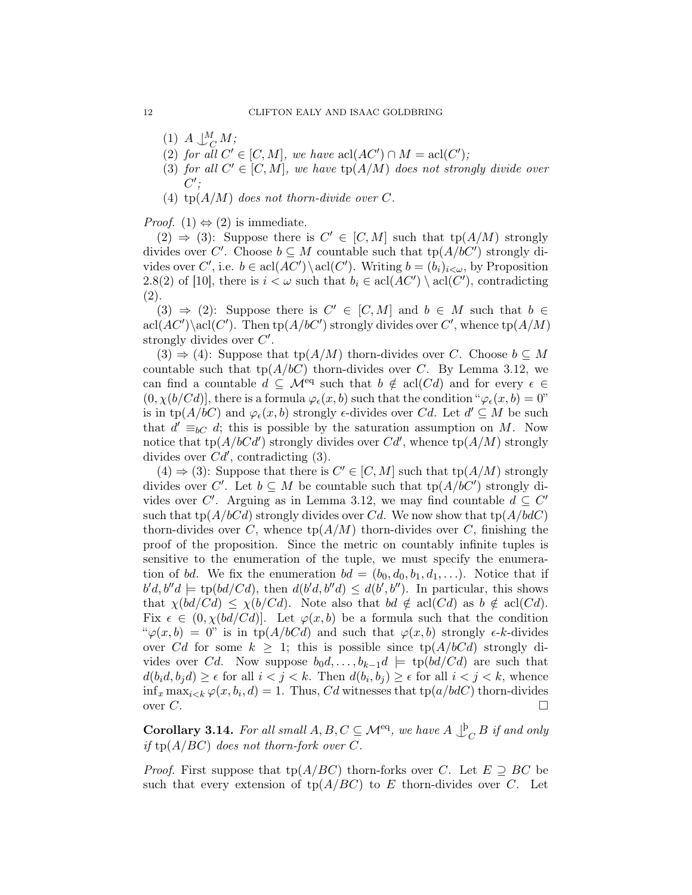1. $A \mathop{\smile\!\!\!\!\!\!\mid}\nolimits^{M}_{C} M$;
2. for all $C' \in [C, M]$, we have $\operatorname{acl}(AC') \cap M = \operatorname{acl}(C')$;
3. for all $C' \in [C, M]$, we have $\operatorname{tp}(A/M)$ does not strongly divide over $C'$;
4. $\operatorname{tp}(A/M)$ does not thorn-divide over $C$.

*Proof.* (1) $\Leftrightarrow$ (2) is immediate.

(2) $\Rightarrow$ (3): Suppose there is $C' \in [C, M]$ such that $\operatorname{tp}(A/M)$ strongly divides over $C'$. Choose $b \subseteq M$ countable such that $\operatorname{tp}(A/bC')$ strongly divides over $C'$, i.e. $b \in \operatorname{acl}(AC') \setminus \operatorname{acl}(C')$. Writing $b = (b_i)_{i<\omega}$, by Proposition 2.8(2) of [10], there is $i < \omega$ such that $b_i \in \operatorname{acl}(AC') \setminus \operatorname{acl}(C')$, contradicting (2).

(3) $\Rightarrow$ (2): Suppose there is $C' \in [C, M]$ and $b \in M$ such that $b \in \operatorname{acl}(AC') \setminus \operatorname{acl}(C')$. Then $\operatorname{tp}(A/bC')$ strongly divides over $C'$, whence $\operatorname{tp}(A/M)$ strongly divides over $C'$.

(3) $\Rightarrow$ (4): Suppose that $\operatorname{tp}(A/M)$ thorn-divides over $C$. Choose $b \subseteq M$ countable such that $\operatorname{tp}(A/bC)$ thorn-divides over $C$. By Lemma 3.12, we can find a countable $d \subseteq \mathcal{M}^{\mathrm{eq}}$ such that $b \notin \operatorname{acl}(Cd)$ and for every $\epsilon \in (0, \chi(b/Cd)]$, there is a formula $\varphi_\epsilon(x, b)$ such that the condition "$\varphi_\epsilon(x, b) = 0$" is in $\operatorname{tp}(A/bC)$ and $\varphi_\epsilon(x, b)$ strongly $\epsilon$-divides over $Cd$. Let $d' \subseteq M$ be such that $d' \equiv_{bC} d$; this is possible by the saturation assumption on $M$. Now notice that $\operatorname{tp}(A/bCd')$ strongly divides over $Cd'$, whence $\operatorname{tp}(A/M)$ strongly divides over $Cd'$, contradicting (3).

(4) $\Rightarrow$ (3): Suppose that there is $C' \in [C, M]$ such that $\operatorname{tp}(A/M)$ strongly divides over $C'$. Let $b \subseteq M$ be countable such that $\operatorname{tp}(A/bC')$ strongly divides over $C'$. Arguing as in Lemma 3.12, we may find countable $d \subseteq C'$ such that $\operatorname{tp}(A/bCd)$ strongly divides over $Cd$. We now show that $\operatorname{tp}(A/bdC)$ thorn-divides over $C$, whence $\operatorname{tp}(A/M)$ thorn-divides over $C$, finishing the proof of the proposition. Since the metric on countably infinite tuples is sensitive to the enumeration of the tuple, we must specify the enumeration of $bd$. We fix the enumeration $bd = (b_0, d_0, b_1, d_1, \ldots)$. Notice that if $b'd, b''d \models \operatorname{tp}(bd/Cd)$, then $d(b'd, b''d) \leq d(b', b'')$. In particular, this shows that $\chi(bd/Cd) \leq \chi(b/Cd)$. Note also that $bd \notin \operatorname{acl}(Cd)$ as $b \notin \operatorname{acl}(Cd)$. Fix $\epsilon \in (0, \chi(bd/Cd)]$. Let $\varphi(x, b)$ be a formula such that the condition "$\varphi(x, b) = 0$" is in $\operatorname{tp}(A/bCd)$ and such that $\varphi(x, b)$ strongly $\epsilon$-$k$-divides over $Cd$ for some $k \geq 1$; this is possible since $\operatorname{tp}(A/bCd)$ strongly divides over $Cd$. Now suppose $b_0d, \ldots, b_{k-1}d \models \operatorname{tp}(bd/Cd)$ are such that $d(b_id, b_jd) \geq \epsilon$ for all $i < j < k$. Then $d(b_i, b_j) \geq \epsilon$ for all $i < j < k$, whence $\inf_x \max_{i<k} \varphi(x, b_i, d) = 1$. Thus, $Cd$ witnesses that $\operatorname{tp}(a/bdC)$ thorn-divides over $C$. $\square$

**Corollary 3.14.** *For all small $A, B, C \subseteq \mathcal{M}^{\mathrm{eq}}$, we have $A \mathop{\smile\!\!\!\!\!\!\mid}\nolimits^{þ}_{C} B$ if and only if $\operatorname{tp}(A/BC)$ does not thorn-fork over $C$.*

*Proof.* First suppose that $\operatorname{tp}(A/BC)$ thorn-forks over $C$. Let $E \supseteq BC$ be such that every extension of $\operatorname{tp}(A/BC)$ to $E$ thorn-divides over $C$. Let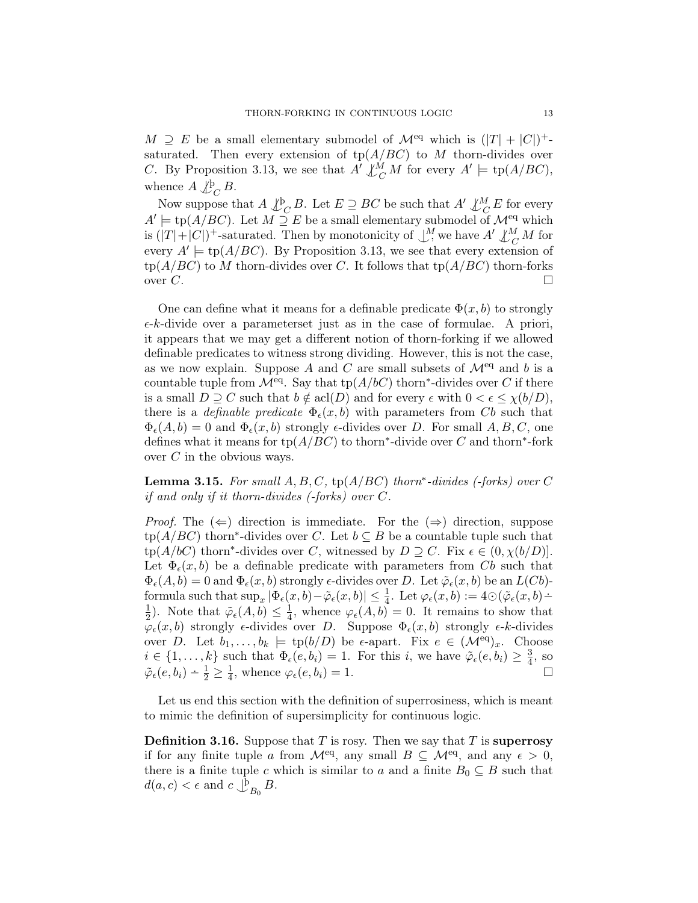$M \supseteq E$ be a small elementary submodel of $\mathcal{M}^{\mathrm{eq}}$ which is $(|T| + |C|)^+$-saturated. Then every extension of $\mathrm{tp}(A/BC)$ to $M$ thorn-divides over $C$. By Proposition 3.13, we see that $A' \not\downarrow^M_C M$ for every $A' \models \mathrm{tp}(A/BC)$, whence $A \not\downarrow^{þ}_C B$.

Now suppose that $A \not\downarrow^{þ}_C B$. Let $E \supseteq BC$ be such that $A' \not\downarrow^M_C E$ for every $A' \models \mathrm{tp}(A/BC)$. Let $M \supseteq E$ be a small elementary submodel of $\mathcal{M}^{\mathrm{eq}}$ which is $(|T|+|C|)^+$-saturated. Then by monotonicity of $\downarrow^M$, we have $A' \not\downarrow^M_C M$ for every $A' \models \mathrm{tp}(A/BC)$. By Proposition 3.13, we see that every extension of $\mathrm{tp}(A/BC)$ to $M$ thorn-divides over $C$. It follows that $\mathrm{tp}(A/BC)$ thorn-forks over $C$. □

One can define what it means for a definable predicate $\Phi(x, b)$ to strongly $\epsilon$-$k$-divide over a parameterset just as in the case of formulae. A priori, it appears that we may get a different notion of thorn-forking if we allowed definable predicates to witness strong dividing. However, this is not the case, as we now explain. Suppose $A$ and $C$ are small subsets of $\mathcal{M}^{\mathrm{eq}}$ and $b$ is a countable tuple from $\mathcal{M}^{\mathrm{eq}}$. Say that $\mathrm{tp}(A/bC)$ thorn$^*$-divides over $C$ if there is a small $D \supseteq C$ such that $b \notin \mathrm{acl}(D)$ and for every $\epsilon$ with $0 < \epsilon \leq \chi(b/D)$, there is a *definable predicate* $\Phi_\epsilon(x, b)$ with parameters from $Cb$ such that $\Phi_\epsilon(A, b) = 0$ and $\Phi_\epsilon(x, b)$ strongly $\epsilon$-divides over $D$. For small $A, B, C$, one defines what it means for $\mathrm{tp}(A/BC)$ to thorn$^*$-divide over $C$ and thorn$^*$-fork over $C$ in the obvious ways.

**Lemma 3.15.** *For small $A, B, C$, $\mathrm{tp}(A/BC)$ thorn$^*$-divides (-forks) over $C$ if and only if it thorn-divides (-forks) over $C$.*

*Proof.* The $(\Leftarrow)$ direction is immediate. For the $(\Rightarrow)$ direction, suppose $\mathrm{tp}(A/BC)$ thorn$^*$-divides over $C$. Let $b \subseteq B$ be a countable tuple such that $\mathrm{tp}(A/bC)$ thorn$^*$-divides over $C$, witnessed by $D \supseteq C$. Fix $\epsilon \in (0, \chi(b/D)]$. Let $\Phi_\epsilon(x, b)$ be a definable predicate with parameters from $Cb$ such that $\Phi_\epsilon(A, b) = 0$ and $\Phi_\epsilon(x, b)$ strongly $\epsilon$-divides over $D$. Let $\tilde{\varphi}_\epsilon(x, b)$ be an $L(Cb)$-formula such that $\sup_x |\Phi_\epsilon(x, b) - \tilde{\varphi}_\epsilon(x, b)| \leq \frac{1}{4}$. Let $\varphi_\epsilon(x, b) := 4 \odot (\tilde{\varphi}_\epsilon(x, b) \dot{-} \frac{1}{2})$. Note that $\tilde{\varphi}_\epsilon(A, b) \leq \frac{1}{4}$, whence $\varphi_\epsilon(A, b) = 0$. It remains to show that $\varphi_\epsilon(x, b)$ strongly $\epsilon$-divides over $D$. Suppose $\Phi_\epsilon(x, b)$ strongly $\epsilon$-$k$-divides over $D$. Let $b_1, \ldots, b_k \models \mathrm{tp}(b/D)$ be $\epsilon$-apart. Fix $e \in (\mathcal{M}^{\mathrm{eq}})_x$. Choose $i \in \{1, \ldots, k\}$ such that $\Phi_\epsilon(e, b_i) = 1$. For this $i$, we have $\tilde{\varphi}_\epsilon(e, b_i) \geq \frac{3}{4}$, so $\tilde{\varphi}_\epsilon(e, b_i) \dot{-} \frac{1}{2} \geq \frac{1}{4}$, whence $\varphi_\epsilon(e, b_i) = 1$. □

Let us end this section with the definition of superrosiness, which is meant to mimic the definition of supersimplicity for continuous logic.

**Definition 3.16.** Suppose that $T$ is rosy. Then we say that $T$ is **superrosy** if for any finite tuple $a$ from $\mathcal{M}^{\mathrm{eq}}$, any small $B \subseteq \mathcal{M}^{\mathrm{eq}}$, and any $\epsilon > 0$, there is a finite tuple $c$ which is similar to $a$ and a finite $B_0 \subseteq B$ such that $d(a, c) < \epsilon$ and $c \downarrow^{þ}_{B_0} B$.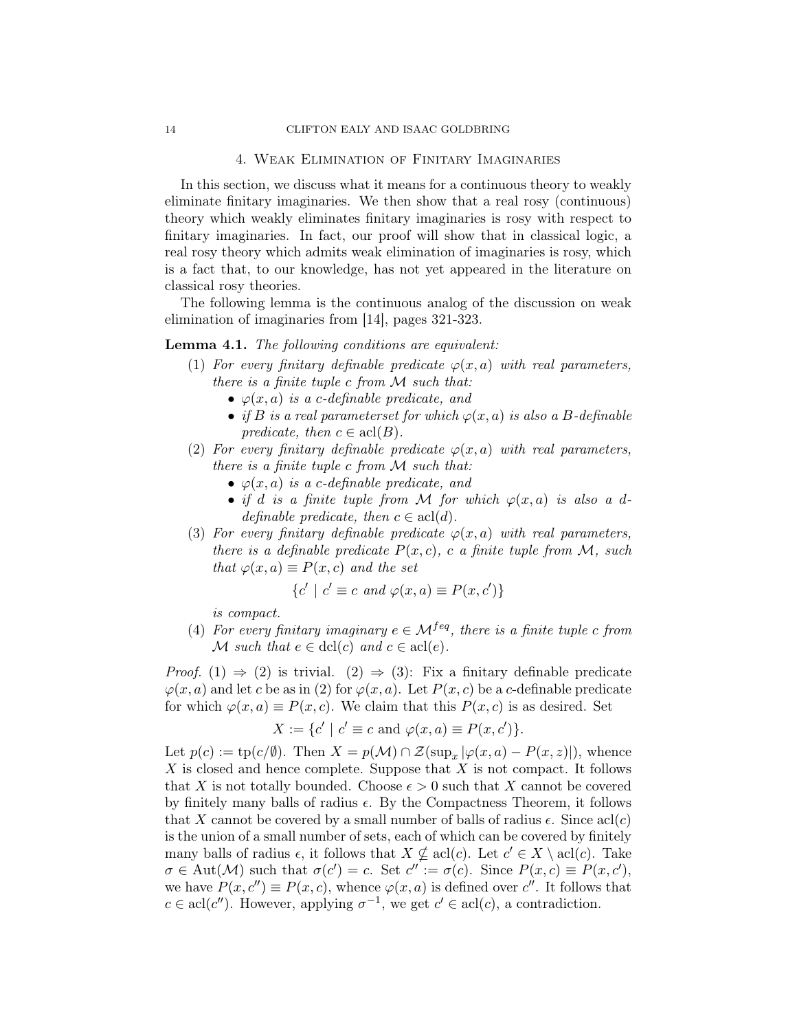## 4. Weak Elimination of Finitary Imaginaries

In this section, we discuss what it means for a continuous theory to weakly eliminate finitary imaginaries. We then show that a real rosy (continuous) theory which weakly eliminates finitary imaginaries is rosy with respect to finitary imaginaries. In fact, our proof will show that in classical logic, a real rosy theory which admits weak elimination of imaginaries is rosy, which is a fact that, to our knowledge, has not yet appeared in the literature on classical rosy theories.

The following lemma is the continuous analog of the discussion on weak elimination of imaginaries from [14], pages 321-323.

**Lemma 4.1.** *The following conditions are equivalent:*

1. *For every finitary definable predicate $\varphi(x,a)$ with real parameters, there is a finite tuple $c$ from $\mathcal{M}$ such that:*
   - *$\varphi(x,a)$ is a $c$-definable predicate, and*
   - *if $B$ is a real parameterset for which $\varphi(x,a)$ is also a $B$-definable predicate, then $c \in \operatorname{acl}(B)$.*
2. *For every finitary definable predicate $\varphi(x,a)$ with real parameters, there is a finite tuple $c$ from $\mathcal{M}$ such that:*
   - *$\varphi(x,a)$ is a $c$-definable predicate, and*
   - *if $d$ is a finite tuple from $\mathcal{M}$ for which $\varphi(x,a)$ is also a $d$-definable predicate, then $c \in \operatorname{acl}(d)$.*
3. *For every finitary definable predicate $\varphi(x,a)$ with real parameters, there is a definable predicate $P(x,c)$, $c$ a finite tuple from $\mathcal{M}$, such that $\varphi(x,a) \equiv P(x,c)$ and the set*
$$\{c' \mid c' \equiv c \text{ and } \varphi(x,a) \equiv P(x,c')\}$$
*is compact.*
4. *For every finitary imaginary $e \in \mathcal{M}^{feq}$, there is a finite tuple $c$ from $\mathcal{M}$ such that $e \in \operatorname{dcl}(c)$ and $c \in \operatorname{acl}(e)$.*

*Proof.* (1) $\Rightarrow$ (2) is trivial. (2) $\Rightarrow$ (3): Fix a finitary definable predicate $\varphi(x,a)$ and let $c$ be as in (2) for $\varphi(x,a)$. Let $P(x,c)$ be a $c$-definable predicate for which $\varphi(x,a) \equiv P(x,c)$. We claim that this $P(x,c)$ is as desired. Set

$$X := \{c' \mid c' \equiv c \text{ and } \varphi(x,a) \equiv P(x,c')\}.$$

Let $p(c) := \operatorname{tp}(c/\emptyset)$. Then $X = p(\mathcal{M}) \cap \mathcal{Z}(\sup_x |\varphi(x,a) - P(x,z)|)$, whence $X$ is closed and hence complete. Suppose that $X$ is not compact. It follows that $X$ is not totally bounded. Choose $\epsilon > 0$ such that $X$ cannot be covered by finitely many balls of radius $\epsilon$. By the Compactness Theorem, it follows that $X$ cannot be covered by a small number of balls of radius $\epsilon$. Since $\operatorname{acl}(c)$ is the union of a small number of sets, each of which can be covered by finitely many balls of radius $\epsilon$, it follows that $X \not\subseteq \operatorname{acl}(c)$. Let $c' \in X \setminus \operatorname{acl}(c)$. Take $\sigma \in \operatorname{Aut}(\mathcal{M})$ such that $\sigma(c') = c$. Set $c'' := \sigma(c)$. Since $P(x,c) \equiv P(x,c')$, we have $P(x,c'') \equiv P(x,c)$, whence $\varphi(x,a)$ is defined over $c''$. It follows that $c \in \operatorname{acl}(c'')$. However, applying $\sigma^{-1}$, we get $c' \in \operatorname{acl}(c)$, a contradiction.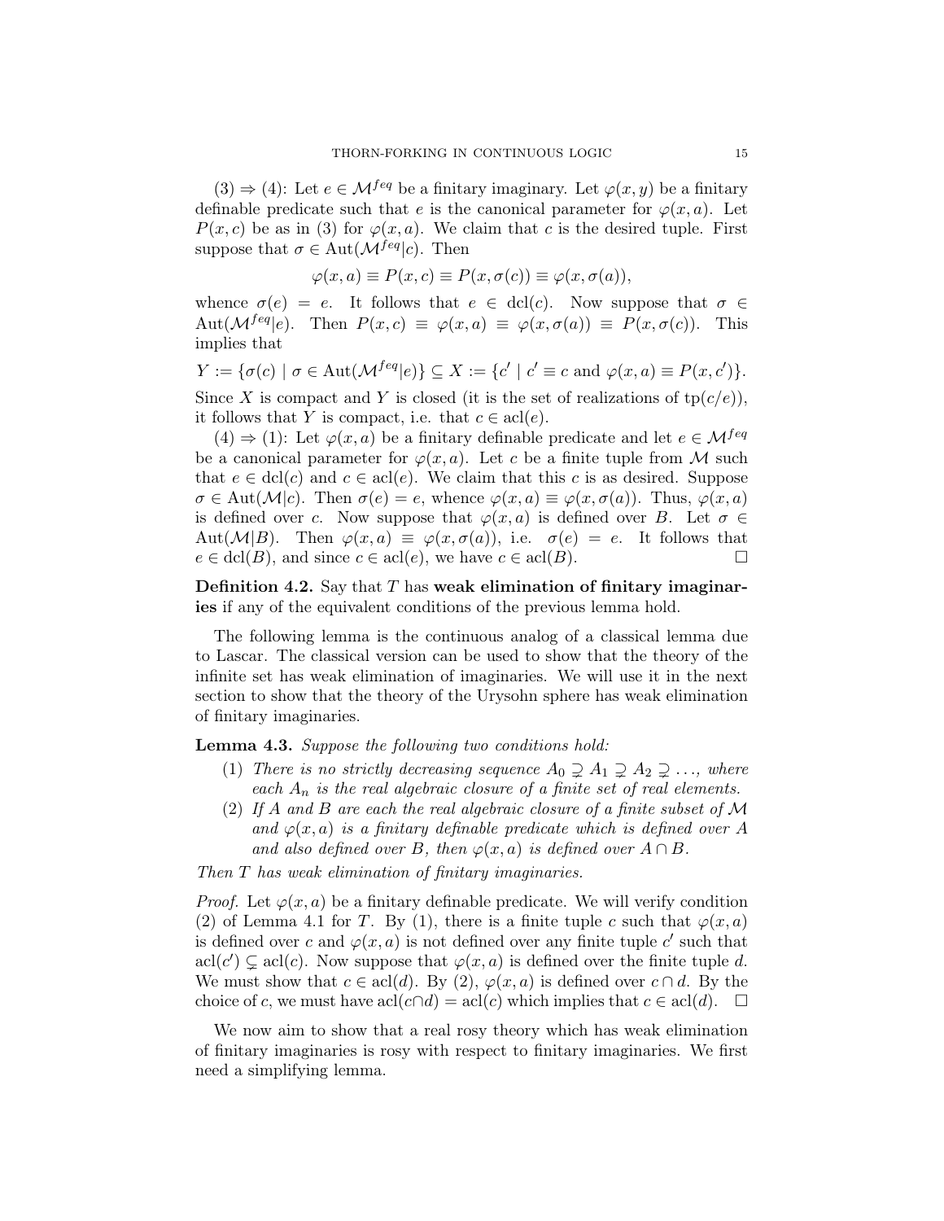(3) $\Rightarrow$ (4): Let $e \in \mathcal{M}^{feq}$ be a finitary imaginary. Let $\varphi(x,y)$ be a finitary definable predicate such that $e$ is the canonical parameter for $\varphi(x,a)$. Let $P(x,c)$ be as in (3) for $\varphi(x,a)$. We claim that $c$ is the desired tuple. First suppose that $\sigma \in \mathrm{Aut}(\mathcal{M}^{feq}|c)$. Then

$$\varphi(x,a) \equiv P(x,c) \equiv P(x,\sigma(c)) \equiv \varphi(x,\sigma(a)),$$

whence $\sigma(e) = e$. It follows that $e \in \mathrm{dcl}(c)$. Now suppose that $\sigma \in \mathrm{Aut}(\mathcal{M}^{feq}|e)$. Then $P(x,c) \equiv \varphi(x,a) \equiv \varphi(x,\sigma(a)) \equiv P(x,\sigma(c))$. This implies that

$$Y := \{\sigma(c) \mid \sigma \in \mathrm{Aut}(\mathcal{M}^{feq}|e)\} \subseteq X := \{c' \mid c' \equiv c \text{ and } \varphi(x,a) \equiv P(x,c')\}.$$

Since $X$ is compact and $Y$ is closed (it is the set of realizations of $\mathrm{tp}(c/e)$), it follows that $Y$ is compact, i.e. that $c \in \mathrm{acl}(e)$.

(4) $\Rightarrow$ (1): Let $\varphi(x,a)$ be a finitary definable predicate and let $e \in \mathcal{M}^{feq}$ be a canonical parameter for $\varphi(x,a)$. Let $c$ be a finite tuple from $\mathcal{M}$ such that $e \in \mathrm{dcl}(c)$ and $c \in \mathrm{acl}(e)$. We claim that this $c$ is as desired. Suppose $\sigma \in \mathrm{Aut}(\mathcal{M}|c)$. Then $\sigma(e) = e$, whence $\varphi(x,a) \equiv \varphi(x,\sigma(a))$. Thus, $\varphi(x,a)$ is defined over $c$. Now suppose that $\varphi(x,a)$ is defined over $B$. Let $\sigma \in \mathrm{Aut}(\mathcal{M}|B)$. Then $\varphi(x,a) \equiv \varphi(x,\sigma(a))$, i.e. $\sigma(e) = e$. It follows that $e \in \mathrm{dcl}(B)$, and since $c \in \mathrm{acl}(e)$, we have $c \in \mathrm{acl}(B)$. $\square$

**Definition 4.2.** Say that $T$ has **weak elimination of finitary imaginaries** if any of the equivalent conditions of the previous lemma hold.

The following lemma is the continuous analog of a classical lemma due to Lascar. The classical version can be used to show that the theory of the infinite set has weak elimination of imaginaries. We will use it in the next section to show that the theory of the Urysohn sphere has weak elimination of finitary imaginaries.

**Lemma 4.3.** *Suppose the following two conditions hold:*

1. *There is no strictly decreasing sequence $A_0 \supsetneq A_1 \supsetneq A_2 \supsetneq \ldots$, where each $A_n$ is the real algebraic closure of a finite set of real elements.*
2. *If $A$ and $B$ are each the real algebraic closure of a finite subset of $\mathcal{M}$ and $\varphi(x,a)$ is a finitary definable predicate which is defined over $A$ and also defined over $B$, then $\varphi(x,a)$ is defined over $A \cap B$.*

*Then $T$ has weak elimination of finitary imaginaries.*

*Proof.* Let $\varphi(x,a)$ be a finitary definable predicate. We will verify condition (2) of Lemma 4.1 for $T$. By (1), there is a finite tuple $c$ such that $\varphi(x,a)$ is defined over $c$ and $\varphi(x,a)$ is not defined over any finite tuple $c'$ such that $\mathrm{acl}(c') \subsetneq \mathrm{acl}(c)$. Now suppose that $\varphi(x,a)$ is defined over the finite tuple $d$. We must show that $c \in \mathrm{acl}(d)$. By (2), $\varphi(x,a)$ is defined over $c \cap d$. By the choice of $c$, we must have $\mathrm{acl}(c \cap d) = \mathrm{acl}(c)$ which implies that $c \in \mathrm{acl}(d)$. $\square$

We now aim to show that a real rosy theory which has weak elimination of finitary imaginaries is rosy with respect to finitary imaginaries. We first need a simplifying lemma.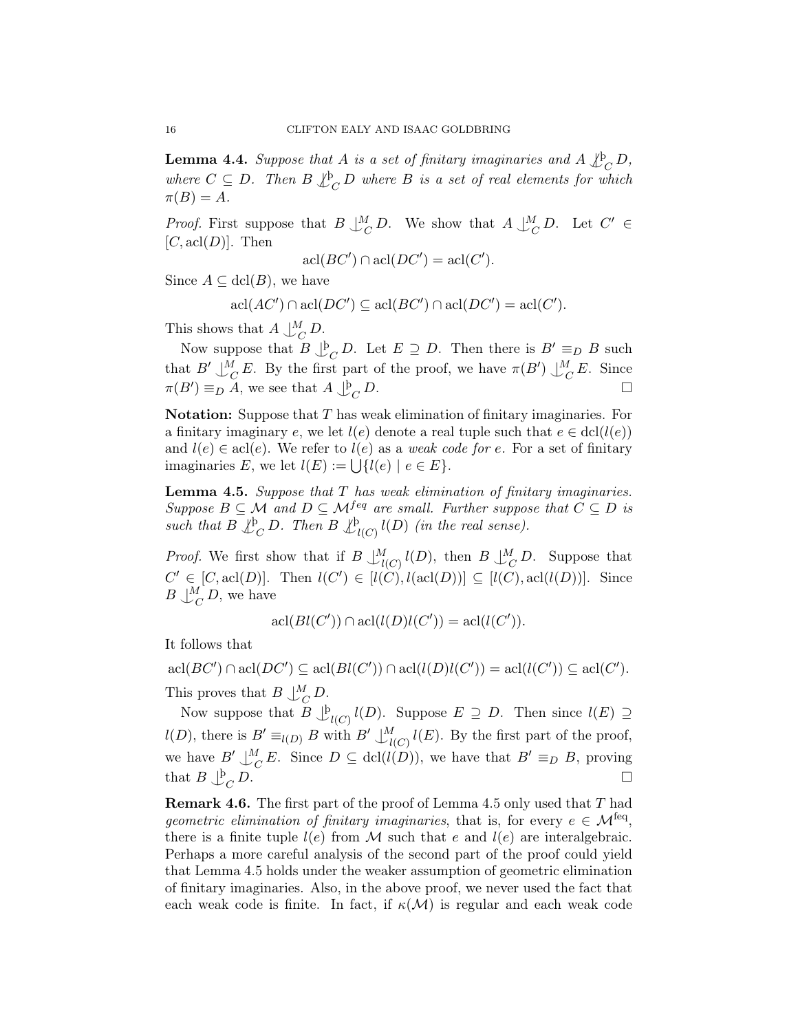**Lemma 4.4.** *Suppose that $A$ is a set of finitary imaginaries and $A \not\mathop{\smile\!\!\!\!\!\!|}^{\text{þ}}_C D$, where $C \subseteq D$. Then $B \not\mathop{\smile\!\!\!\!\!\!|}^{\text{þ}}_C D$ where $B$ is a set of real elements for which $\pi(B) = A$.*

*Proof.* First suppose that $B \mathop{\smile\!\!\!\!\!\!|}^{M}_C D$. We show that $A \mathop{\smile\!\!\!\!\!\!|}^{M}_C D$. Let $C' \in [C, \operatorname{acl}(D)]$. Then

$$\operatorname{acl}(BC') \cap \operatorname{acl}(DC') = \operatorname{acl}(C').$$

Since $A \subseteq \operatorname{dcl}(B)$, we have

$$\operatorname{acl}(AC') \cap \operatorname{acl}(DC') \subseteq \operatorname{acl}(BC') \cap \operatorname{acl}(DC') = \operatorname{acl}(C').$$

This shows that $A \mathop{\smile\!\!\!\!\!\!|}^{M}_C D$.

Now suppose that $B \mathop{\smile\!\!\!\!\!\!|}^{\text{þ}}_C D$. Let $E \supseteq D$. Then there is $B' \equiv_D B$ such that $B' \mathop{\smile\!\!\!\!\!\!|}^{M}_C E$. By the first part of the proof, we have $\pi(B') \mathop{\smile\!\!\!\!\!\!|}^{M}_C E$. Since $\pi(B') \equiv_D A$, we see that $A \mathop{\smile\!\!\!\!\!\!|}^{\text{þ}}_C D$. $\square$

**Notation:** Suppose that $T$ has weak elimination of finitary imaginaries. For a finitary imaginary $e$, we let $l(e)$ denote a real tuple such that $e \in \operatorname{dcl}(l(e))$ and $l(e) \in \operatorname{acl}(e)$. We refer to $l(e)$ as a *weak code for* $e$. For a set of finitary imaginaries $E$, we let $l(E) := \bigcup\{l(e) \mid e \in E\}$.

**Lemma 4.5.** *Suppose that $T$ has weak elimination of finitary imaginaries. Suppose $B \subseteq \mathcal{M}$ and $D \subseteq \mathcal{M}^{feq}$ are small. Further suppose that $C \subseteq D$ is such that $B \not\mathop{\smile\!\!\!\!\!\!|}^{\text{þ}}_C D$. Then $B \not\mathop{\smile\!\!\!\!\!\!|}^{\text{þ}}_{l(C)} l(D)$ (in the real sense).*

*Proof.* We first show that if $B \mathop{\smile\!\!\!\!\!\!|}^{M}_{l(C)} l(D)$, then $B \mathop{\smile\!\!\!\!\!\!|}^{M}_C D$. Suppose that $C' \in [C, \operatorname{acl}(D)]$. Then $l(C') \in [l(C), l(\operatorname{acl}(D))] \subseteq [l(C), \operatorname{acl}(l(D))]$. Since $B \mathop{\smile\!\!\!\!\!\!|}^{M}_C D$, we have

$$\operatorname{acl}(Bl(C')) \cap \operatorname{acl}(l(D)l(C')) = \operatorname{acl}(l(C')).$$

It follows that

$$\operatorname{acl}(BC') \cap \operatorname{acl}(DC') \subseteq \operatorname{acl}(Bl(C')) \cap \operatorname{acl}(l(D)l(C')) = \operatorname{acl}(l(C')) \subseteq \operatorname{acl}(C').$$

This proves that $B \mathop{\smile\!\!\!\!\!\!|}^{M}_C D$.

Now suppose that $B \mathop{\smile\!\!\!\!\!\!|}^{\text{þ}}_{l(C)} l(D)$. Suppose $E \supseteq D$. Then since $l(E) \supseteq l(D)$, there is $B' \equiv_{l(D)} B$ with $B' \mathop{\smile\!\!\!\!\!\!|}^{M}_{l(C)} l(E)$. By the first part of the proof, we have $B' \mathop{\smile\!\!\!\!\!\!|}^{M}_C E$. Since $D \subseteq \operatorname{dcl}(l(D))$, we have that $B' \equiv_D B$, proving that $B \mathop{\smile\!\!\!\!\!\!|}^{\text{þ}}_C D$. $\square$

**Remark 4.6.** The first part of the proof of Lemma 4.5 only used that $T$ had *geometric elimination of finitary imaginaries*, that is, for every $e \in \mathcal{M}^{\text{feq}}$, there is a finite tuple $l(e)$ from $\mathcal{M}$ such that $e$ and $l(e)$ are interalgebraic. Perhaps a more careful analysis of the second part of the proof could yield that Lemma 4.5 holds under the weaker assumption of geometric elimination of finitary imaginaries. Also, in the above proof, we never used the fact that each weak code is finite. In fact, if $\kappa(\mathcal{M})$ is regular and each weak code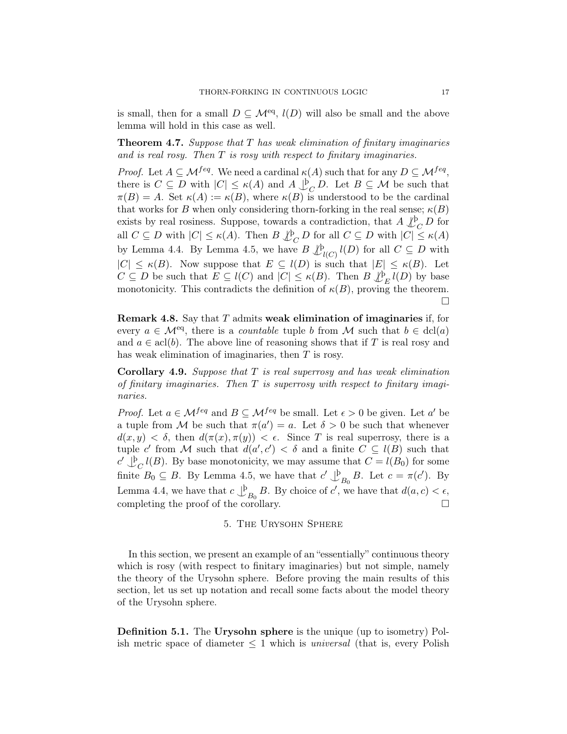is small, then for a small $D \subseteq \mathcal{M}^{\mathrm{eq}}$, $l(D)$ will also be small and the above lemma will hold in this case as well.

**Theorem 4.7.** *Suppose that $T$ has weak elimination of finitary imaginaries and is real rosy. Then $T$ is rosy with respect to finitary imaginaries.*

*Proof.* Let $A \subseteq \mathcal{M}^{feq}$. We need a cardinal $\kappa(A)$ such that for any $D \subseteq \mathcal{M}^{feq}$, there is $C \subseteq D$ with $|C| \leq \kappa(A)$ and $A \mathop{\smile\!\!\!\!\!\!\;|}^{\text{þ}}_{C} D$. Let $B \subseteq \mathcal{M}$ be such that $\pi(B) = A$. Set $\kappa(A) := \kappa(B)$, where $\kappa(B)$ is understood to be the cardinal that works for $B$ when only considering thorn-forking in the real sense; $\kappa(B)$ exists by real rosiness. Suppose, towards a contradiction, that $A \not\mathop{\smile\!\!\!\!\!\!\;|}^{\text{þ}}_{C} D$ for all $C \subseteq D$ with $|C| \leq \kappa(A)$. Then $B \not\mathop{\smile\!\!\!\!\!\!\;|}^{\text{þ}}_{C} D$ for all $C \subseteq D$ with $|C| \leq \kappa(A)$ by Lemma 4.4. By Lemma 4.5, we have $B \not\mathop{\smile\!\!\!\!\!\!\;|}^{\text{þ}}_{l(C)} l(D)$ for all $C \subseteq D$ with $|C| \leq \kappa(B)$. Now suppose that $E \subseteq l(D)$ is such that $|E| \leq \kappa(B)$. Let $C \subseteq D$ be such that $E \subseteq l(C)$ and $|C| \leq \kappa(B)$. Then $B \not\mathop{\smile\!\!\!\!\!\!\;|}^{\text{þ}}_{E} l(D)$ by base monotonicity. This contradicts the definition of $\kappa(B)$, proving the theorem. $\square$

**Remark 4.8.** Say that $T$ admits **weak elimination of imaginaries** if, for every $a \in \mathcal{M}^{\mathrm{eq}}$, there is a *countable* tuple $b$ from $\mathcal{M}$ such that $b \in \mathrm{dcl}(a)$ and $a \in \mathrm{acl}(b)$. The above line of reasoning shows that if $T$ is real rosy and has weak elimination of imaginaries, then $T$ is rosy.

**Corollary 4.9.** *Suppose that $T$ is real superrosy and has weak elimination of finitary imaginaries. Then $T$ is superrosy with respect to finitary imaginaries.*

*Proof.* Let $a \in \mathcal{M}^{feq}$ and $B \subseteq \mathcal{M}^{feq}$ be small. Let $\epsilon > 0$ be given. Let $a'$ be a tuple from $\mathcal{M}$ be such that $\pi(a') = a$. Let $\delta > 0$ be such that whenever $d(x, y) < \delta$, then $d(\pi(x), \pi(y)) < \epsilon$. Since $T$ is real superrosy, there is a tuple $c'$ from $\mathcal{M}$ such that $d(a', c') < \delta$ and a finite $C \subseteq l(B)$ such that $c' \mathop{\smile\!\!\!\!\!\!\;|}^{\text{þ}}_{C} l(B)$. By base monotonicity, we may assume that $C = l(B_0)$ for some finite $B_0 \subseteq B$. By Lemma 4.5, we have that $c' \mathop{\smile\!\!\!\!\!\!\;|}^{\text{þ}}_{B_0} B$. Let $c = \pi(c')$. By Lemma 4.4, we have that $c \mathop{\smile\!\!\!\!\!\!\;|}^{\text{þ}}_{B_0} B$. By choice of $c'$, we have that $d(a, c) < \epsilon$, completing the proof of the corollary. $\square$

## 5. The Urysohn Sphere

In this section, we present an example of an "essentially" continuous theory which is rosy (with respect to finitary imaginaries) but not simple, namely the theory of the Urysohn sphere. Before proving the main results of this section, let us set up notation and recall some facts about the model theory of the Urysohn sphere.

**Definition 5.1.** The **Urysohn sphere** is the unique (up to isometry) Polish metric space of diameter $\leq 1$ which is *universal* (that is, every Polish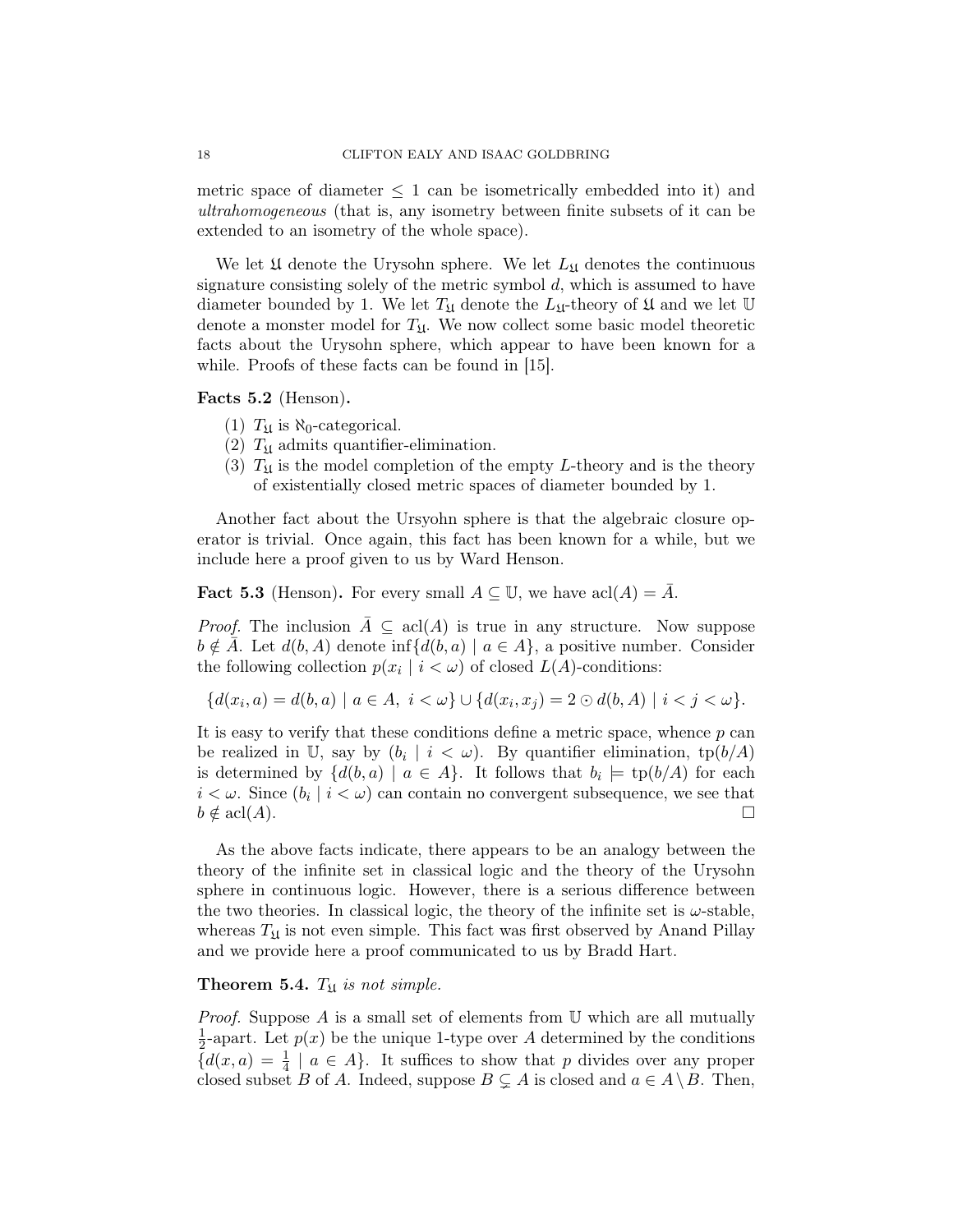metric space of diameter $\leq 1$ can be isometrically embedded into it) and *ultrahomogeneous* (that is, any isometry between finite subsets of it can be extended to an isometry of the whole space).

We let $\mathfrak{U}$ denote the Urysohn sphere. We let $L_{\mathfrak{U}}$ denotes the continuous signature consisting solely of the metric symbol $d$, which is assumed to have diameter bounded by 1. We let $T_{\mathfrak{U}}$ denote the $L_{\mathfrak{U}}$-theory of $\mathfrak{U}$ and we let $\mathbb{U}$ denote a monster model for $T_{\mathfrak{U}}$. We now collect some basic model theoretic facts about the Urysohn sphere, which appear to have been known for a while. Proofs of these facts can be found in [15].

**Facts 5.2** (Henson)**.**

1. $T_{\mathfrak{U}}$ is $\aleph_0$-categorical.
2. $T_{\mathfrak{U}}$ admits quantifier-elimination.
3. $T_{\mathfrak{U}}$ is the model completion of the empty $L$-theory and is the theory of existentially closed metric spaces of diameter bounded by 1.

Another fact about the Ursyohn sphere is that the algebraic closure operator is trivial. Once again, this fact has been known for a while, but we include here a proof given to us by Ward Henson.

**Fact 5.3** (Henson)**.** For every small $A \subseteq \mathbb{U}$, we have $\operatorname{acl}(A) = \bar{A}$.

*Proof.* The inclusion $\bar{A} \subseteq \operatorname{acl}(A)$ is true in any structure. Now suppose $b \notin \bar{A}$. Let $d(b, A)$ denote $\inf\{d(b, a) \mid a \in A\}$, a positive number. Consider the following collection $p(x_i \mid i < \omega)$ of closed $L(A)$-conditions:

$$\{d(x_i, a) = d(b, a) \mid a \in A,\ i < \omega\} \cup \{d(x_i, x_j) = 2 \odot d(b, A) \mid i < j < \omega\}.$$

It is easy to verify that these conditions define a metric space, whence $p$ can be realized in $\mathbb{U}$, say by $(b_i \mid i < \omega)$. By quantifier elimination, $\operatorname{tp}(b/A)$ is determined by $\{d(b, a) \mid a \in A\}$. It follows that $b_i \models \operatorname{tp}(b/A)$ for each $i < \omega$. Since $(b_i \mid i < \omega)$ can contain no convergent subsequence, we see that $b \notin \operatorname{acl}(A)$. $\square$

As the above facts indicate, there appears to be an analogy between the theory of the infinite set in classical logic and the theory of the Urysohn sphere in continuous logic. However, there is a serious difference between the two theories. In classical logic, the theory of the infinite set is $\omega$-stable, whereas $T_{\mathfrak{U}}$ is not even simple. This fact was first observed by Anand Pillay and we provide here a proof communicated to us by Bradd Hart.

**Theorem 5.4.** *$T_{\mathfrak{U}}$ is not simple.*

*Proof.* Suppose $A$ is a small set of elements from $\mathbb{U}$ which are all mutually $\frac{1}{2}$-apart. Let $p(x)$ be the unique 1-type over $A$ determined by the conditions $\{d(x, a) = \frac{1}{4} \mid a \in A\}$. It suffices to show that $p$ divides over any proper closed subset $B$ of $A$. Indeed, suppose $B \subsetneq A$ is closed and $a \in A \setminus B$. Then,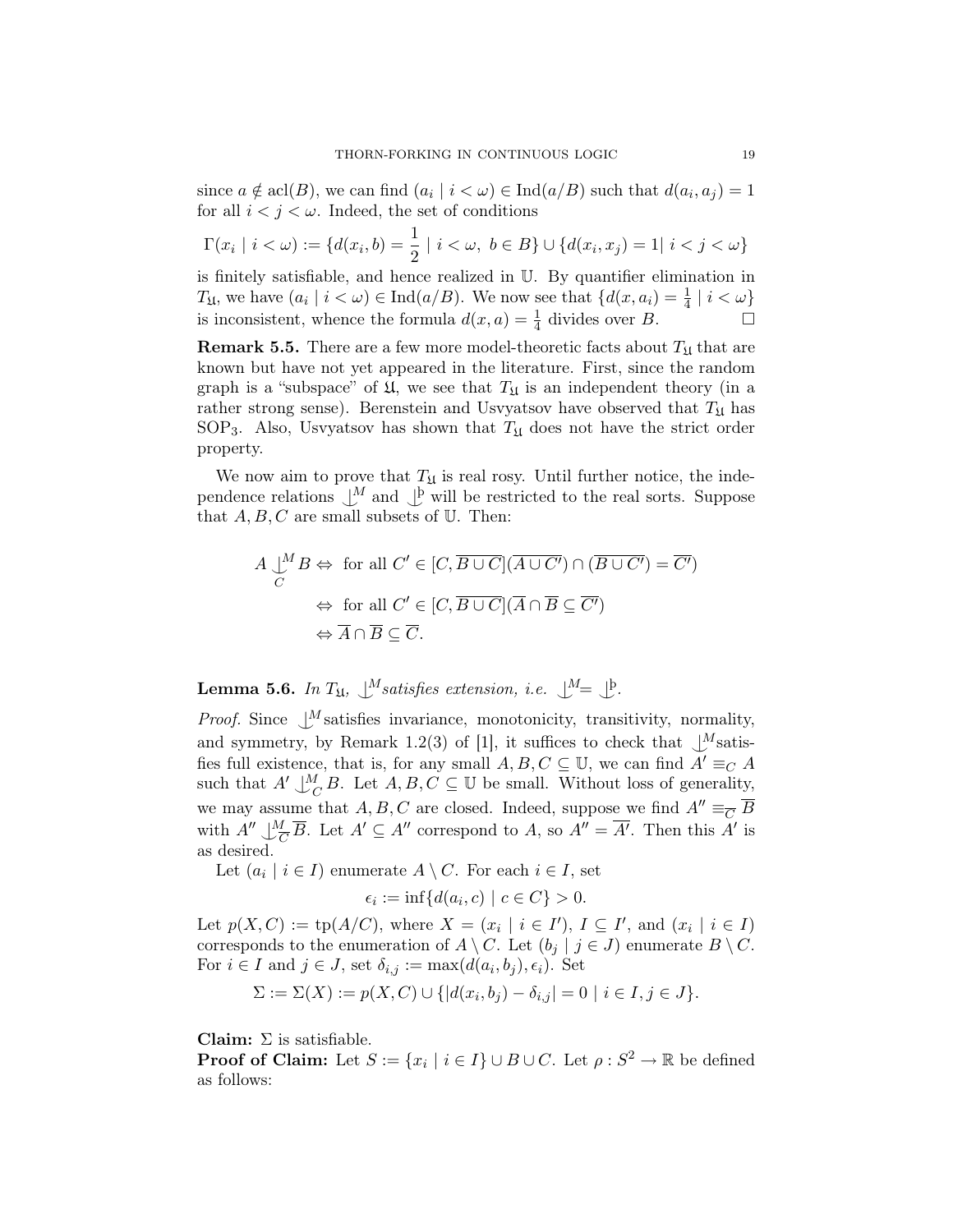since $a \notin \operatorname{acl}(B)$, we can find $(a_i \mid i < \omega) \in \operatorname{Ind}(a/B)$ such that $d(a_i, a_j) = 1$ for all $i < j < \omega$. Indeed, the set of conditions

$$\Gamma(x_i \mid i < \omega) := \{d(x_i, b) = \frac{1}{2} \mid i < \omega,\ b \in B\} \cup \{d(x_i, x_j) = 1 \mid i < j < \omega\}$$

is finitely satisfiable, and hence realized in $\mathbb{U}$. By quantifier elimination in $T_{\mathfrak{U}}$, we have $(a_i \mid i < \omega) \in \operatorname{Ind}(a/B)$. We now see that $\{d(x, a_i) = \frac{1}{4} \mid i < \omega\}$ is inconsistent, whence the formula $d(x, a) = \frac{1}{4}$ divides over $B$. $\square$

**Remark 5.5.** There are a few more model-theoretic facts about $T_{\mathfrak{U}}$ that are known but have not yet appeared in the literature. First, since the random graph is a "subspace" of $\mathfrak{U}$, we see that $T_{\mathfrak{U}}$ is an independent theory (in a rather strong sense). Berenstein and Usvyatsov have observed that $T_{\mathfrak{U}}$ has $\mathrm{SOP}_3$. Also, Usvyatsov has shown that $T_{\mathfrak{U}}$ does not have the strict order property.

We now aim to prove that $T_{\mathfrak{U}}$ is real rosy. Until further notice, the independence relations $\mathop{\smile\!\!\!\!\!\!|}\nolimits^M$ and $\mathop{\smile\!\!\!\!\!\!|}\nolimits^{\text{þ}}$ will be restricted to the real sorts. Suppose that $A, B, C$ are small subsets of $\mathbb{U}$. Then:

$$\begin{aligned} A \mathop{\smile\!\!\!\!\!\!|}\nolimits^M_C B &\Leftrightarrow \text{ for all } C' \in [C, \overline{B \cup C}](\overline{A \cup C'}) \cap (\overline{B \cup C'}) = \overline{C'}) \\ &\Leftrightarrow \text{ for all } C' \in [C, \overline{B \cup C}](\overline{A} \cap \overline{B} \subseteq \overline{C'}) \\ &\Leftrightarrow \overline{A} \cap \overline{B} \subseteq \overline{C}. \end{aligned}$$

**Lemma 5.6.** *In $T_{\mathfrak{U}}$, $\mathop{\smile\!\!\!\!\!\!|}\nolimits^M$ satisfies extension, i.e. $\mathop{\smile\!\!\!\!\!\!|}\nolimits^M = \mathop{\smile\!\!\!\!\!\!|}\nolimits^{\text{þ}}$.*

*Proof.* Since $\mathop{\smile\!\!\!\!\!\!|}\nolimits^M$ satisfies invariance, monotonicity, transitivity, normality, and symmetry, by Remark 1.2(3) of [1], it suffices to check that $\mathop{\smile\!\!\!\!\!\!|}\nolimits^M$ satisfies full existence, that is, for any small $A, B, C \subseteq \mathbb{U}$, we can find $A' \equiv_C A$ such that $A' \mathop{\smile\!\!\!\!\!\!|}\nolimits^M_C B$. Let $A, B, C \subseteq \mathbb{U}$ be small. Without loss of generality, we may assume that $A, B, C$ are closed. Indeed, suppose we find $A'' \equiv_{\overline{C}} \overline{B}$ with $A'' \mathop{\smile\!\!\!\!\!\!|}\nolimits^M_{\overline{C}} \overline{B}$. Let $A' \subseteq A''$ correspond to $A$, so $A'' = \overline{A'}$. Then this $A'$ is as desired.

Let $(a_i \mid i \in I)$ enumerate $A \setminus C$. For each $i \in I$, set

$$\epsilon_i := \inf\{d(a_i, c) \mid c \in C\} > 0.$$

Let $p(X, C) := \operatorname{tp}(A/C)$, where $X = (x_i \mid i \in I')$, $I \subseteq I'$, and $(x_i \mid i \in I)$ corresponds to the enumeration of $A \setminus C$. Let $(b_j \mid j \in J)$ enumerate $B \setminus C$. For $i \in I$ and $j \in J$, set $\delta_{i,j} := \max(d(a_i, b_j), \epsilon_i)$. Set

$$\Sigma := \Sigma(X) := p(X, C) \cup \{|d(x_i, b_j) - \delta_{i,j}| = 0 \mid i \in I, j \in J\}.$$

**Claim:** $\Sigma$ is satisfiable.
**Proof of Claim:** Let $S := \{x_i \mid i \in I\} \cup B \cup C$. Let $\rho : S^2 \to \mathbb{R}$ be defined as follows: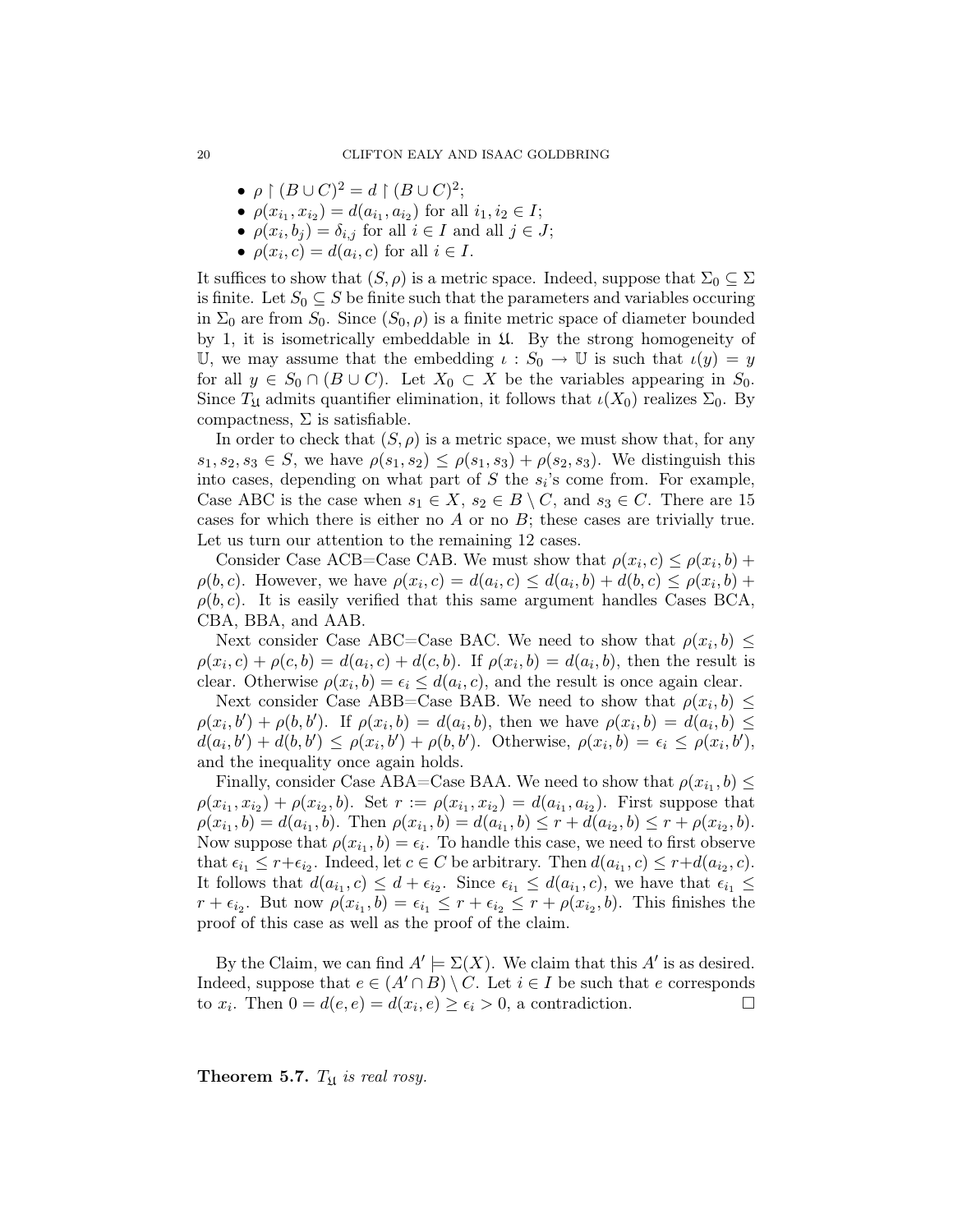- $\rho \upharpoonright (B \cup C)^2 = d \upharpoonright (B \cup C)^2$;
- $\rho(x_{i_1}, x_{i_2}) = d(a_{i_1}, a_{i_2})$ for all $i_1, i_2 \in I$;
- $\rho(x_i, b_j) = \delta_{i,j}$ for all $i \in I$ and all $j \in J$;
- $\rho(x_i, c) = d(a_i, c)$ for all $i \in I$.

It suffices to show that $(S, \rho)$ is a metric space. Indeed, suppose that $\Sigma_0 \subseteq \Sigma$ is finite. Let $S_0 \subseteq S$ be finite such that the parameters and variables occuring in $\Sigma_0$ are from $S_0$. Since $(S_0, \rho)$ is a finite metric space of diameter bounded by 1, it is isometrically embeddable in $\mathfrak{U}$. By the strong homogeneity of $\mathbb{U}$, we may assume that the embedding $\iota : S_0 \to \mathbb{U}$ is such that $\iota(y) = y$ for all $y \in S_0 \cap (B \cup C)$. Let $X_0 \subset X$ be the variables appearing in $S_0$. Since $T_{\mathfrak{U}}$ admits quantifier elimination, it follows that $\iota(X_0)$ realizes $\Sigma_0$. By compactness, $\Sigma$ is satisfiable.

In order to check that $(S, \rho)$ is a metric space, we must show that, for any $s_1, s_2, s_3 \in S$, we have $\rho(s_1, s_2) \leq \rho(s_1, s_3) + \rho(s_2, s_3)$. We distinguish this into cases, depending on what part of $S$ the $s_i$'s come from. For example, Case ABC is the case when $s_1 \in X$, $s_2 \in B \setminus C$, and $s_3 \in C$. There are 15 cases for which there is either no $A$ or no $B$; these cases are trivially true. Let us turn our attention to the remaining 12 cases.

Consider Case ACB=Case CAB. We must show that $\rho(x_i, c) \leq \rho(x_i, b) + \rho(b, c)$. However, we have $\rho(x_i, c) = d(a_i, c) \leq d(a_i, b) + d(b, c) \leq \rho(x_i, b) + \rho(b, c)$. It is easily verified that this same argument handles Cases BCA, CBA, BBA, and AAB.

Next consider Case ABC=Case BAC. We need to show that $\rho(x_i, b) \leq \rho(x_i, c) + \rho(c, b) = d(a_i, c) + d(c, b)$. If $\rho(x_i, b) = d(a_i, b)$, then the result is clear. Otherwise $\rho(x_i, b) = \epsilon_i \leq d(a_i, c)$, and the result is once again clear.

Next consider Case ABB=Case BAB. We need to show that $\rho(x_i, b) \leq \rho(x_i, b') + \rho(b, b')$. If $\rho(x_i, b) = d(a_i, b)$, then we have $\rho(x_i, b) = d(a_i, b) \leq d(a_i, b') + d(b, b') \leq \rho(x_i, b') + \rho(b, b')$. Otherwise, $\rho(x_i, b) = \epsilon_i \leq \rho(x_i, b')$, and the inequality once again holds.

Finally, consider Case ABA=Case BAA. We need to show that $\rho(x_{i_1}, b) \leq \rho(x_{i_1}, x_{i_2}) + \rho(x_{i_2}, b)$. Set $r := \rho(x_{i_1}, x_{i_2}) = d(a_{i_1}, a_{i_2})$. First suppose that $\rho(x_{i_1}, b) = d(a_{i_1}, b)$. Then $\rho(x_{i_1}, b) = d(a_{i_1}, b) \leq r + d(a_{i_2}, b) \leq r + \rho(x_{i_2}, b)$. Now suppose that $\rho(x_{i_1}, b) = \epsilon_i$. To handle this case, we need to first observe that $\epsilon_{i_1} \leq r + \epsilon_{i_2}$. Indeed, let $c \in C$ be arbitrary. Then $d(a_{i_1}, c) \leq r + d(a_{i_2}, c)$. It follows that $d(a_{i_1}, c) \leq d + \epsilon_{i_2}$. Since $\epsilon_{i_1} \leq d(a_{i_1}, c)$, we have that $\epsilon_{i_1} \leq r + \epsilon_{i_2}$. But now $\rho(x_{i_1}, b) = \epsilon_{i_1} \leq r + \epsilon_{i_2} \leq r + \rho(x_{i_2}, b)$. This finishes the proof of this case as well as the proof of the claim.

By the Claim, we can find $A' \models \Sigma(X)$. We claim that this $A'$ is as desired. Indeed, suppose that $e \in (A' \cap B) \setminus C$. Let $i \in I$ be such that $e$ corresponds to $x_i$. Then $0 = d(e, e) = d(x_i, e) \geq \epsilon_i > 0$, a contradiction. $\square$

**Theorem 5.7.** *$T_{\mathfrak{U}}$ is real rosy.*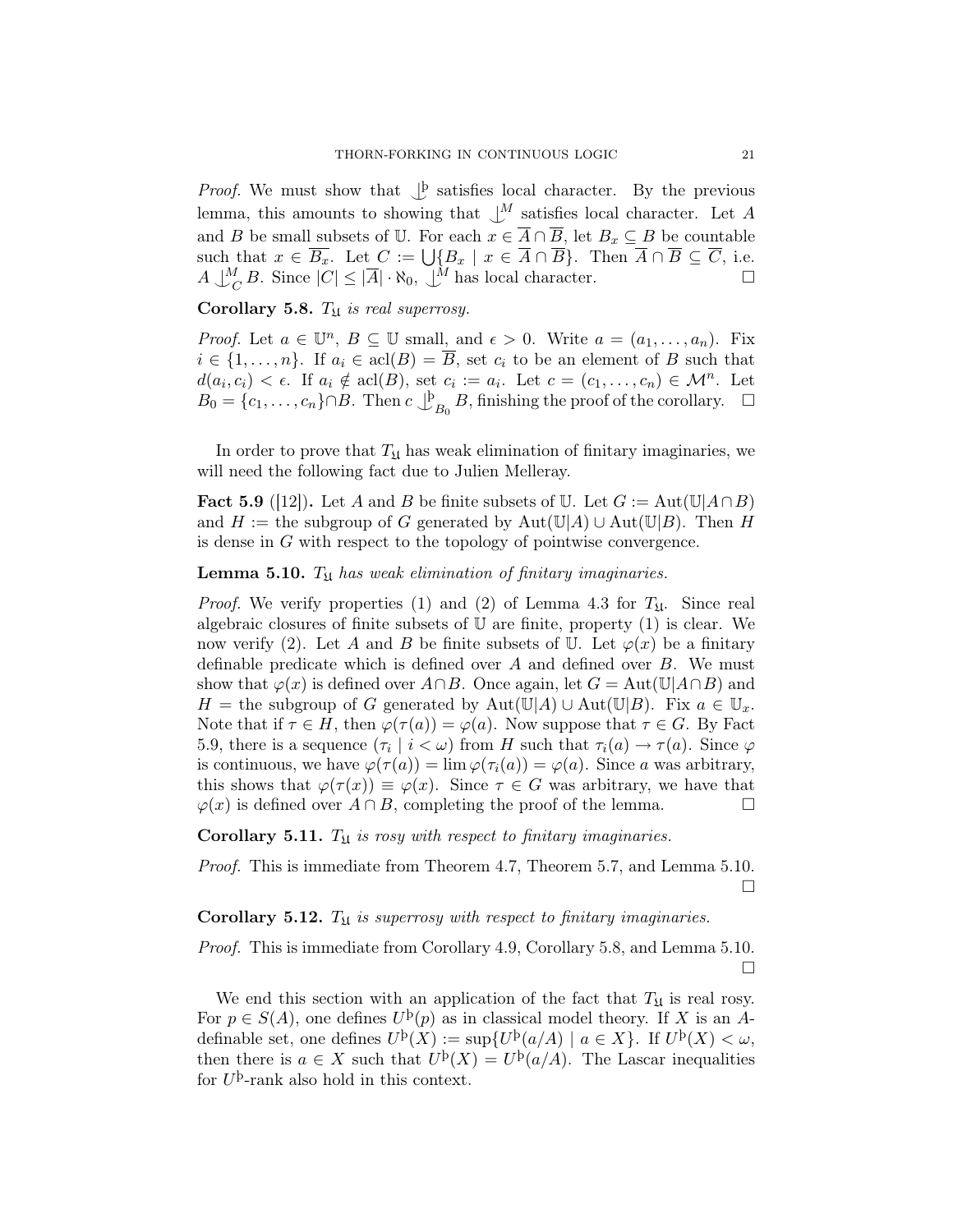*Proof.* We must show that $\mathop{\smile\!\!\!\!\!\!|}^{\text{þ}}$ satisfies local character. By the previous lemma, this amounts to showing that $\mathop{\smile\!\!\!\!\!\!|}^{M}$ satisfies local character. Let $A$ and $B$ be small subsets of $\mathbb{U}$. For each $x \in \overline{A} \cap \overline{B}$, let $B_x \subseteq B$ be countable such that $x \in \overline{B_x}$. Let $C := \bigcup\{B_x \mid x \in \overline{A} \cap \overline{B}\}$. Then $\overline{A} \cap \overline{B} \subseteq \overline{C}$, i.e. $A \mathop{\smile\!\!\!\!\!\!|}^{M}_{C} B$. Since $|C| \leq |\overline{A}| \cdot \aleph_0$, $\mathop{\smile\!\!\!\!\!\!|}^{M}$ has local character. □

**Corollary 5.8.** *$T_{\mathfrak{U}}$ is real superrosy.*

*Proof.* Let $a \in \mathbb{U}^n$, $B \subseteq \mathbb{U}$ small, and $\epsilon > 0$. Write $a = (a_1, \ldots, a_n)$. Fix $i \in \{1, \ldots, n\}$. If $a_i \in \operatorname{acl}(B) = \overline{B}$, set $c_i$ to be an element of $B$ such that $d(a_i, c_i) < \epsilon$. If $a_i \notin \operatorname{acl}(B)$, set $c_i := a_i$. Let $c = (c_1, \ldots, c_n) \in \mathcal{M}^n$. Let $B_0 = \{c_1, \ldots, c_n\} \cap B$. Then $c \mathop{\smile\!\!\!\!\!\!|}^{\text{þ}}_{B_0} B$, finishing the proof of the corollary. □

In order to prove that $T_{\mathfrak{U}}$ has weak elimination of finitary imaginaries, we will need the following fact due to Julien Melleray.

**Fact 5.9** ([12])**.** Let $A$ and $B$ be finite subsets of $\mathbb{U}$. Let $G := \operatorname{Aut}(\mathbb{U}|A \cap B)$ and $H :=$ the subgroup of $G$ generated by $\operatorname{Aut}(\mathbb{U}|A) \cup \operatorname{Aut}(\mathbb{U}|B)$. Then $H$ is dense in $G$ with respect to the topology of pointwise convergence.

**Lemma 5.10.** *$T_{\mathfrak{U}}$ has weak elimination of finitary imaginaries.*

*Proof.* We verify properties (1) and (2) of Lemma 4.3 for $T_{\mathfrak{U}}$. Since real algebraic closures of finite subsets of $\mathbb{U}$ are finite, property (1) is clear. We now verify (2). Let $A$ and $B$ be finite subsets of $\mathbb{U}$. Let $\varphi(x)$ be a finitary definable predicate which is defined over $A$ and defined over $B$. We must show that $\varphi(x)$ is defined over $A \cap B$. Once again, let $G = \operatorname{Aut}(\mathbb{U}|A \cap B)$ and $H =$ the subgroup of $G$ generated by $\operatorname{Aut}(\mathbb{U}|A) \cup \operatorname{Aut}(\mathbb{U}|B)$. Fix $a \in \mathbb{U}_x$. Note that if $\tau \in H$, then $\varphi(\tau(a)) = \varphi(a)$. Now suppose that $\tau \in G$. By Fact 5.9, there is a sequence $(\tau_i \mid i < \omega)$ from $H$ such that $\tau_i(a) \to \tau(a)$. Since $\varphi$ is continuous, we have $\varphi(\tau(a)) = \lim \varphi(\tau_i(a)) = \varphi(a)$. Since $a$ was arbitrary, this shows that $\varphi(\tau(x)) \equiv \varphi(x)$. Since $\tau \in G$ was arbitrary, we have that $\varphi(x)$ is defined over $A \cap B$, completing the proof of the lemma. □

**Corollary 5.11.** *$T_{\mathfrak{U}}$ is rosy with respect to finitary imaginaries.*

*Proof.* This is immediate from Theorem 4.7, Theorem 5.7, and Lemma 5.10. □

**Corollary 5.12.** *$T_{\mathfrak{U}}$ is superrosy with respect to finitary imaginaries.*

*Proof.* This is immediate from Corollary 4.9, Corollary 5.8, and Lemma 5.10. □

We end this section with an application of the fact that $T_{\mathfrak{U}}$ is real rosy. For $p \in S(A)$, one defines $U^{\text{þ}}(p)$ as in classical model theory. If $X$ is an $A$-definable set, one defines $U^{\text{þ}}(X) := \sup\{U^{\text{þ}}(a/A) \mid a \in X\}$. If $U^{\text{þ}}(X) < \omega$, then there is $a \in X$ such that $U^{\text{þ}}(X) = U^{\text{þ}}(a/A)$. The Lascar inequalities for $U^{\text{þ}}$-rank also hold in this context.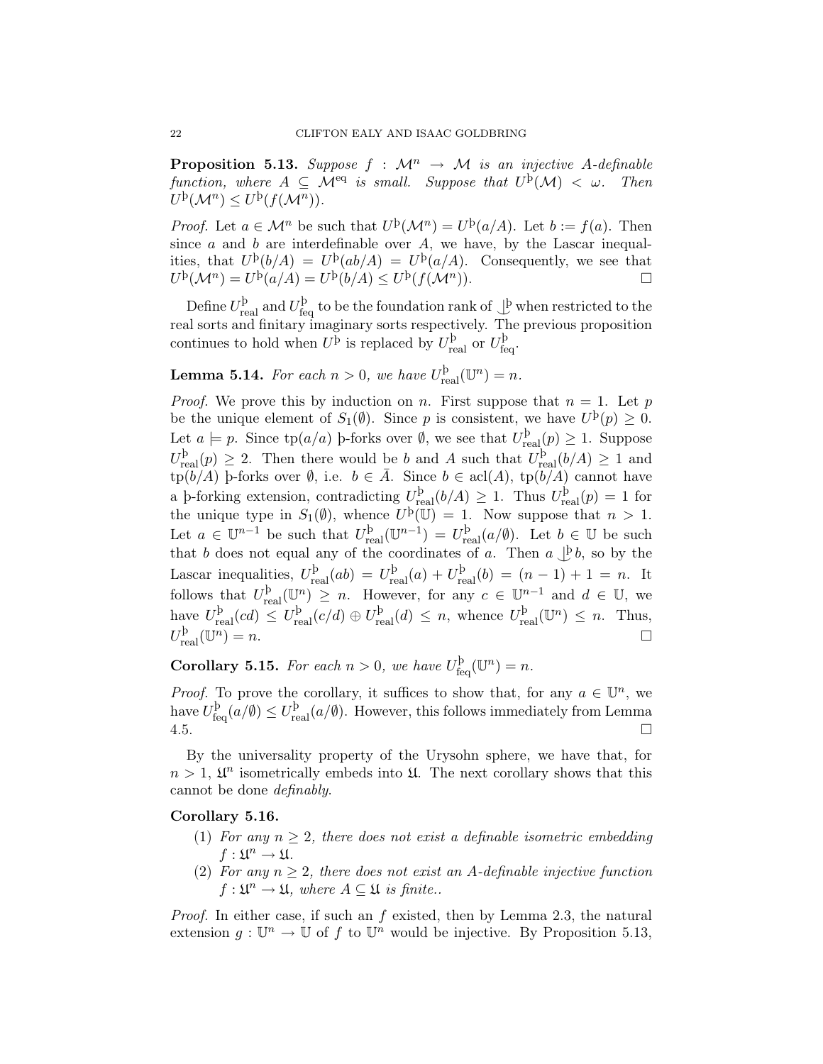**Proposition 5.13.** *Suppose $f : \mathcal{M}^n \to \mathcal{M}$ is an injective $A$-definable function, where $A \subseteq \mathcal{M}^{\text{eq}}$ is small. Suppose that $U^{\text{þ}}(\mathcal{M}) < \omega$. Then $U^{\text{þ}}(\mathcal{M}^n) \leq U^{\text{þ}}(f(\mathcal{M}^n))$.*

*Proof.* Let $a \in \mathcal{M}^n$ be such that $U^{\text{þ}}(\mathcal{M}^n) = U^{\text{þ}}(a/A)$. Let $b := f(a)$. Then since $a$ and $b$ are interdefinable over $A$, we have, by the Lascar inequalities, that $U^{\text{þ}}(b/A) = U^{\text{þ}}(ab/A) = U^{\text{þ}}(a/A)$. Consequently, we see that $U^{\text{þ}}(\mathcal{M}^n) = U^{\text{þ}}(a/A) = U^{\text{þ}}(b/A) \leq U^{\text{þ}}(f(\mathcal{M}^n))$. □

Define $U^{\text{þ}}_{\text{real}}$ and $U^{\text{þ}}_{\text{feq}}$ to be the foundation rank of $\mathop{\smile\!\!\!\!\!\!\mid}^{\text{þ}}$ when restricted to the real sorts and finitary imaginary sorts respectively. The previous proposition continues to hold when $U^{\text{þ}}$ is replaced by $U^{\text{þ}}_{\text{real}}$ or $U^{\text{þ}}_{\text{feq}}$.

**Lemma 5.14.** *For each $n > 0$, we have $U^{\text{þ}}_{\text{real}}(\mathbb{U}^n) = n$.*

*Proof.* We prove this by induction on $n$. First suppose that $n = 1$. Let $p$ be the unique element of $S_1(\emptyset)$. Since $p$ is consistent, we have $U^{\text{þ}}(p) \geq 0$. Let $a \models p$. Since $\text{tp}(a/a)$ þ-forks over $\emptyset$, we see that $U^{\text{þ}}_{\text{real}}(p) \geq 1$. Suppose $U^{\text{þ}}_{\text{real}}(p) \geq 2$. Then there would be $b$ and $A$ such that $U^{\text{þ}}_{\text{real}}(b/A) \geq 1$ and $\text{tp}(b/A)$ þ-forks over $\emptyset$, i.e. $b \in \bar{A}$. Since $b \in \text{acl}(A)$, $\text{tp}(b/A)$ cannot have a þ-forking extension, contradicting $U^{\text{þ}}_{\text{real}}(b/A) \geq 1$. Thus $U^{\text{þ}}_{\text{real}}(p) = 1$ for the unique type in $S_1(\emptyset)$, whence $U^{\text{þ}}(\mathbb{U}) = 1$. Now suppose that $n > 1$. Let $a \in \mathbb{U}^{n-1}$ be such that $U^{\text{þ}}_{\text{real}}(\mathbb{U}^{n-1}) = U^{\text{þ}}_{\text{real}}(a/\emptyset)$. Let $b \in \mathbb{U}$ be such that $b$ does not equal any of the coordinates of $a$. Then $a \mathop{\smile\!\!\!\!\!\!\mid}^{\text{þ}} b$, so by the Lascar inequalities, $U^{\text{þ}}_{\text{real}}(ab) = U^{\text{þ}}_{\text{real}}(a) + U^{\text{þ}}_{\text{real}}(b) = (n-1) + 1 = n$. It follows that $U^{\text{þ}}_{\text{real}}(\mathbb{U}^n) \geq n$. However, for any $c \in \mathbb{U}^{n-1}$ and $d \in \mathbb{U}$, we have $U^{\text{þ}}_{\text{real}}(cd) \leq U^{\text{þ}}_{\text{real}}(c/d) \oplus U^{\text{þ}}_{\text{real}}(d) \leq n$, whence $U^{\text{þ}}_{\text{real}}(\mathbb{U}^n) \leq n$. Thus, $U^{\text{þ}}_{\text{real}}(\mathbb{U}^n) = n$. □

**Corollary 5.15.** *For each $n > 0$, we have $U^{\text{þ}}_{\text{feq}}(\mathbb{U}^n) = n$.*

*Proof.* To prove the corollary, it suffices to show that, for any $a \in \mathbb{U}^n$, we have $U^{\text{þ}}_{\text{feq}}(a/\emptyset) \leq U^{\text{þ}}_{\text{real}}(a/\emptyset)$. However, this follows immediately from Lemma 4.5. □

By the universality property of the Urysohn sphere, we have that, for $n > 1$, $\mathfrak{U}^n$ isometrically embeds into $\mathfrak{U}$. The next corollary shows that this cannot be done *definably*.

**Corollary 5.16.**

1. *For any $n \geq 2$, there does not exist a definable isometric embedding $f : \mathfrak{U}^n \to \mathfrak{U}$.*
2. *For any $n \geq 2$, there does not exist an $A$-definable injective function $f : \mathfrak{U}^n \to \mathfrak{U}$, where $A \subseteq \mathfrak{U}$ is finite..*

*Proof.* In either case, if such an $f$ existed, then by Lemma 2.3, the natural extension $g : \mathbb{U}^n \to \mathbb{U}$ of $f$ to $\mathbb{U}^n$ would be injective. By Proposition 5.13,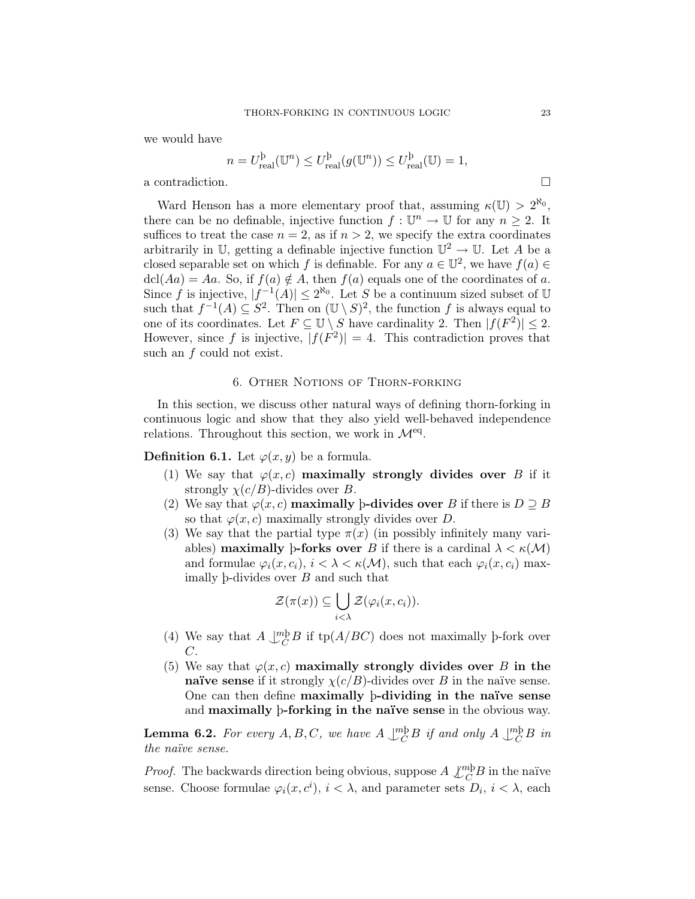we would have

$$n = U^{\text{þ}}_{\text{real}}(\mathbb{U}^n) \leq U^{\text{þ}}_{\text{real}}(g(\mathbb{U}^n)) \leq U^{\text{þ}}_{\text{real}}(\mathbb{U}) = 1,$$

a contradiction. $\square$

Ward Henson has a more elementary proof that, assuming $\kappa(\mathbb{U}) > 2^{\aleph_0}$, there can be no definable, injective function $f : \mathbb{U}^n \to \mathbb{U}$ for any $n \geq 2$. It suffices to treat the case $n = 2$, as if $n > 2$, we specify the extra coordinates arbitrarily in $\mathbb{U}$, getting a definable injective function $\mathbb{U}^2 \to \mathbb{U}$. Let $A$ be a closed separable set on which $f$ is definable. For any $a \in \mathbb{U}^2$, we have $f(a) \in \text{dcl}(Aa) = Aa$. So, if $f(a) \notin A$, then $f(a)$ equals one of the coordinates of $a$. Since $f$ is injective, $|f^{-1}(A)| \leq 2^{\aleph_0}$. Let $S$ be a continuum sized subset of $\mathbb{U}$ such that $f^{-1}(A) \subseteq S^2$. Then on $(\mathbb{U} \setminus S)^2$, the function $f$ is always equal to one of its coordinates. Let $F \subseteq \mathbb{U} \setminus S$ have cardinality 2. Then $|f(F^2)| \leq 2$. However, since $f$ is injective, $|f(F^2)| = 4$. This contradiction proves that such an $f$ could not exist.

## 6. Other Notions of Thorn-forking

In this section, we discuss other natural ways of defining thorn-forking in continuous logic and show that they also yield well-behaved independence relations. Throughout this section, we work in $\mathcal{M}^{\text{eq}}$.

**Definition 6.1.** Let $\varphi(x, y)$ be a formula.

(1) We say that $\varphi(x, c)$ **maximally strongly divides over** $B$ if it strongly $\chi(c/B)$-divides over $B$.
(2) We say that $\varphi(x, c)$ **maximally þ-divides over** $B$ if there is $D \supseteq B$ so that $\varphi(x, c)$ maximally strongly divides over $D$.
(3) We say that the partial type $\pi(x)$ (in possibly infinitely many variables) **maximally þ-forks over** $B$ if there is a cardinal $\lambda < \kappa(\mathcal{M})$ and formulae $\varphi_i(x, c_i)$, $i < \lambda < \kappa(\mathcal{M})$, such that each $\varphi_i(x, c_i)$ maximally þ-divides over $B$ and such that

$$\mathcal{Z}(\pi(x)) \subseteq \bigcup_{i<\lambda} \mathcal{Z}(\varphi_i(x, c_i)).$$

(4) We say that $A \mathop{\smile\!\!\!\!\!\mid}^{m\text{þ}}_C B$ if $\text{tp}(A/BC)$ does not maximally þ-fork over $C$.
(5) We say that $\varphi(x, c)$ **maximally strongly divides over** $B$ **in the naïve sense** if it strongly $\chi(c/B)$-divides over $B$ in the naïve sense. One can then define **maximally þ-dividing in the naïve sense** and **maximally þ-forking in the naïve sense** in the obvious way.

**Lemma 6.2.** *For every $A, B, C$, we have $A \mathop{\smile\!\!\!\!\!\mid}^{m\text{þ}}_C B$ if and only $A \mathop{\smile\!\!\!\!\!\mid}^{m\text{þ}}_C B$ in the naïve sense.*

*Proof.* The backwards direction being obvious, suppose $A \not\mathop{\smile\!\!\!\!\!\mid}^{m\text{þ}}_C B$ in the naïve sense. Choose formulae $\varphi_i(x, c^i)$, $i < \lambda$, and parameter sets $D_i$, $i < \lambda$, each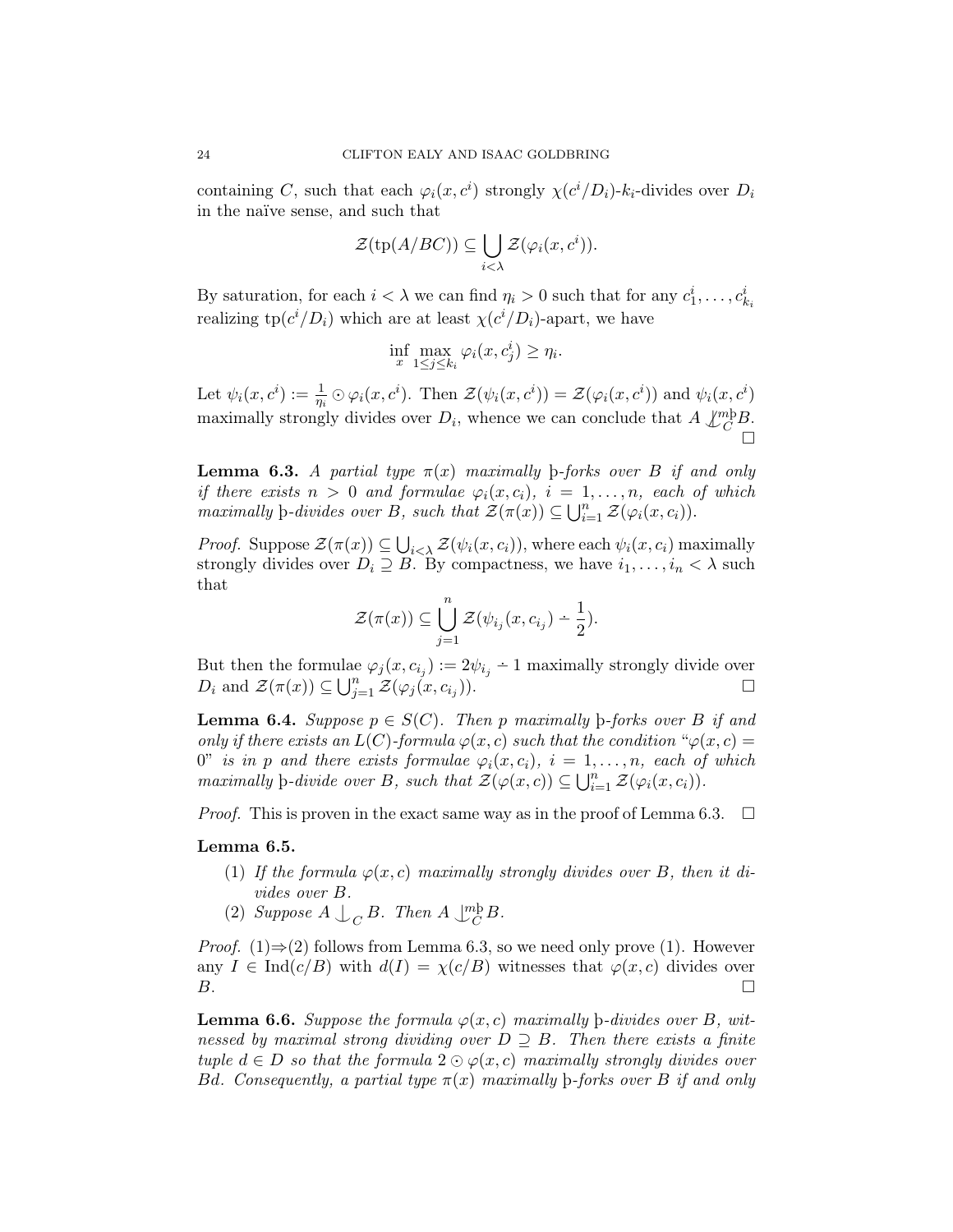containing $C$, such that each $\varphi_i(x, c^i)$ strongly $\chi(c^i/D_i)$-$k_i$-divides over $D_i$ in the naïve sense, and such that

$$\mathcal{Z}(\operatorname{tp}(A/BC)) \subseteq \bigcup_{i<\lambda} \mathcal{Z}(\varphi_i(x, c^i)).$$

By saturation, for each $i < \lambda$ we can find $\eta_i > 0$ such that for any $c^i_1, \ldots, c^i_{k_i}$ realizing $\operatorname{tp}(c^i/D_i)$ which are at least $\chi(c^i/D_i)$-apart, we have

$$\inf_x \max_{1 \leq j \leq k_i} \varphi_i(x, c^i_j) \geq \eta_i.$$

Let $\psi_i(x, c^i) := \frac{1}{\eta_i} \odot \varphi_i(x, c^i)$. Then $\mathcal{Z}(\psi_i(x, c^i)) = \mathcal{Z}(\varphi_i(x, c^i))$ and $\psi_i(x, c^i)$ maximally strongly divides over $D_i$, whence we can conclude that $A \not\downarrow^{m\text{þ}}_C B$. □

**Lemma 6.3.** *A partial type $\pi(x)$ maximally þ-forks over $B$ if and only if there exists $n > 0$ and formulae $\varphi_i(x, c_i)$, $i = 1, \ldots, n$, each of which maximally þ-divides over $B$, such that $\mathcal{Z}(\pi(x)) \subseteq \bigcup_{i=1}^n \mathcal{Z}(\varphi_i(x, c_i))$.*

*Proof.* Suppose $\mathcal{Z}(\pi(x)) \subseteq \bigcup_{i<\lambda} \mathcal{Z}(\psi_i(x, c_i))$, where each $\psi_i(x, c_i)$ maximally strongly divides over $D_i \supseteq B$. By compactness, we have $i_1, \ldots, i_n < \lambda$ such that

$$\mathcal{Z}(\pi(x)) \subseteq \bigcup_{j=1}^n \mathcal{Z}(\psi_{i_j}(x, c_{i_j}) \dot{-} \frac{1}{2}).$$

But then the formulae $\varphi_j(x, c_{i_j}) := 2\psi_{i_j} \dot{-} 1$ maximally strongly divide over $D_i$ and $\mathcal{Z}(\pi(x)) \subseteq \bigcup_{j=1}^n \mathcal{Z}(\varphi_j(x, c_{i_j}))$. □

**Lemma 6.4.** *Suppose $p \in S(C)$. Then $p$ maximally þ-forks over $B$ if and only if there exists an $L(C)$-formula $\varphi(x, c)$ such that the condition "$\varphi(x, c) = 0$" is in $p$ and there exists formulae $\varphi_i(x, c_i)$, $i = 1, \ldots, n$, each of which maximally þ-divide over $B$, such that $\mathcal{Z}(\varphi(x, c)) \subseteq \bigcup_{i=1}^n \mathcal{Z}(\varphi_i(x, c_i))$.*

*Proof.* This is proven in the exact same way as in the proof of Lemma 6.3. □

**Lemma 6.5.**

1. *If the formula $\varphi(x, c)$ maximally strongly divides over $B$, then it divides over $B$.*
2. *Suppose $A \downarrow_C B$. Then $A \downarrow^{m\text{þ}}_C B$.*

*Proof.* (1)⇒(2) follows from Lemma 6.3, so we need only prove (1). However any $I \in \operatorname{Ind}(c/B)$ with $d(I) = \chi(c/B)$ witnesses that $\varphi(x, c)$ divides over $B$. □

**Lemma 6.6.** *Suppose the formula $\varphi(x, c)$ maximally þ-divides over $B$, witnessed by maximal strong dividing over $D \supseteq B$. Then there exists a finite tuple $d \in D$ so that the formula $2 \odot \varphi(x, c)$ maximally strongly divides over $Bd$. Consequently, a partial type $\pi(x)$ maximally þ-forks over $B$ if and only*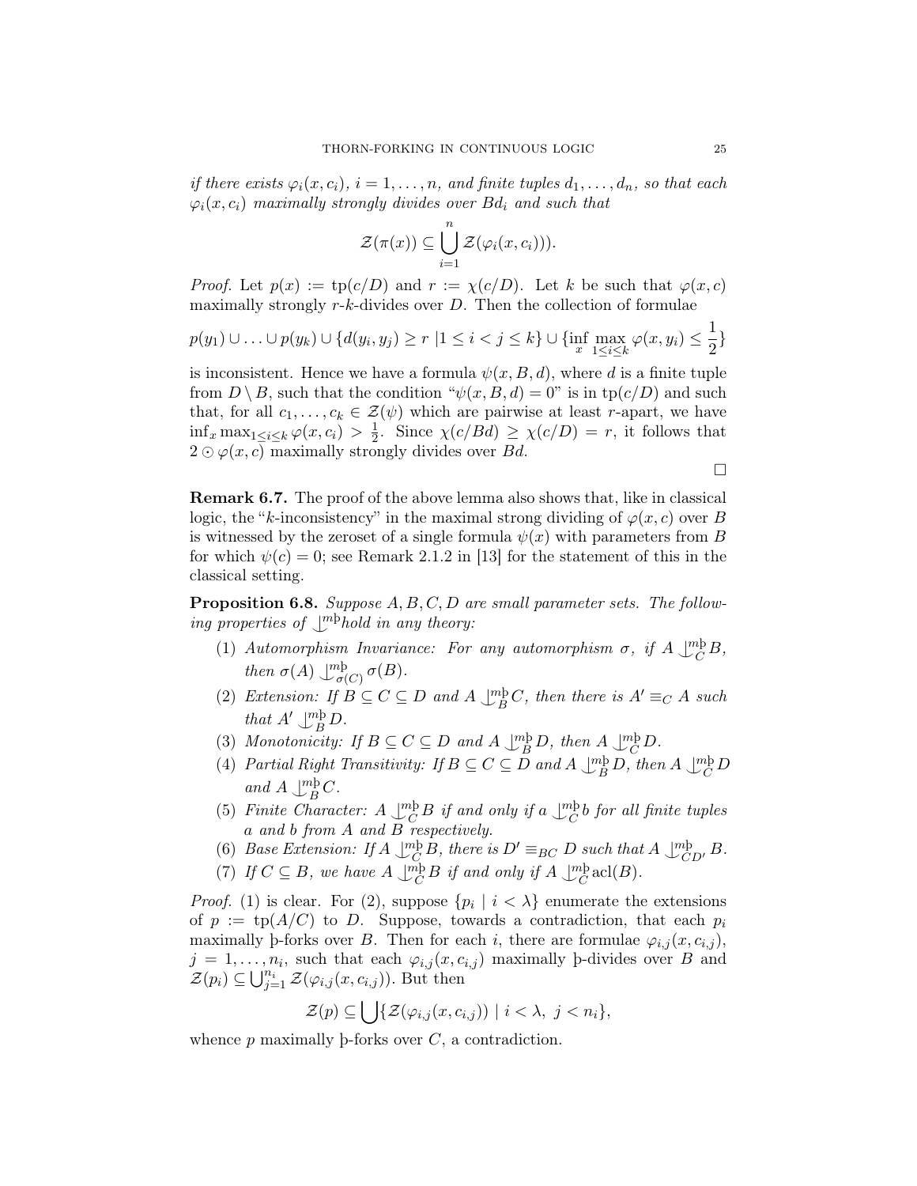*if there exists $\varphi_i(x, c_i)$, $i = 1, \ldots, n$, and finite tuples $d_1, \ldots, d_n$, so that each $\varphi_i(x, c_i)$ maximally strongly divides over $Bd_i$ and such that*

$$\mathcal{Z}(\pi(x)) \subseteq \bigcup_{i=1}^{n} \mathcal{Z}(\varphi_i(x, c_i))).$$

*Proof.* Let $p(x) := \text{tp}(c/D)$ and $r := \chi(c/D)$. Let $k$ be such that $\varphi(x, c)$ maximally strongly $r$-$k$-divides over $D$. Then the collection of formulae

$$p(y_1) \cup \ldots \cup p(y_k) \cup \{d(y_i, y_j) \geq r \mid 1 \leq i < j \leq k\} \cup \{\inf_x \max_{1 \leq i \leq k} \varphi(x, y_i) \leq \frac{1}{2}\}$$

is inconsistent. Hence we have a formula $\psi(x, B, d)$, where $d$ is a finite tuple from $D \setminus B$, such that the condition "$\psi(x, B, d) = 0$" is in $\text{tp}(c/D)$ and such that, for all $c_1, \ldots, c_k \in \mathcal{Z}(\psi)$ which are pairwise at least $r$-apart, we have $\inf_x \max_{1 \leq i \leq k} \varphi(x, c_i) > \frac{1}{2}$. Since $\chi(c/Bd) \geq \chi(c/D) = r$, it follows that $2 \odot \varphi(x, c)$ maximally strongly divides over $Bd$.

□

**Remark 6.7.** The proof of the above lemma also shows that, like in classical logic, the "$k$-inconsistency" in the maximal strong dividing of $\varphi(x, c)$ over $B$ is witnessed by the zeroset of a single formula $\psi(x)$ with parameters from $B$ for which $\psi(c) = 0$; see Remark 2.1.2 in [13] for the statement of this in the classical setting.

**Proposition 6.8.** *Suppose $A, B, C, D$ are small parameter sets. The following properties of $\downarrow^{m\text{þ}}$ hold in any theory:*

1. *Automorphism Invariance: For any automorphism $\sigma$, if $A \downarrow^{m\text{þ}}_C B$, then $\sigma(A) \downarrow^{m\text{þ}}_{\sigma(C)} \sigma(B)$.*
2. *Extension: If $B \subseteq C \subseteq D$ and $A \downarrow^{m\text{þ}}_B C$, then there is $A' \equiv_C A$ such that $A' \downarrow^{m\text{þ}}_B D$.*
3. *Monotonicity: If $B \subseteq C \subseteq D$ and $A \downarrow^{m\text{þ}}_B D$, then $A \downarrow^{m\text{þ}}_C D$.*
4. *Partial Right Transitivity: If $B \subseteq C \subseteq D$ and $A \downarrow^{m\text{þ}}_B D$, then $A \downarrow^{m\text{þ}}_C D$ and $A \downarrow^{m\text{þ}}_B C$.*
5. *Finite Character: $A \downarrow^{m\text{þ}}_C B$ if and only if $a \downarrow^{m\text{þ}}_C b$ for all finite tuples $a$ and $b$ from $A$ and $B$ respectively.*
6. *Base Extension: If $A \downarrow^{m\text{þ}}_C B$, there is $D' \equiv_{BC} D$ such that $A \downarrow^{m\text{þ}}_{CD'} B$.*
7. *If $C \subseteq B$, we have $A \downarrow^{m\text{þ}}_C B$ if and only if $A \downarrow^{m\text{þ}}_C \text{acl}(B)$.*

*Proof.* (1) is clear. For (2), suppose $\{p_i \mid i < \lambda\}$ enumerate the extensions of $p := \text{tp}(A/C)$ to $D$. Suppose, towards a contradiction, that each $p_i$ maximally þ-forks over $B$. Then for each $i$, there are formulae $\varphi_{i,j}(x, c_{i,j})$, $j = 1, \ldots, n_i$, such that each $\varphi_{i,j}(x, c_{i,j})$ maximally þ-divides over $B$ and $\mathcal{Z}(p_i) \subseteq \bigcup_{j=1}^{n_i} \mathcal{Z}(\varphi_{i,j}(x, c_{i,j}))$. But then

$$\mathcal{Z}(p) \subseteq \bigcup \{\mathcal{Z}(\varphi_{i,j}(x, c_{i,j})) \mid i < \lambda,\ j < n_i\},$$

whence $p$ maximally þ-forks over $C$, a contradiction.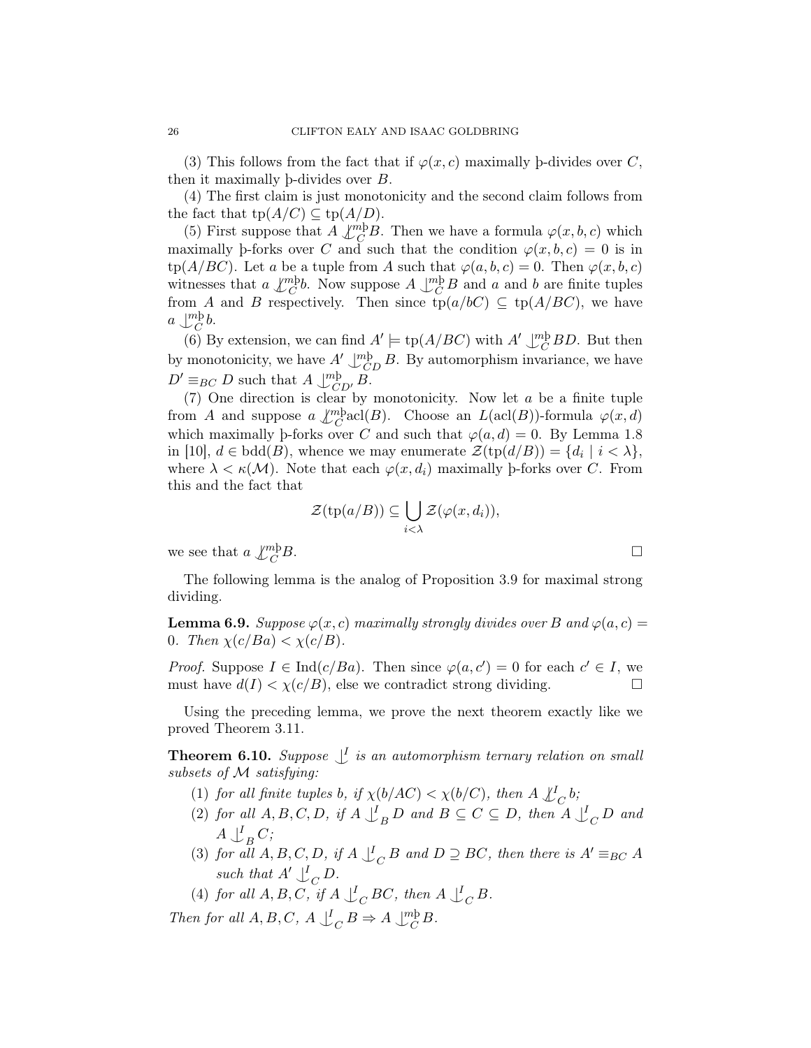(3) This follows from the fact that if $\varphi(x,c)$ maximally þ-divides over $C$, then it maximally þ-divides over $B$.

(4) The first claim is just monotonicity and the second claim follows from the fact that $\mathrm{tp}(A/C) \subseteq \mathrm{tp}(A/D)$.

(5) First suppose that $A \not\mathop{\smile}\limits^{m\text{þ}}_{C} B$. Then we have a formula $\varphi(x,b,c)$ which maximally þ-forks over $C$ and such that the condition $\varphi(x,b,c) = 0$ is in $\mathrm{tp}(A/BC)$. Let $a$ be a tuple from $A$ such that $\varphi(a,b,c) = 0$. Then $\varphi(x,b,c)$ witnesses that $a \not\mathop{\smile}\limits^{m\text{þ}}_{C} b$. Now suppose $A \mathop{\smile}\limits^{m\text{þ}}_{C} B$ and $a$ and $b$ are finite tuples from $A$ and $B$ respectively. Then since $\mathrm{tp}(a/bC) \subseteq \mathrm{tp}(A/BC)$, we have $a \mathop{\smile}\limits^{m\text{þ}}_{C} b$.

(6) By extension, we can find $A' \models \mathrm{tp}(A/BC)$ with $A' \mathop{\smile}\limits^{m\text{þ}}_{C} BD$. But then by monotonicity, we have $A' \mathop{\smile}\limits^{m\text{þ}}_{CD} B$. By automorphism invariance, we have $D' \equiv_{BC} D$ such that $A \mathop{\smile}\limits^{m\text{þ}}_{CD'} B$.

(7) One direction is clear by monotonicity. Now let $a$ be a finite tuple from $A$ and suppose $a \not\mathop{\smile}\limits^{m\text{þ}}_{C} \mathrm{acl}(B)$. Choose an $L(\mathrm{acl}(B))$-formula $\varphi(x,d)$ which maximally þ-forks over $C$ and such that $\varphi(a,d) = 0$. By Lemma 1.8 in [10], $d \in \mathrm{bdd}(B)$, whence we may enumerate $\mathcal{Z}(\mathrm{tp}(d/B)) = \{d_i \mid i < \lambda\}$, where $\lambda < \kappa(\mathcal{M})$. Note that each $\varphi(x,d_i)$ maximally þ-forks over $C$. From this and the fact that

$$\mathcal{Z}(\mathrm{tp}(a/B)) \subseteq \bigcup_{i<\lambda} \mathcal{Z}(\varphi(x,d_i)),$$

we see that $a \not\mathop{\smile}\limits^{m\text{þ}}_{C} B$. $\square$

The following lemma is the analog of Proposition 3.9 for maximal strong dividing.

**Lemma 6.9.** *Suppose $\varphi(x,c)$ maximally strongly divides over $B$ and $\varphi(a,c) = 0$. Then $\chi(c/Ba) < \chi(c/B)$.*

*Proof.* Suppose $I \in \mathrm{Ind}(c/Ba)$. Then since $\varphi(a,c') = 0$ for each $c' \in I$, we must have $d(I) < \chi(c/B)$, else we contradict strong dividing. $\square$

Using the preceding lemma, we prove the next theorem exactly like we proved Theorem 3.11.

**Theorem 6.10.** *Suppose $\mathop{\smile}\limits^{I}$ is an automorphism ternary relation on small subsets of $\mathcal{M}$ satisfying:*

1. *for all finite tuples $b$, if $\chi(b/AC) < \chi(b/C)$, then $A \not\mathop{\smile}\limits^{I}_{C} b$;*
2. *for all $A,B,C,D$, if $A \mathop{\smile}\limits^{I}_{B} D$ and $B \subseteq C \subseteq D$, then $A \mathop{\smile}\limits^{I}_{C} D$ and $A \mathop{\smile}\limits^{I}_{B} C$;*
3. *for all $A,B,C,D$, if $A \mathop{\smile}\limits^{I}_{C} B$ and $D \supseteq BC$, then there is $A' \equiv_{BC} A$ such that $A' \mathop{\smile}\limits^{I}_{C} D$.*
4. *for all $A,B,C$, if $A \mathop{\smile}\limits^{I}_{C} BC$, then $A \mathop{\smile}\limits^{I}_{C} B$.*

*Then for all $A,B,C$, $A \mathop{\smile}\limits^{I}_{C} B \Rightarrow A \mathop{\smile}\limits^{m\text{þ}}_{C} B$.*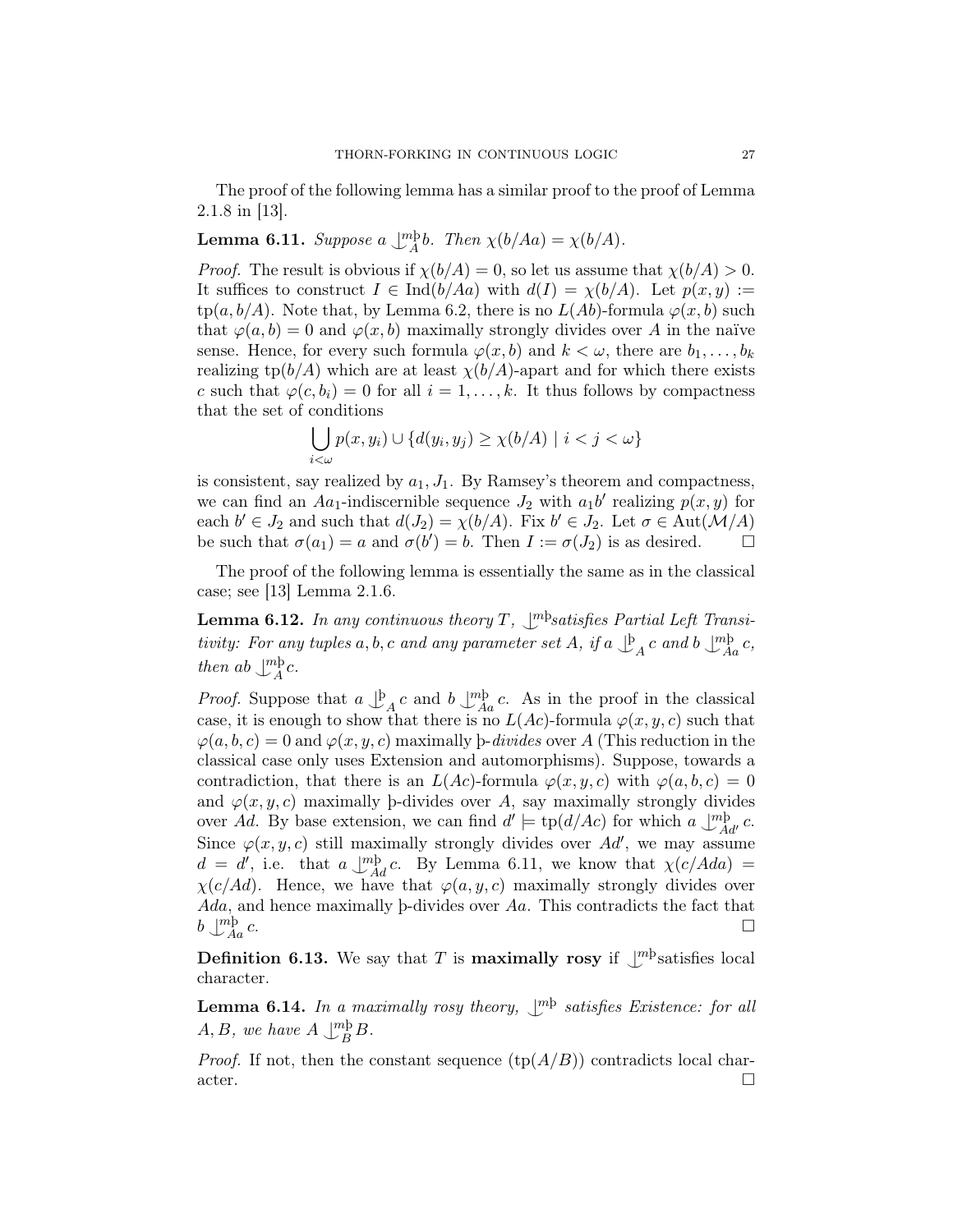The proof of the following lemma has a similar proof to the proof of Lemma 2.1.8 in [13].

**Lemma 6.11.** *Suppose $a \mathop{\smile\!\!\!\!\!\!|}^{m þ}_A b$. Then $\chi(b/Aa) = \chi(b/A)$.*

*Proof.* The result is obvious if $\chi(b/A) = 0$, so let us assume that $\chi(b/A) > 0$. It suffices to construct $I \in \mathrm{Ind}(b/Aa)$ with $d(I) = \chi(b/A)$. Let $p(x, y) := \mathrm{tp}(a, b/A)$. Note that, by Lemma 6.2, there is no $L(Ab)$-formula $\varphi(x, b)$ such that $\varphi(a, b) = 0$ and $\varphi(x, b)$ maximally strongly divides over $A$ in the naïve sense. Hence, for every such formula $\varphi(x, b)$ and $k < \omega$, there are $b_1, \ldots, b_k$ realizing $\mathrm{tp}(b/A)$ which are at least $\chi(b/A)$-apart and for which there exists $c$ such that $\varphi(c, b_i) = 0$ for all $i = 1, \ldots, k$. It thus follows by compactness that the set of conditions

$$\bigcup_{i<\omega} p(x, y_i) \cup \{d(y_i, y_j) \geq \chi(b/A) \mid i < j < \omega\}$$

is consistent, say realized by $a_1, J_1$. By Ramsey's theorem and compactness, we can find an $Aa_1$-indiscernible sequence $J_2$ with $a_1 b'$ realizing $p(x, y)$ for each $b' \in J_2$ and such that $d(J_2) = \chi(b/A)$. Fix $b' \in J_2$. Let $\sigma \in \mathrm{Aut}(\mathcal{M}/A)$ be such that $\sigma(a_1) = a$ and $\sigma(b') = b$. Then $I := \sigma(J_2)$ is as desired. $\square$

The proof of the following lemma is essentially the same as in the classical case; see [13] Lemma 2.1.6.

**Lemma 6.12.** *In any continuous theory $T$, $\mathop{\smile\!\!\!\!\!\!|}^{m þ}$ satisfies Partial Left Transitivity: For any tuples $a, b, c$ and any parameter set $A$, if $a \mathop{\smile\!\!\!\!\!\!|}^{þ}_A c$ and $b \mathop{\smile\!\!\!\!\!\!|}^{m þ}_{Aa} c$, then $ab \mathop{\smile\!\!\!\!\!\!|}^{m þ}_A c$.*

*Proof.* Suppose that $a \mathop{\smile\!\!\!\!\!\!|}^{þ}_A c$ and $b \mathop{\smile\!\!\!\!\!\!|}^{m þ}_{Aa} c$. As in the proof in the classical case, it is enough to show that there is no $L(Ac)$-formula $\varphi(x, y, c)$ such that $\varphi(a, b, c) = 0$ and $\varphi(x, y, c)$ maximally þ-*divides* over $A$ (This reduction in the classical case only uses Extension and automorphisms). Suppose, towards a contradiction, that there is an $L(Ac)$-formula $\varphi(x, y, c)$ with $\varphi(a, b, c) = 0$ and $\varphi(x, y, c)$ maximally þ-divides over $A$, say maximally strongly divides over $Ad$. By base extension, we can find $d' \models \mathrm{tp}(d/Ac)$ for which $a \mathop{\smile\!\!\!\!\!\!|}^{m þ}_{Ad'} c$. Since $\varphi(x, y, c)$ still maximally strongly divides over $Ad'$, we may assume $d = d'$, i.e. that $a \mathop{\smile\!\!\!\!\!\!|}^{m þ}_{Ad} c$. By Lemma 6.11, we know that $\chi(c/Ada) = \chi(c/Ad)$. Hence, we have that $\varphi(a, y, c)$ maximally strongly divides over $Ada$, and hence maximally þ-divides over $Aa$. This contradicts the fact that $b \mathop{\smile\!\!\!\!\!\!|}^{m þ}_{Aa} c$. $\square$

**Definition 6.13.** We say that $T$ is **maximally rosy** if $\mathop{\smile\!\!\!\!\!\!|}^{m þ}$ satisfies local character.

**Lemma 6.14.** *In a maximally rosy theory, $\mathop{\smile\!\!\!\!\!\!|}^{m þ}$ satisfies Existence: for all $A, B$, we have $A \mathop{\smile\!\!\!\!\!\!|}^{m þ}_B B$.*

*Proof.* If not, then the constant sequence $(\mathrm{tp}(A/B))$ contradicts local character. $\square$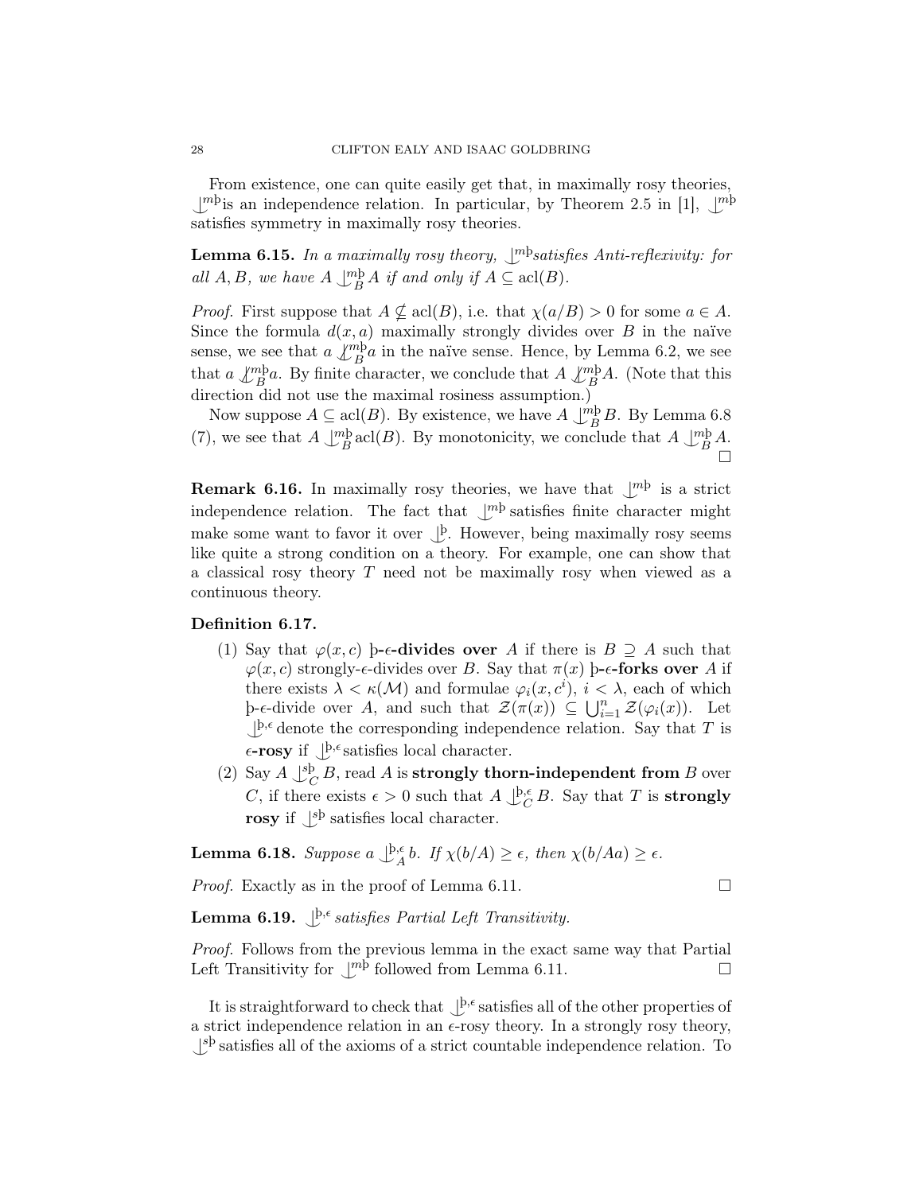From existence, one can quite easily get that, in maximally rosy theories, $\mathop{\smile\hskip -0.9em ^{|}}^{m\text{þ}}$ is an independence relation. In particular, by Theorem 2.5 in [1], $\mathop{\smile\hskip -0.9em ^{|}}^{m\text{þ}}$ satisfies symmetry in maximally rosy theories.

**Lemma 6.15.** *In a maximally rosy theory, $\mathop{\smile\hskip -0.9em ^{|}}^{m\text{þ}}$ satisfies Anti-reflexivity: for all $A, B$, we have $A \mathop{\smile\hskip -0.9em ^{|}}^{m\text{þ}}_B A$ if and only if $A \subseteq \operatorname{acl}(B)$.*

*Proof.* First suppose that $A \not\subseteq \operatorname{acl}(B)$, i.e. that $\chi(a/B) > 0$ for some $a \in A$. Since the formula $d(x, a)$ maximally strongly divides over $B$ in the naïve sense, we see that $a \not\mathop{\smile\hskip -0.9em ^{|}}^{m\text{þ}}_B a$ in the naïve sense. Hence, by Lemma 6.2, we see that $a \not\mathop{\smile\hskip -0.9em ^{|}}^{m\text{þ}}_B a$. By finite character, we conclude that $A \not\mathop{\smile\hskip -0.9em ^{|}}^{m\text{þ}}_B A$. (Note that this direction did not use the maximal rosiness assumption.)

Now suppose $A \subseteq \operatorname{acl}(B)$. By existence, we have $A \mathop{\smile\hskip -0.9em ^{|}}^{m\text{þ}}_B B$. By Lemma 6.8 (7), we see that $A \mathop{\smile\hskip -0.9em ^{|}}^{m\text{þ}}_B \operatorname{acl}(B)$. By monotonicity, we conclude that $A \mathop{\smile\hskip -0.9em ^{|}}^{m\text{þ}}_B A$. □

**Remark 6.16.** In maximally rosy theories, we have that $\mathop{\smile\hskip -0.9em ^{|}}^{m\text{þ}}$ is a strict independence relation. The fact that $\mathop{\smile\hskip -0.9em ^{|}}^{m\text{þ}}$ satisfies finite character might make some want to favor it over $\mathop{\smile\hskip -0.9em ^{|}}^{\text{þ}}$. However, being maximally rosy seems like quite a strong condition on a theory. For example, one can show that a classical rosy theory $T$ need not be maximally rosy when viewed as a continuous theory.

**Definition 6.17.**

1. Say that $\varphi(x, c)$ **þ-$\epsilon$-divides over** $A$ if there is $B \supseteq A$ such that $\varphi(x, c)$ strongly-$\epsilon$-divides over $B$. Say that $\pi(x)$ **þ-$\epsilon$-forks over** $A$ if there exists $\lambda < \kappa(\mathcal{M})$ and formulae $\varphi_i(x, c^i)$, $i < \lambda$, each of which þ-$\epsilon$-divide over $A$, and such that $\mathcal{Z}(\pi(x)) \subseteq \bigcup_{i=1}^{n} \mathcal{Z}(\varphi_i(x))$. Let $\mathop{\smile\hskip -0.9em ^{|}}^{\text{þ},\epsilon}$ denote the corresponding independence relation. Say that $T$ is **$\epsilon$-rosy** if $\mathop{\smile\hskip -0.9em ^{|}}^{\text{þ},\epsilon}$ satisfies local character.
2. Say $A \mathop{\smile\hskip -0.9em ^{|}}^{s\text{þ}}_C B$, read $A$ is **strongly thorn-independent from** $B$ over $C$, if there exists $\epsilon > 0$ such that $A \mathop{\smile\hskip -0.9em ^{|}}^{\text{þ},\epsilon}_C B$. Say that $T$ is **strongly rosy** if $\mathop{\smile\hskip -0.9em ^{|}}^{s\text{þ}}$ satisfies local character.

**Lemma 6.18.** *Suppose $a \mathop{\smile\hskip -0.9em ^{|}}^{\text{þ},\epsilon}_A b$. If $\chi(b/A) \geq \epsilon$, then $\chi(b/Aa) \geq \epsilon$.*

*Proof.* Exactly as in the proof of Lemma 6.11. □

**Lemma 6.19.** *$\mathop{\smile\hskip -0.9em ^{|}}^{\text{þ},\epsilon}$ satisfies Partial Left Transitivity.*

*Proof.* Follows from the previous lemma in the exact same way that Partial Left Transitivity for $\mathop{\smile\hskip -0.9em ^{|}}^{m\text{þ}}$ followed from Lemma 6.11. □

It is straightforward to check that $\mathop{\smile\hskip -0.9em ^{|}}^{\text{þ},\epsilon}$ satisfies all of the other properties of a strict independence relation in an $\epsilon$-rosy theory. In a strongly rosy theory, $\mathop{\smile\hskip -0.9em ^{|}}^{s\text{þ}}$ satisfies all of the axioms of a strict countable independence relation. To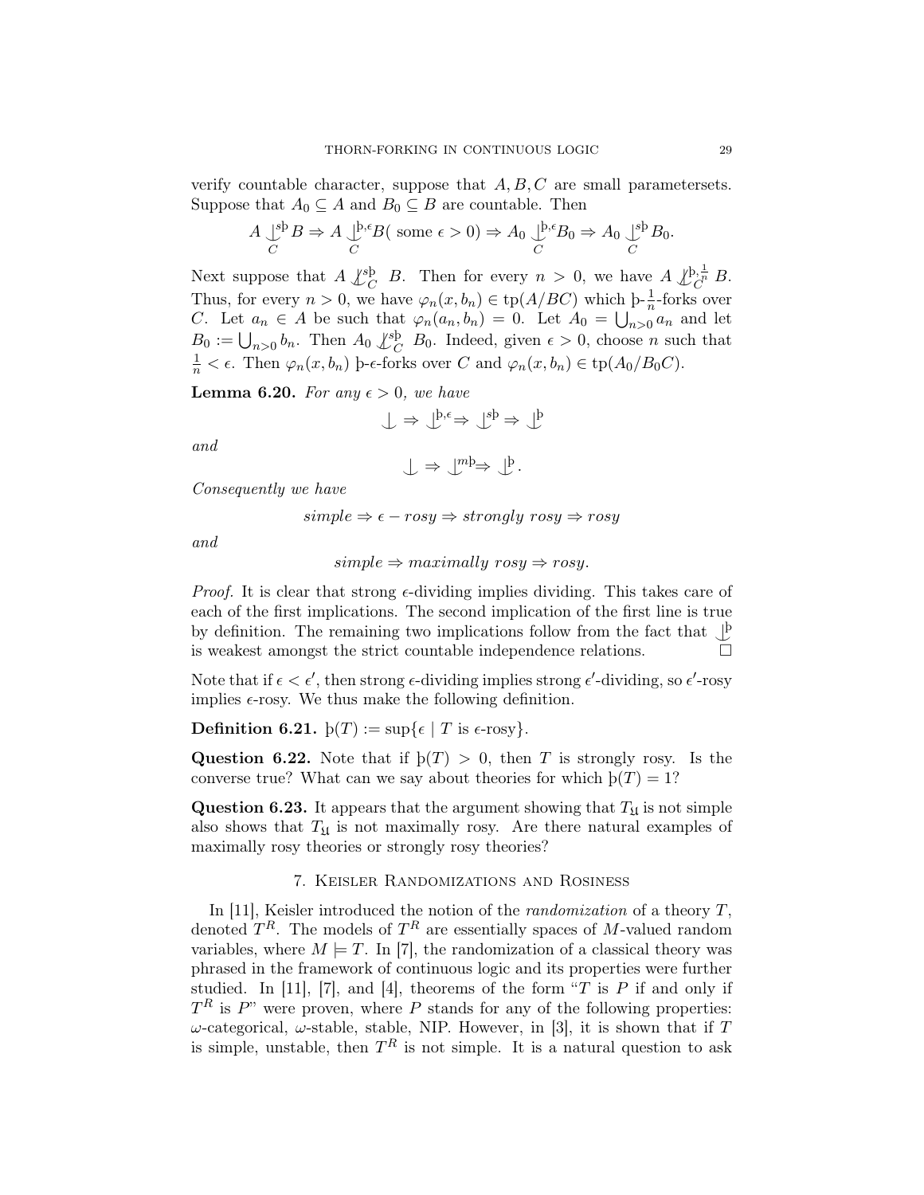verify countable character, suppose that $A, B, C$ are small parametersets. Suppose that $A_0 \subseteq A$ and $B_0 \subseteq B$ are countable. Then

$$A \mathop{\smile\!\!\!\!\!\!|}_{C}^{s\text{þ}} B \Rightarrow A \mathop{\smile\!\!\!\!\!\!|}_{C}^{\text{þ},\epsilon} B (\text{ some } \epsilon > 0) \Rightarrow A_0 \mathop{\smile\!\!\!\!\!\!|}_{C}^{\text{þ},\epsilon} B_0 \Rightarrow A_0 \mathop{\smile\!\!\!\!\!\!|}_{C}^{s\text{þ}} B_0.$$

Next suppose that $A \not\mathop{\smile\!\!\!\!\!\!|}_{C}^{s\text{þ}} B$. Then for every $n > 0$, we have $A \not\mathop{\smile\!\!\!\!\!\!|}_{C}^{\text{þ},\frac{1}{n}} B$. Thus, for every $n > 0$, we have $\varphi_n(x, b_n) \in \text{tp}(A/BC)$ which þ-$\frac{1}{n}$-forks over $C$. Let $a_n \in A$ be such that $\varphi_n(a_n, b_n) = 0$. Let $A_0 = \bigcup_{n>0} a_n$ and let $B_0 := \bigcup_{n>0} b_n$. Then $A_0 \not\mathop{\smile\!\!\!\!\!\!|}_{C}^{s\text{þ}} B_0$. Indeed, given $\epsilon > 0$, choose $n$ such that $\frac{1}{n} < \epsilon$. Then $\varphi_n(x, b_n)$ þ-$\epsilon$-forks over $C$ and $\varphi_n(x, b_n) \in \text{tp}(A_0/B_0C)$.

**Lemma 6.20.** *For any $\epsilon > 0$, we have*

$$\mathop{\smile\!\!\!\!\!\!|} \Rightarrow \mathop{\smile\!\!\!\!\!\!|}^{\text{þ},\epsilon} \Rightarrow \mathop{\smile\!\!\!\!\!\!|}^{s\text{þ}} \Rightarrow \mathop{\smile\!\!\!\!\!\!|}^{\text{þ}}$$

*and*

$$\mathop{\smile\!\!\!\!\!\!|} \Rightarrow \mathop{\smile\!\!\!\!\!\!|}^{m\text{þ}} \Rightarrow \mathop{\smile\!\!\!\!\!\!|}^{\text{þ}}.$$

*Consequently we have*

$$simple \Rightarrow \epsilon - rosy \Rightarrow strongly\ rosy \Rightarrow rosy$$

*and*

$$simple \Rightarrow maximally\ rosy \Rightarrow rosy.$$

*Proof.* It is clear that strong $\epsilon$-dividing implies dividing. This takes care of each of the first implications. The second implication of the first line is true by definition. The remaining two implications follow from the fact that $\mathop{\smile\!\!\!\!\!\!|}^{\text{þ}}$ is weakest amongst the strict countable independence relations. $\square$

Note that if $\epsilon < \epsilon'$, then strong $\epsilon$-dividing implies strong $\epsilon'$-dividing, so $\epsilon'$-rosy implies $\epsilon$-rosy. We thus make the following definition.

**Definition 6.21.** $\text{þ}(T) := \sup\{\epsilon \mid T \text{ is } \epsilon\text{-rosy}\}$.

**Question 6.22.** Note that if $\text{þ}(T) > 0$, then $T$ is strongly rosy. Is the converse true? What can we say about theories for which $\text{þ}(T) = 1$?

**Question 6.23.** It appears that the argument showing that $T_{\mathfrak{U}}$ is not simple also shows that $T_{\mathfrak{U}}$ is not maximally rosy. Are there natural examples of maximally rosy theories or strongly rosy theories?

## 7. Keisler Randomizations and Rosiness

In [11], Keisler introduced the notion of the *randomization* of a theory $T$, denoted $T^R$. The models of $T^R$ are essentially spaces of $M$-valued random variables, where $M \models T$. In [7], the randomization of a classical theory was phrased in the framework of continuous logic and its properties were further studied. In [11], [7], and [4], theorems of the form "$T$ is $P$ if and only if $T^R$ is $P$" were proven, where $P$ stands for any of the following properties: $\omega$-categorical, $\omega$-stable, stable, NIP. However, in [3], it is shown that if $T$ is simple, unstable, then $T^R$ is not simple. It is a natural question to ask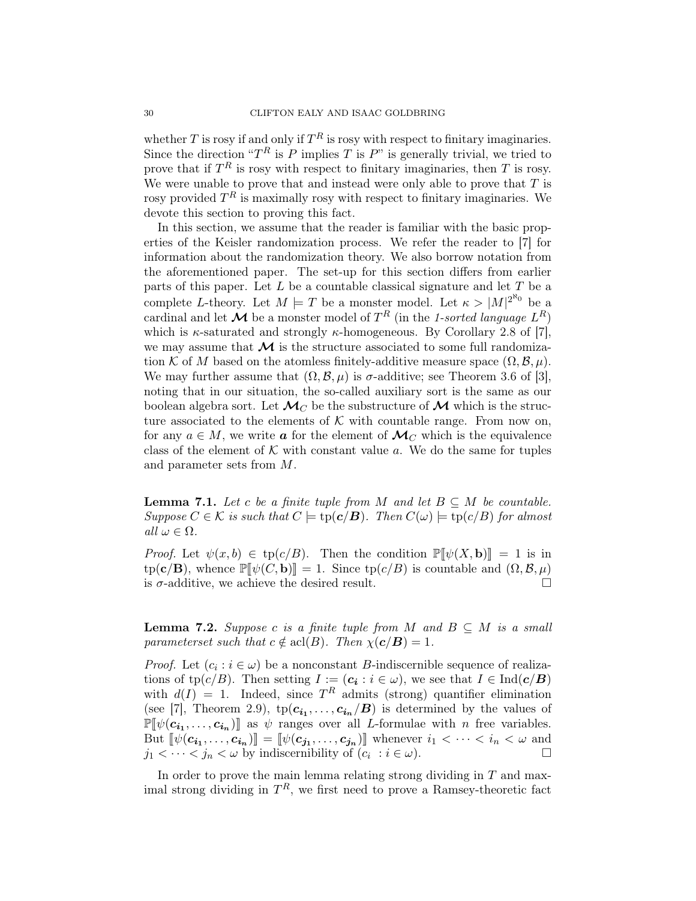whether $T$ is rosy if and only if $T^R$ is rosy with respect to finitary imaginaries. Since the direction "$T^R$ is $P$ implies $T$ is $P$" is generally trivial, we tried to prove that if $T^R$ is rosy with respect to finitary imaginaries, then $T$ is rosy. We were unable to prove that and instead were only able to prove that $T$ is rosy provided $T^R$ is maximally rosy with respect to finitary imaginaries. We devote this section to proving this fact.

In this section, we assume that the reader is familiar with the basic properties of the Keisler randomization process. We refer the reader to [7] for information about the randomization theory. We also borrow notation from the aforementioned paper. The set-up for this section differs from earlier parts of this paper. Let $L$ be a countable classical signature and let $T$ be a complete $L$-theory. Let $M \models T$ be a monster model. Let $\kappa > |M|^{2^{\aleph_0}}$ be a cardinal and let $\boldsymbol{\mathcal{M}}$ be a monster model of $T^R$ (in the *1-sorted language* $L^R$) which is $\kappa$-saturated and strongly $\kappa$-homogeneous. By Corollary 2.8 of [7], we may assume that $\boldsymbol{\mathcal{M}}$ is the structure associated to some full randomization $\mathcal{K}$ of $M$ based on the atomless finitely-additive measure space $(\Omega, \mathcal{B}, \mu)$. We may further assume that $(\Omega, \mathcal{B}, \mu)$ is $\sigma$-additive; see Theorem 3.6 of [3], noting that in our situation, the so-called auxiliary sort is the same as our boolean algebra sort. Let $\boldsymbol{\mathcal{M}}_C$ be the substructure of $\boldsymbol{\mathcal{M}}$ which is the structure associated to the elements of $\mathcal{K}$ with countable range. From now on, for any $a \in M$, we write $\boldsymbol{a}$ for the element of $\boldsymbol{\mathcal{M}}_C$ which is the equivalence class of the element of $\mathcal{K}$ with constant value $a$. We do the same for tuples and parameter sets from $M$.

**Lemma 7.1.** *Let $c$ be a finite tuple from $M$ and let $B \subseteq M$ be countable. Suppose $C \in \mathcal{K}$ is such that $C \models \mathrm{tp}(\boldsymbol{c}/\boldsymbol{B})$. Then $C(\omega) \models \mathrm{tp}(c/B)$ for almost all $\omega \in \Omega$.*

*Proof.* Let $\psi(x, b) \in \mathrm{tp}(c/B)$. Then the condition $\mathbb{P}[\![\psi(X, \mathbf{b})]\!] = 1$ is in $\mathrm{tp}(\mathbf{c}/\mathbf{B})$, whence $\mathbb{P}[\![\psi(C, \mathbf{b})]\!] = 1$. Since $\mathrm{tp}(c/B)$ is countable and $(\Omega, \mathcal{B}, \mu)$ is $\sigma$-additive, we achieve the desired result. $\square$

**Lemma 7.2.** *Suppose $c$ is a finite tuple from $M$ and $B \subseteq M$ is a small parameterset such that $c \notin \mathrm{acl}(B)$. Then $\chi(\boldsymbol{c}/\boldsymbol{B}) = 1$.*

*Proof.* Let $(c_i : i \in \omega)$ be a nonconstant $B$-indiscernible sequence of realizations of $\mathrm{tp}(c/B)$. Then setting $I := (\boldsymbol{c_i} : i \in \omega)$, we see that $I \in \mathrm{Ind}(\boldsymbol{c}/\boldsymbol{B})$ with $d(I) = 1$. Indeed, since $T^R$ admits (strong) quantifier elimination (see [7], Theorem 2.9), $\mathrm{tp}(\boldsymbol{c_{i_1}}, \ldots, \boldsymbol{c_{i_n}}/\boldsymbol{B})$ is determined by the values of $\mathbb{P}[\![\psi(\boldsymbol{c_{i_1}}, \ldots, \boldsymbol{c_{i_n}})]\!]$ as $\psi$ ranges over all $L$-formulae with $n$ free variables. But $[\![\psi(\boldsymbol{c_{i_1}}, \ldots, \boldsymbol{c_{i_n}})]\!] = [\![\psi(\boldsymbol{c_{j_1}}, \ldots, \boldsymbol{c_{j_n}})]\!]$ whenever $i_1 < \cdots < i_n < \omega$ and $j_1 < \cdots < j_n < \omega$ by indiscernibility of $(c_i : i \in \omega)$. $\square$

In order to prove the main lemma relating strong dividing in $T$ and maximal strong dividing in $T^R$, we first need to prove a Ramsey-theoretic fact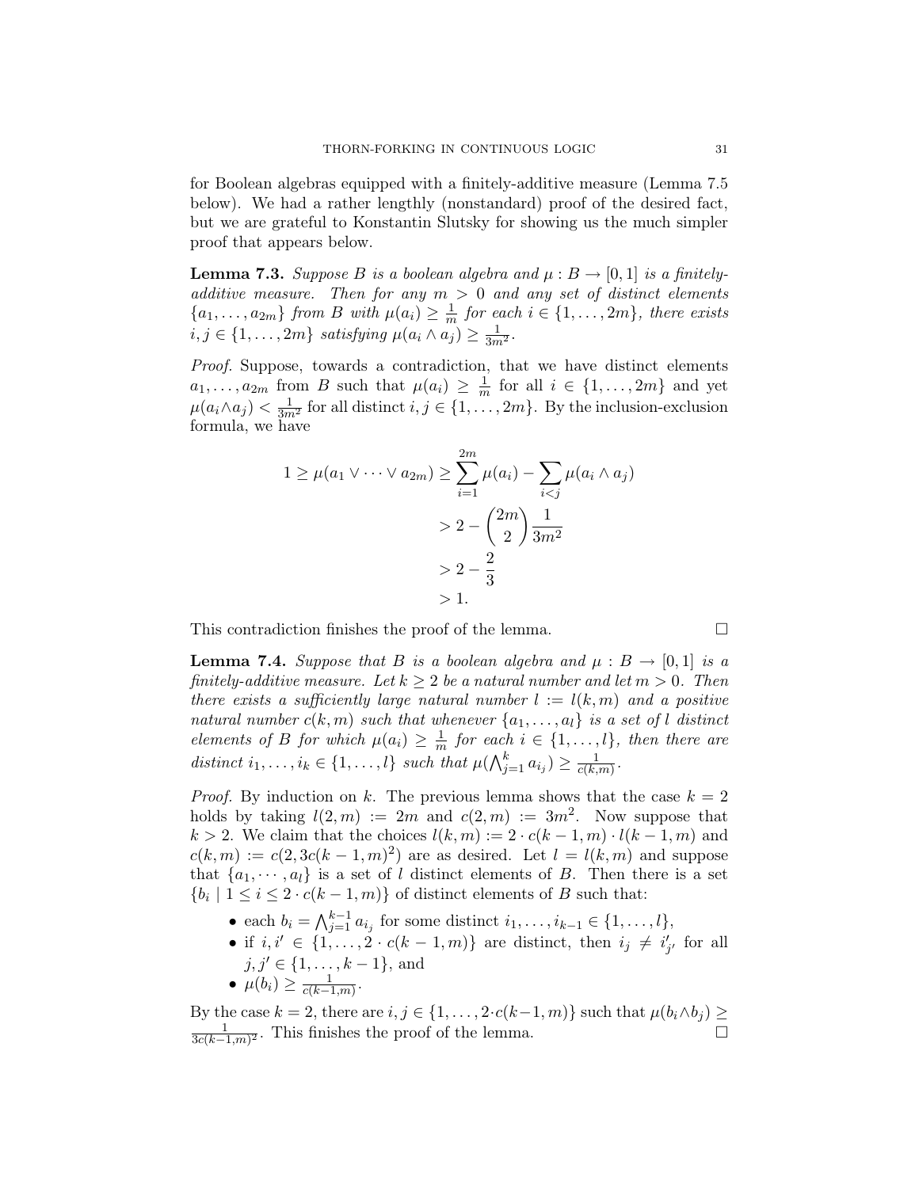for Boolean algebras equipped with a finitely-additive measure (Lemma 7.5 below). We had a rather lengthly (nonstandard) proof of the desired fact, but we are grateful to Konstantin Slutsky for showing us the much simpler proof that appears below.

**Lemma 7.3.** *Suppose $B$ is a boolean algebra and $\mu : B \to [0,1]$ is a finitely-additive measure. Then for any $m > 0$ and any set of distinct elements $\{a_1, \ldots, a_{2m}\}$ from $B$ with $\mu(a_i) \geq \frac{1}{m}$ for each $i \in \{1, \ldots, 2m\}$, there exists $i, j \in \{1, \ldots, 2m\}$ satisfying $\mu(a_i \wedge a_j) \geq \frac{1}{3m^2}$.*

*Proof.* Suppose, towards a contradiction, that we have distinct elements $a_1, \ldots, a_{2m}$ from $B$ such that $\mu(a_i) \geq \frac{1}{m}$ for all $i \in \{1, \ldots, 2m\}$ and yet $\mu(a_i \wedge a_j) < \frac{1}{3m^2}$ for all distinct $i, j \in \{1, \ldots, 2m\}$. By the inclusion-exclusion formula, we have

$$
\begin{aligned}
1 \geq \mu(a_1 \vee \cdots \vee a_{2m}) &\geq \sum_{i=1}^{2m} \mu(a_i) - \sum_{i<j} \mu(a_i \wedge a_j) \\
&> 2 - \binom{2m}{2} \frac{1}{3m^2} \\
&> 2 - \frac{2}{3} \\
&> 1.
\end{aligned}
$$

This contradiction finishes the proof of the lemma. □

**Lemma 7.4.** *Suppose that $B$ is a boolean algebra and $\mu : B \to [0,1]$ is a finitely-additive measure. Let $k \geq 2$ be a natural number and let $m > 0$. Then there exists a sufficiently large natural number $l := l(k,m)$ and a positive natural number $c(k,m)$ such that whenever $\{a_1, \ldots, a_l\}$ is a set of $l$ distinct elements of $B$ for which $\mu(a_i) \geq \frac{1}{m}$ for each $i \in \{1, \ldots, l\}$, then there are distinct $i_1, \ldots, i_k \in \{1, \ldots, l\}$ such that $\mu(\bigwedge_{j=1}^{k} a_{i_j}) \geq \frac{1}{c(k,m)}$.*

*Proof.* By induction on $k$. The previous lemma shows that the case $k = 2$ holds by taking $l(2,m) := 2m$ and $c(2,m) := 3m^2$. Now suppose that $k > 2$. We claim that the choices $l(k,m) := 2 \cdot c(k-1,m) \cdot l(k-1,m)$ and $c(k,m) := c(2, 3c(k-1,m)^2)$ are as desired. Let $l = l(k,m)$ and suppose that $\{a_1, \cdots, a_l\}$ is a set of $l$ distinct elements of $B$. Then there is a set $\{b_i \mid 1 \leq i \leq 2 \cdot c(k-1,m)\}$ of distinct elements of $B$ such that:

- each $b_i = \bigwedge_{j=1}^{k-1} a_{i_j}$ for some distinct $i_1, \ldots, i_{k-1} \in \{1, \ldots, l\}$,
- if $i, i' \in \{1, \ldots, 2 \cdot c(k-1,m)\}$ are distinct, then $i_j \neq i'_{j'}$ for all $j, j' \in \{1, \ldots, k-1\}$, and
- $\mu(b_i) \geq \frac{1}{c(k-1,m)}$.

By the case $k = 2$, there are $i, j \in \{1, \ldots, 2 \cdot c(k-1,m)\}$ such that $\mu(b_i \wedge b_j) \geq \frac{1}{3c(k-1,m)^2}$. This finishes the proof of the lemma. □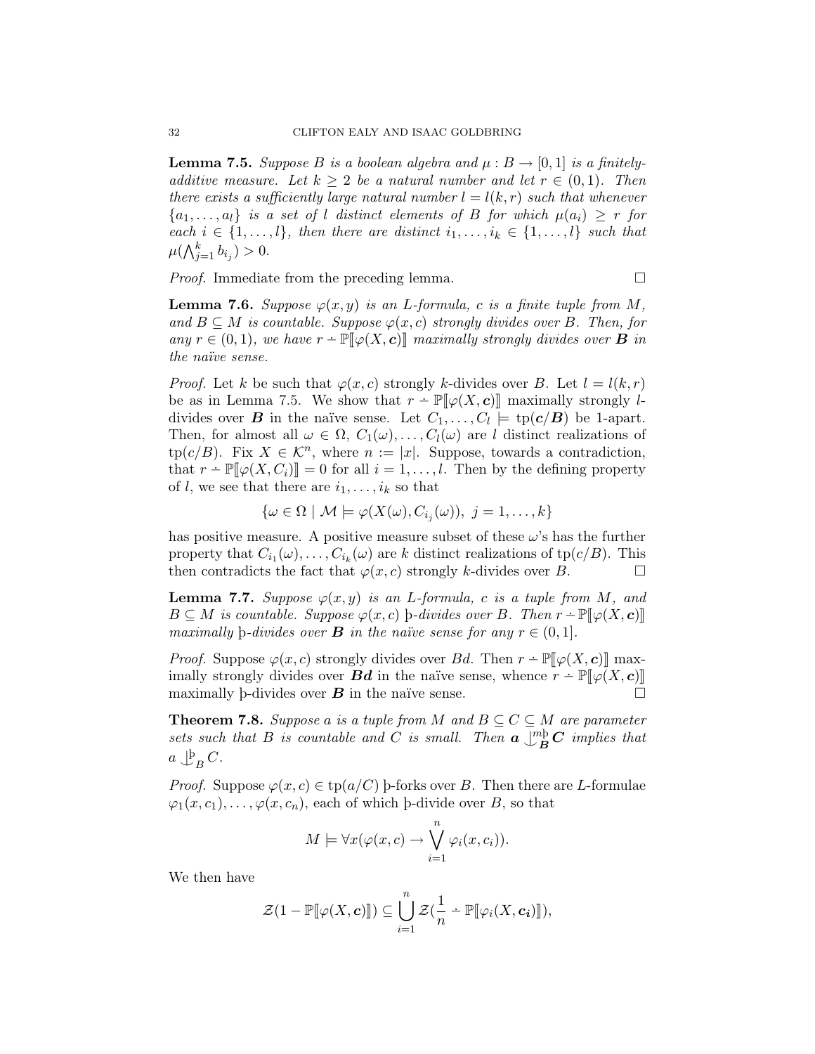**Lemma 7.5.** *Suppose $B$ is a boolean algebra and $\mu : B \to [0,1]$ is a finitely-additive measure. Let $k \geq 2$ be a natural number and let $r \in (0,1)$. Then there exists a sufficiently large natural number $l = l(k,r)$ such that whenever $\{a_1, \ldots, a_l\}$ is a set of $l$ distinct elements of $B$ for which $\mu(a_i) \geq r$ for each $i \in \{1, \ldots, l\}$, then there are distinct $i_1, \ldots, i_k \in \{1, \ldots, l\}$ such that $\mu(\bigwedge_{j=1}^{k} b_{i_j}) > 0$.*

*Proof.* Immediate from the preceding lemma. □

**Lemma 7.6.** *Suppose $\varphi(x,y)$ is an $L$-formula, $c$ is a finite tuple from $M$, and $B \subseteq M$ is countable. Suppose $\varphi(x,c)$ strongly divides over $B$. Then, for any $r \in (0,1)$, we have $r \dot{-} \mathbb{P}[\![\varphi(X, \boldsymbol{c})]\!]$ maximally strongly divides over $\boldsymbol{B}$ in the naïve sense.*

*Proof.* Let $k$ be such that $\varphi(x,c)$ strongly $k$-divides over $B$. Let $l = l(k,r)$ be as in Lemma 7.5. We show that $r \dot{-} \mathbb{P}[\![\varphi(X, \boldsymbol{c})]\!]$ maximally strongly $l$-divides over $\boldsymbol{B}$ in the naïve sense. Let $C_1, \ldots, C_l \models \mathrm{tp}(\boldsymbol{c}/\boldsymbol{B})$ be 1-apart. Then, for almost all $\omega \in \Omega$, $C_1(\omega), \ldots, C_l(\omega)$ are $l$ distinct realizations of $\mathrm{tp}(c/B)$. Fix $X \in \mathcal{K}^n$, where $n := |x|$. Suppose, towards a contradiction, that $r \dot{-} \mathbb{P}[\![\varphi(X, C_i)]\!] = 0$ for all $i = 1, \ldots, l$. Then by the defining property of $l$, we see that there are $i_1, \ldots, i_k$ so that

$$\{\omega \in \Omega \mid \mathcal{M} \models \varphi(X(\omega), C_{i_j}(\omega)),\ j = 1, \ldots, k\}$$

has positive measure. A positive measure subset of these $\omega$'s has the further property that $C_{i_1}(\omega), \ldots, C_{i_k}(\omega)$ are $k$ distinct realizations of $\mathrm{tp}(c/B)$. This then contradicts the fact that $\varphi(x,c)$ strongly $k$-divides over $B$. □

**Lemma 7.7.** *Suppose $\varphi(x,y)$ is an $L$-formula, $c$ is a tuple from $M$, and $B \subseteq M$ is countable. Suppose $\varphi(x,c)$ þ-divides over $B$. Then $r \dot{-} \mathbb{P}[\![\varphi(X, \boldsymbol{c})]\!]$ maximally þ-divides over $\boldsymbol{B}$ in the naïve sense for any $r \in (0,1]$.*

*Proof.* Suppose $\varphi(x,c)$ strongly divides over $Bd$. Then $r \dot{-} \mathbb{P}[\![\varphi(X, \boldsymbol{c})]\!]$ maximally strongly divides over $\boldsymbol{Bd}$ in the naïve sense, whence $r \dot{-} \mathbb{P}[\![\varphi(X, \boldsymbol{c})]\!]$ maximally þ-divides over $\boldsymbol{B}$ in the naïve sense. □

**Theorem 7.8.** *Suppose $a$ is a tuple from $M$ and $B \subseteq C \subseteq M$ are parameter sets such that $B$ is countable and $C$ is small. Then $\boldsymbol{a} \mathop{\smile\!\!\!\!\!\!|}^{m\text{þ}}_{\boldsymbol{B}} \boldsymbol{C}$ implies that $a \mathop{\smile\!\!\!\!\!\!|}^{\text{þ}}_{B} C$.*

*Proof.* Suppose $\varphi(x,c) \in \mathrm{tp}(a/C)$ þ-forks over $B$. Then there are $L$-formulae $\varphi_1(x,c_1), \ldots, \varphi(x,c_n)$, each of which þ-divide over $B$, so that

$$M \models \forall x(\varphi(x,c) \to \bigvee_{i=1}^{n} \varphi_i(x,c_i)).$$

We then have

$$\mathcal{Z}(1 - \mathbb{P}[\![\varphi(X, \boldsymbol{c})]\!]) \subseteq \bigcup_{i=1}^{n} \mathcal{Z}(\frac{1}{n} \dot{-} \mathbb{P}[\![\varphi_i(X, \boldsymbol{c_i})]\!]),$$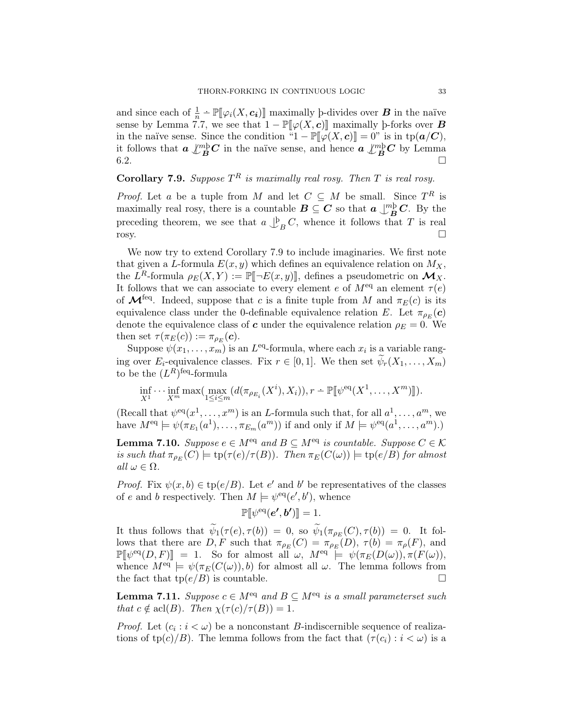and since each of $\frac{1}{n} \dot- \mathbb{P}[\![\varphi_i(X, \boldsymbol{c_i})]\!]$ maximally þ-divides over $\boldsymbol{B}$ in the naïve sense by Lemma 7.7, we see that $1 - \mathbb{P}[\![\varphi(X, \boldsymbol{c})]\!]$ maximally þ-forks over $\boldsymbol{B}$ in the naïve sense. Since the condition "$1 - \mathbb{P}[\![\varphi(X, \boldsymbol{c})]\!] = 0$" is in $\operatorname{tp}(\boldsymbol{a}/\boldsymbol{C})$, it follows that $\boldsymbol{a} \not\downarrow^{m\text{þ}}_{\boldsymbol{B}} \boldsymbol{C}$ in the naïve sense, and hence $\boldsymbol{a} \not\downarrow^{m\text{þ}}_{\boldsymbol{B}} \boldsymbol{C}$ by Lemma 6.2. □

**Corollary 7.9.** *Suppose $T^R$ is maximally real rosy. Then $T$ is real rosy.*

*Proof.* Let $a$ be a tuple from $M$ and let $C \subseteq M$ be small. Since $T^R$ is maximally real rosy, there is a countable $\boldsymbol{B} \subseteq \boldsymbol{C}$ so that $\boldsymbol{a} \downarrow^{m\text{þ}}_{\boldsymbol{B}} \boldsymbol{C}$. By the preceding theorem, we see that $a \downarrow^{\text{þ}}_{B} C$, whence it follows that $T$ is real rosy. □

We now try to extend Corollary 7.9 to include imaginaries. We first note that given a $L$-formula $E(x, y)$ which defines an equivalence relation on $M_X$, the $L^R$-formula $\rho_E(X, Y) := \mathbb{P}[\![\neg E(x, y)]\!]$, defines a pseudometric on $\boldsymbol{\mathcal{M}}_X$. It follows that we can associate to every element $e$ of $M^{\text{eq}}$ an element $\tau(e)$ of $\boldsymbol{\mathcal{M}}^{\text{feq}}$. Indeed, suppose that $c$ is a finite tuple from $M$ and $\pi_E(c)$ is its equivalence class under the 0-definable equivalence relation $E$. Let $\pi_{\rho_E}(\boldsymbol{c})$ denote the equivalence class of $\boldsymbol{c}$ under the equivalence relation $\rho_E = 0$. We then set $\tau(\pi_E(c)) := \pi_{\rho_E}(\boldsymbol{c})$.

Suppose $\psi(x_1, \ldots, x_m)$ is an $L^{\text{eq}}$-formula, where each $x_i$ is a variable ranging over $E_i$-equivalence classes. Fix $r \in [0, 1]$. We then set $\widetilde{\psi}_r(X_1, \ldots, X_m)$ to be the $(L^R)^{\text{feq}}$-formula

$$\inf_{X^1} \cdots \inf_{X^m} \max(\max_{1 \le i \le m}(d(\pi_{\rho_{E_i}}(X^i), X_i)), r \dot- \mathbb{P}[\![\psi^{\text{eq}}(X^1, \ldots, X^m)]\!]).$$

(Recall that $\psi^{\text{eq}}(x^1, \ldots, x^m)$ is an $L$-formula such that, for all $a^1, \ldots, a^m$, we have $M^{\text{eq}} \models \psi(\pi_{E_1}(a^1), \ldots, \pi_{E_m}(a^m))$ if and only if $M \models \psi^{\text{eq}}(a^1, \ldots, a^m)$.)

**Lemma 7.10.** *Suppose $e \in M^{\text{eq}}$ and $B \subseteq M^{\text{eq}}$ is countable. Suppose $C \in \mathcal{K}$ is such that $\pi_{\rho_E}(C) \models \operatorname{tp}(\tau(e)/\tau(B))$. Then $\pi_E(C(\omega)) \models \operatorname{tp}(e/B)$ for almost all $\omega \in \Omega$.*

*Proof.* Fix $\psi(x, b) \in \operatorname{tp}(e/B)$. Let $e'$ and $b'$ be representatives of the classes of $e$ and $b$ respectively. Then $M \models \psi^{\text{eq}}(e', b')$, whence

$$\mathbb{P}[\![\psi^{\text{eq}}(\boldsymbol{e'}, \boldsymbol{b'})]\!] = 1.$$

It thus follows that $\widetilde{\psi}_1(\tau(e), \tau(b)) = 0$, so $\widetilde{\psi}_1(\pi_{\rho_E}(C), \tau(b)) = 0$. It follows that there are $D, F$ such that $\pi_{\rho_E}(C) = \pi_{\rho_E}(D)$, $\tau(b) = \pi_\rho(F)$, and $\mathbb{P}[\![\psi^{\text{eq}}(D, F)]\!] = 1$. So for almost all $\omega$, $M^{\text{eq}} \models \psi(\pi_E(D(\omega)), \pi(F(\omega)),$ whence $M^{\text{eq}} \models \psi(\pi_E(C(\omega)), b)$ for almost all $\omega$. The lemma follows from the fact that $\operatorname{tp}(e/B)$ is countable. □

**Lemma 7.11.** *Suppose $c \in M^{\text{eq}}$ and $B \subseteq M^{\text{eq}}$ is a small parameterset such that $c \notin \operatorname{acl}(B)$. Then $\chi(\tau(c)/\tau(B)) = 1$.*

*Proof.* Let $(c_i : i < \omega)$ be a nonconstant $B$-indiscernible sequence of realizations of $\operatorname{tp}(c)/B)$. The lemma follows from the fact that $(\tau(c_i) : i < \omega)$ is a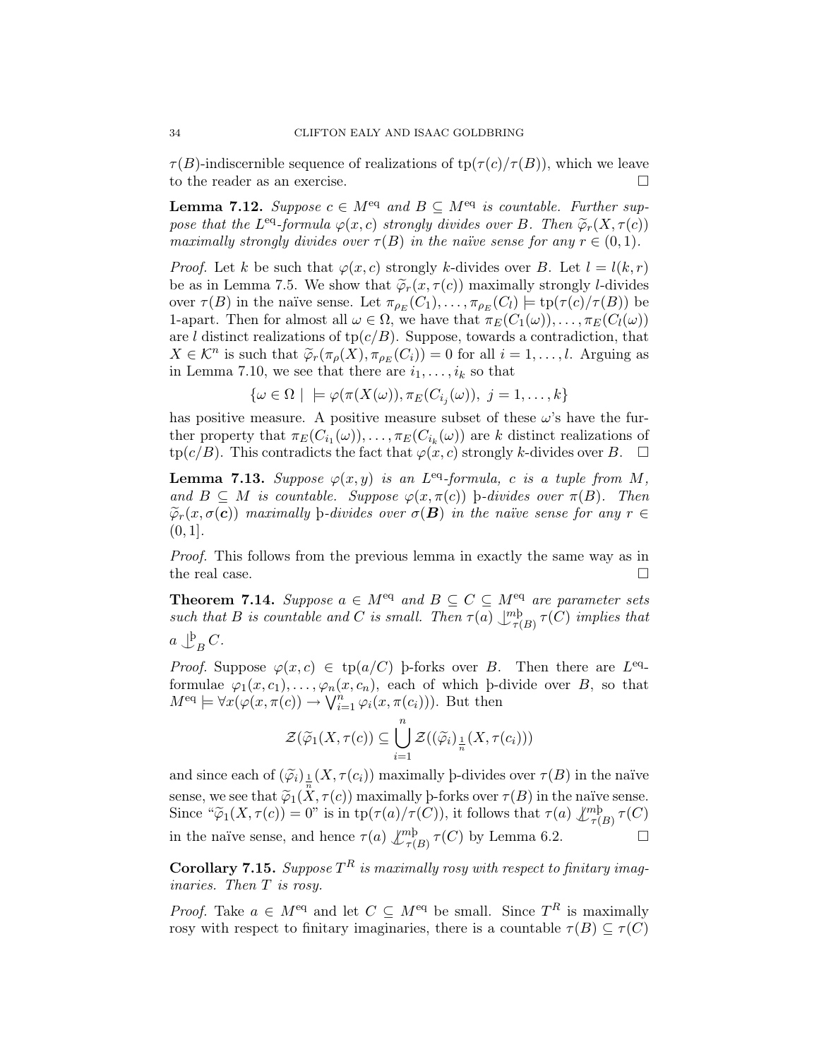$\tau(B)$-indiscernible sequence of realizations of $\text{tp}(\tau(c)/\tau(B))$, which we leave to the reader as an exercise. $\square$

**Lemma 7.12.** *Suppose $c \in M^{\text{eq}}$ and $B \subseteq M^{\text{eq}}$ is countable. Further suppose that the $L^{\text{eq}}$-formula $\varphi(x, c)$ strongly divides over $B$. Then $\widetilde{\varphi}_r(X, \tau(c))$ maximally strongly divides over $\tau(B)$ in the naïve sense for any $r \in (0, 1)$.*

*Proof.* Let $k$ be such that $\varphi(x, c)$ strongly $k$-divides over $B$. Let $l = l(k, r)$ be as in Lemma 7.5. We show that $\widetilde{\varphi}_r(x, \tau(c))$ maximally strongly $l$-divides over $\tau(B)$ in the naïve sense. Let $\pi_{\rho_E}(C_1), \ldots, \pi_{\rho_E}(C_l) \models \text{tp}(\tau(c)/\tau(B))$ be 1-apart. Then for almost all $\omega \in \Omega$, we have that $\pi_E(C_1(\omega)), \ldots, \pi_E(C_l(\omega))$ are $l$ distinct realizations of $\text{tp}(c/B)$. Suppose, towards a contradiction, that $X \in \mathcal{K}^n$ is such that $\widetilde{\varphi}_r(\pi_\rho(X), \pi_{\rho_E}(C_i)) = 0$ for all $i = 1, \ldots, l$. Arguing as in Lemma 7.10, we see that there are $i_1, \ldots, i_k$ so that

$$\{\omega \in \Omega \mid \ \models \varphi(\pi(X(\omega)), \pi_E(C_{i_j}(\omega)), \ j = 1, \ldots, k\}$$

has positive measure. A positive measure subset of these $\omega$'s have the further property that $\pi_E(C_{i_1}(\omega)), \ldots, \pi_E(C_{i_k}(\omega))$ are $k$ distinct realizations of $\text{tp}(c/B)$. This contradicts the fact that $\varphi(x, c)$ strongly $k$-divides over $B$. $\square$

**Lemma 7.13.** *Suppose $\varphi(x, y)$ is an $L^{\text{eq}}$-formula, $c$ is a tuple from $M$, and $B \subseteq M$ is countable. Suppose $\varphi(x, \pi(c))$ þ-divides over $\pi(B)$. Then $\widetilde{\varphi}_r(x, \sigma(\boldsymbol{c}))$ maximally þ-divides over $\sigma(\boldsymbol{B})$ in the naïve sense for any $r \in (0, 1]$.*

*Proof.* This follows from the previous lemma in exactly the same way as in the real case. $\square$

**Theorem 7.14.** *Suppose $a \in M^{\text{eq}}$ and $B \subseteq C \subseteq M^{\text{eq}}$ are parameter sets such that $B$ is countable and $C$ is small. Then $\tau(a) \mathop{\smile\!\!\!\!\!\!\mid}\nolimits^{m\text{þ}}_{\tau(B)} \tau(C)$ implies that $a \mathop{\smile\!\!\!\!\!\!\mid}\nolimits^{\text{þ}}_{B} C$.*

*Proof.* Suppose $\varphi(x, c) \in \text{tp}(a/C)$ þ-forks over $B$. Then there are $L^{\text{eq}}$-formulae $\varphi_1(x, c_1), \ldots, \varphi_n(x, c_n)$, each of which þ-divide over $B$, so that $M^{\text{eq}} \models \forall x(\varphi(x, \pi(c)) \to \bigvee_{i=1}^n \varphi_i(x, \pi(c_i)))$. But then

$$\mathcal{Z}(\widetilde{\varphi}_1(X, \tau(c)) \subseteq \bigcup_{i=1}^{n} \mathcal{Z}((\widetilde{\varphi}_i)_{\frac{1}{n}}(X, \tau(c_i)))$$

and since each of $(\widetilde{\varphi}_i)_{\frac{1}{n}}(X, \tau(c_i))$ maximally þ-divides over $\tau(B)$ in the naïve sense, we see that $\widetilde{\varphi}_1(X, \tau(c))$ maximally þ-forks over $\tau(B)$ in the naïve sense. Since "$\widetilde{\varphi}_1(X, \tau(c)) = 0$" is in $\text{tp}(\tau(a)/\tau(C))$, it follows that $\tau(a) \not\mathop{\smile\!\!\!\!\!\!\mid}\nolimits^{m\text{þ}}_{\tau(B)} \tau(C)$ in the naïve sense, and hence $\tau(a) \not\mathop{\smile\!\!\!\!\!\!\mid}\nolimits^{m\text{þ}}_{\tau(B)} \tau(C)$ by Lemma 6.2. $\square$

**Corollary 7.15.** *Suppose $T^R$ is maximally rosy with respect to finitary imaginaries. Then $T$ is rosy.*

*Proof.* Take $a \in M^{\text{eq}}$ and let $C \subseteq M^{\text{eq}}$ be small. Since $T^R$ is maximally rosy with respect to finitary imaginaries, there is a countable $\tau(B) \subseteq \tau(C)$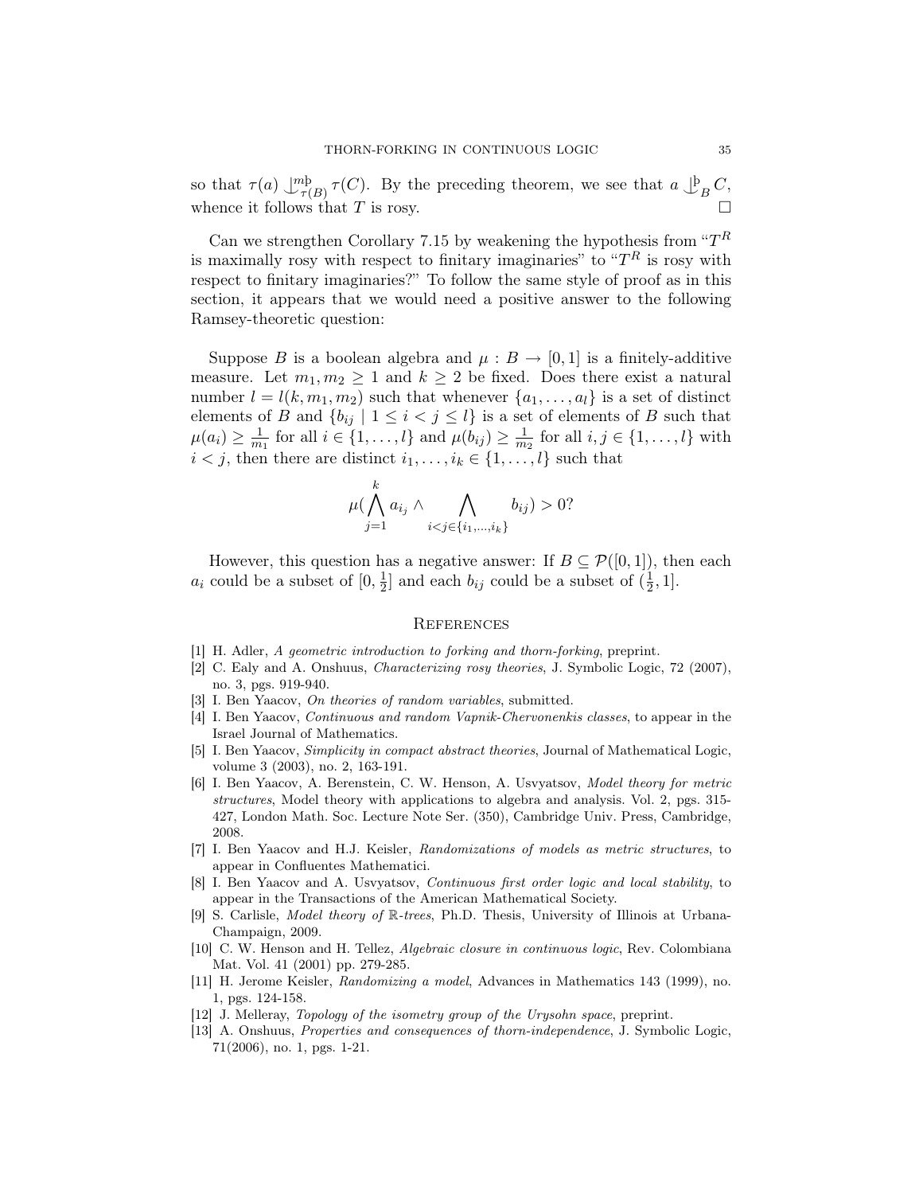so that $\tau(a) \mathop{\smile\!\!\!\!\!\!\mid}^{m\text{þ}}_{\tau(B)} \tau(C)$. By the preceding theorem, we see that $a \mathop{\smile\!\!\!\!\!\!\mid}^{\text{þ}}_{B} C$, whence it follows that $T$ is rosy. $\square$

Can we strengthen Corollary 7.15 by weakening the hypothesis from "$T^R$ is maximally rosy with respect to finitary imaginaries" to "$T^R$ is rosy with respect to finitary imaginaries?" To follow the same style of proof as in this section, it appears that we would need a positive answer to the following Ramsey-theoretic question:

Suppose $B$ is a boolean algebra and $\mu : B \to [0,1]$ is a finitely-additive measure. Let $m_1, m_2 \geq 1$ and $k \geq 2$ be fixed. Does there exist a natural number $l = l(k, m_1, m_2)$ such that whenever $\{a_1, \ldots, a_l\}$ is a set of distinct elements of $B$ and $\{b_{ij} \mid 1 \leq i < j \leq l\}$ is a set of elements of $B$ such that $\mu(a_i) \geq \frac{1}{m_1}$ for all $i \in \{1, \ldots, l\}$ and $\mu(b_{ij}) \geq \frac{1}{m_2}$ for all $i, j \in \{1, \ldots, l\}$ with $i < j$, then there are distinct $i_1, \ldots, i_k \in \{1, \ldots, l\}$ such that

$$\mu(\bigwedge_{j=1}^{k} a_{i_j} \wedge \bigwedge_{i<j\in\{i_1,\ldots,i_k\}} b_{ij}) > 0?$$

However, this question has a negative answer: If $B \subseteq \mathcal{P}([0,1])$, then each $a_i$ could be a subset of $[0, \frac{1}{2}]$ and each $b_{ij}$ could be a subset of $(\frac{1}{2}, 1]$.

## References

[1] H. Adler, *A geometric introduction to forking and thorn-forking*, preprint.
[2] C. Ealy and A. Onshuus, *Characterizing rosy theories*, J. Symbolic Logic, 72 (2007), no. 3, pgs. 919-940.
[3] I. Ben Yaacov, *On theories of random variables*, submitted.
[4] I. Ben Yaacov, *Continuous and random Vapnik-Chervonenkis classes*, to appear in the Israel Journal of Mathematics.
[5] I. Ben Yaacov, *Simplicity in compact abstract theories*, Journal of Mathematical Logic, volume 3 (2003), no. 2, 163-191.
[6] I. Ben Yaacov, A. Berenstein, C. W. Henson, A. Usvyatsov, *Model theory for metric structures*, Model theory with applications to algebra and analysis. Vol. 2, pgs. 315-427, London Math. Soc. Lecture Note Ser. (350), Cambridge Univ. Press, Cambridge, 2008.
[7] I. Ben Yaacov and H.J. Keisler, *Randomizations of models as metric structures*, to appear in Confluentes Mathematici.
[8] I. Ben Yaacov and A. Usvyatsov, *Continuous first order logic and local stability*, to appear in the Transactions of the American Mathematical Society.
[9] S. Carlisle, *Model theory of* $\mathbb{R}$*-trees*, Ph.D. Thesis, University of Illinois at Urbana-Champaign, 2009.
[10] C. W. Henson and H. Tellez, *Algebraic closure in continuous logic*, Rev. Colombiana Mat. Vol. 41 (2001) pp. 279-285.
[11] H. Jerome Keisler, *Randomizing a model*, Advances in Mathematics 143 (1999), no. 1, pgs. 124-158.
[12] J. Melleray, *Topology of the isometry group of the Urysohn space*, preprint.
[13] A. Onshuus, *Properties and consequences of thorn-independence*, J. Symbolic Logic, 71(2006), no. 1, pgs. 1-21.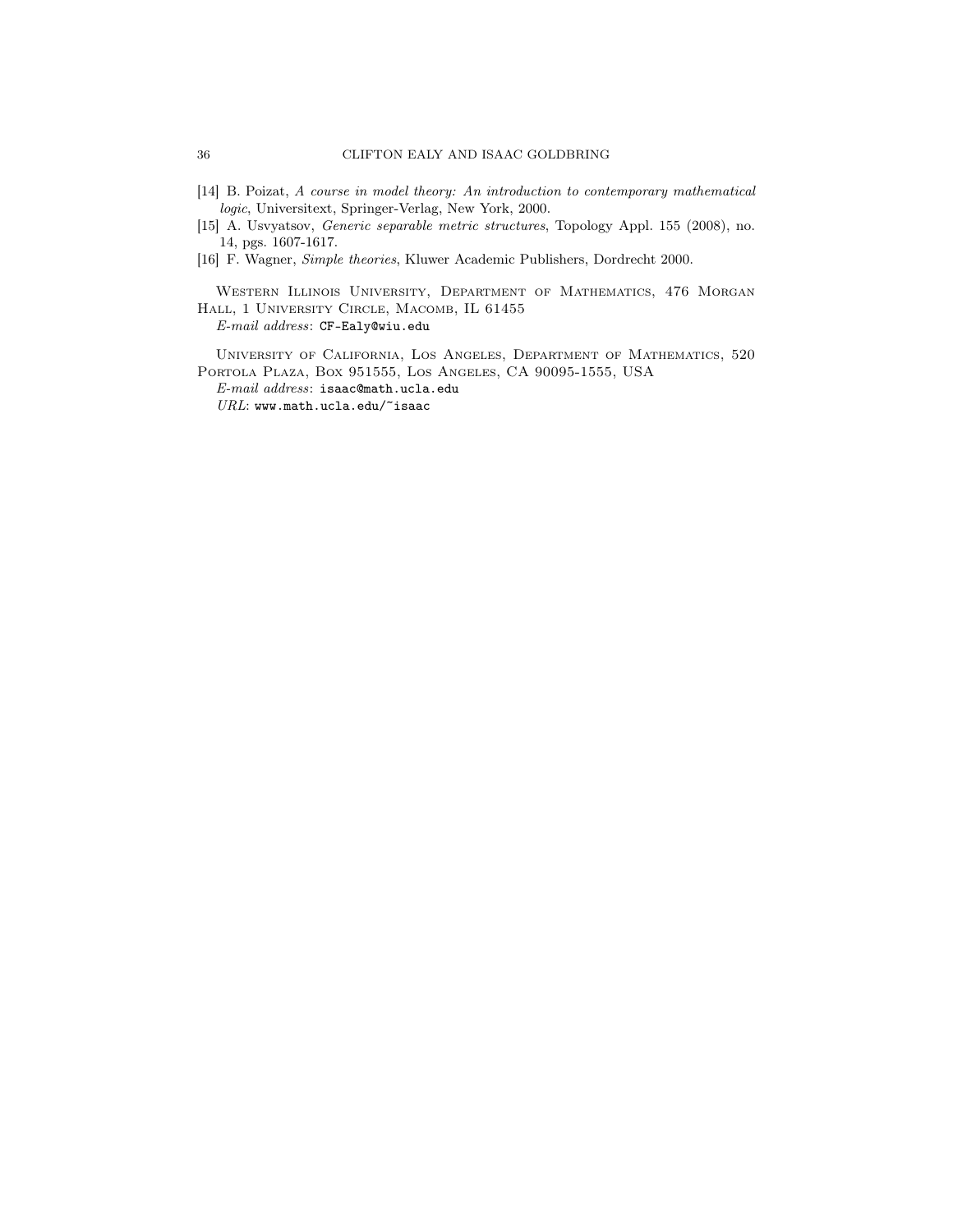[14] B. Poizat, *A course in model theory: An introduction to contemporary mathematical logic*, Universitext, Springer-Verlag, New York, 2000.

[15] A. Usvyatsov, *Generic separable metric structures*, Topology Appl. 155 (2008), no. 14, pgs. 1607-1617.

[16] F. Wagner, *Simple theories*, Kluwer Academic Publishers, Dordrecht 2000.

Western Illinois University, Department of Mathematics, 476 Morgan Hall, 1 University Circle, Macomb, IL 61455

*E-mail address*: CF-Ealy@wiu.edu

University of California, Los Angeles, Department of Mathematics, 520 Portola Plaza, Box 951555, Los Angeles, CA 90095-1555, USA

*E-mail address*: isaac@math.ucla.edu

*URL*: www.math.ucla.edu/~isaac